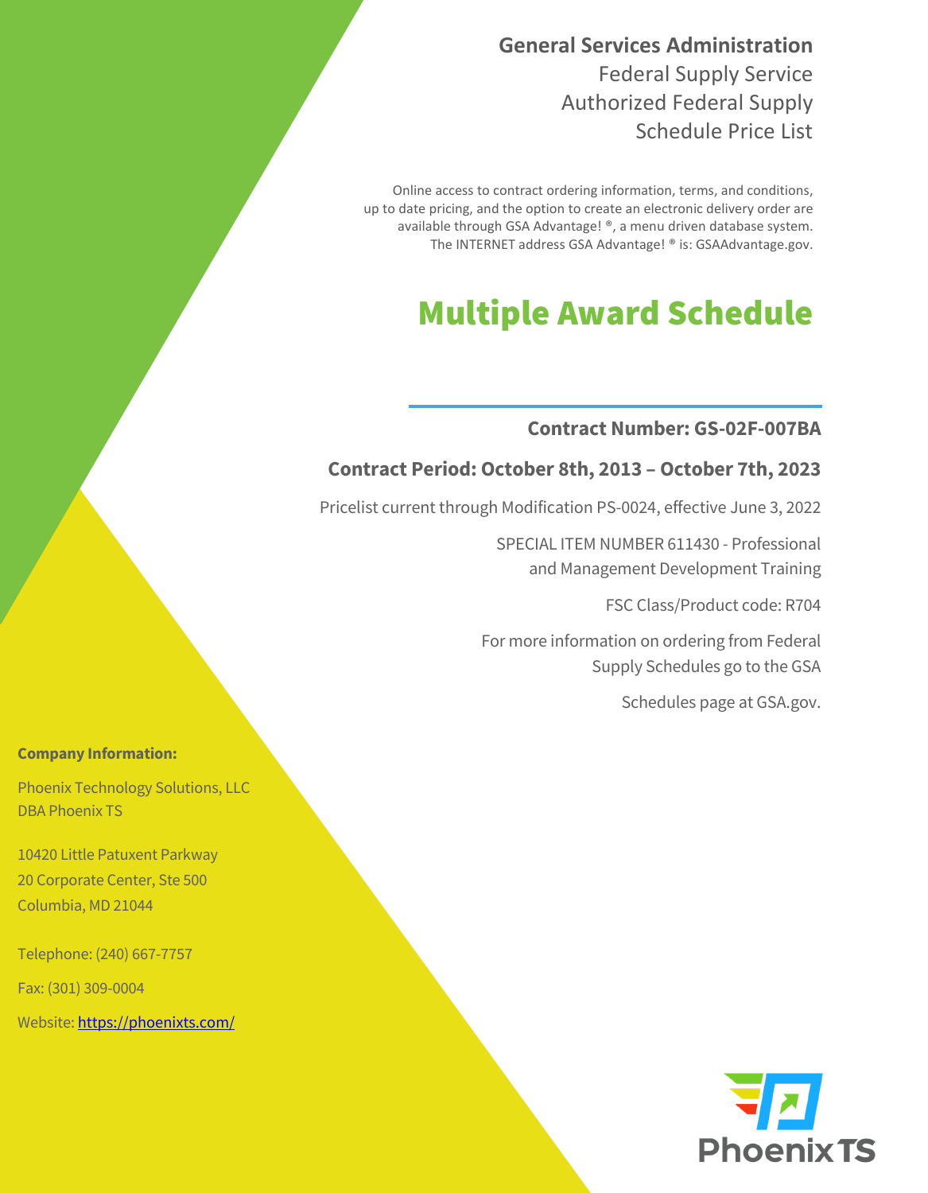**General Services Administration**
Federal Supply Service
Authorized Federal Supply
Schedule Price List

Online access to contract ordering information, terms, and conditions, up to date pricing, and the option to create an electronic delivery order are available through GSA Advantage! ®, a menu driven database system. The INTERNET address GSA Advantage! ® is: GSAAdvantage.gov.

# Multiple Award Schedule

**Contract Number: GS-02F-007BA**

**Contract Period: October 8th, 2013 – October 7th, 2023**

Pricelist current through Modification PS-0024, effective June 3, 2022

SPECIAL ITEM NUMBER 611430 - Professional and Management Development Training

FSC Class/Product code: R704

For more information on ordering from Federal Supply Schedules go to the GSA Schedules page at GSA.gov.

**Company Information:**

Phoenix Technology Solutions, LLC
DBA Phoenix TS

10420 Little Patuxent Parkway
20 Corporate Center, Ste 500
Columbia, MD 21044

Telephone: (240) 667-7757

Fax: (301) 309-0004

Website: [https://phoenixts.com/](https://phoenixts.com/)

Phoenix TS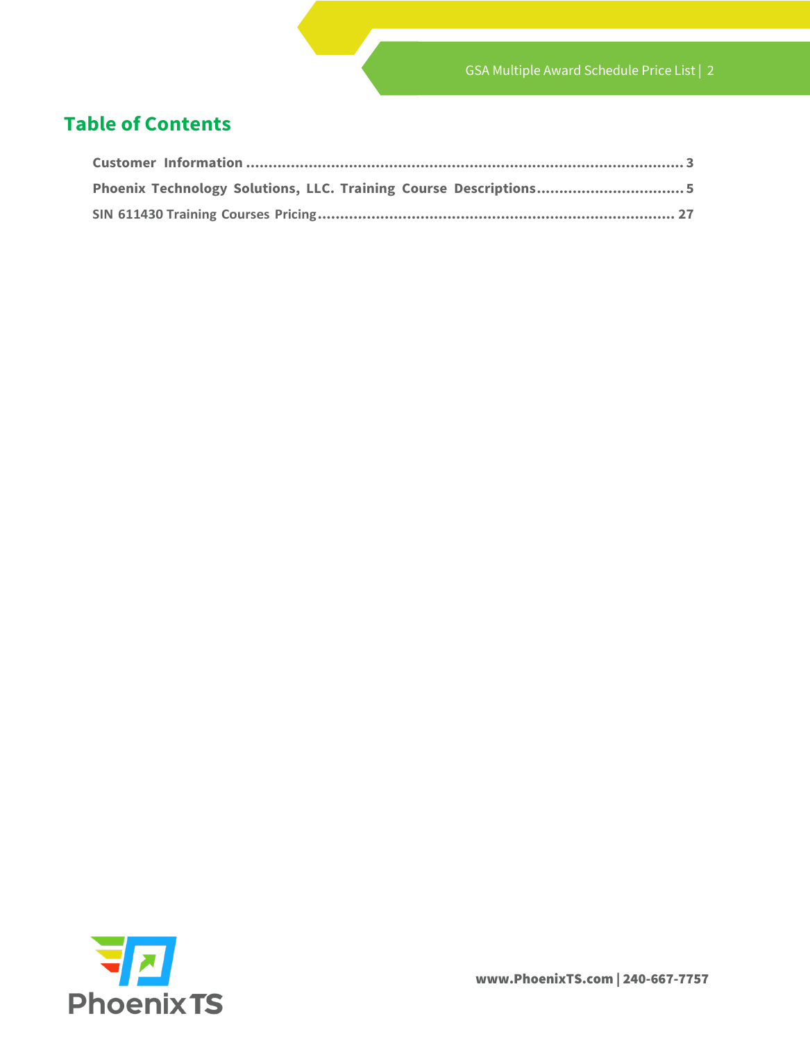## Table of Contents

Customer Information ................................................................................................ 3

Phoenix Technology Solutions, LLC. Training Course Descriptions................................5

SIN 611430 Training Courses Pricing ............................................................................ 27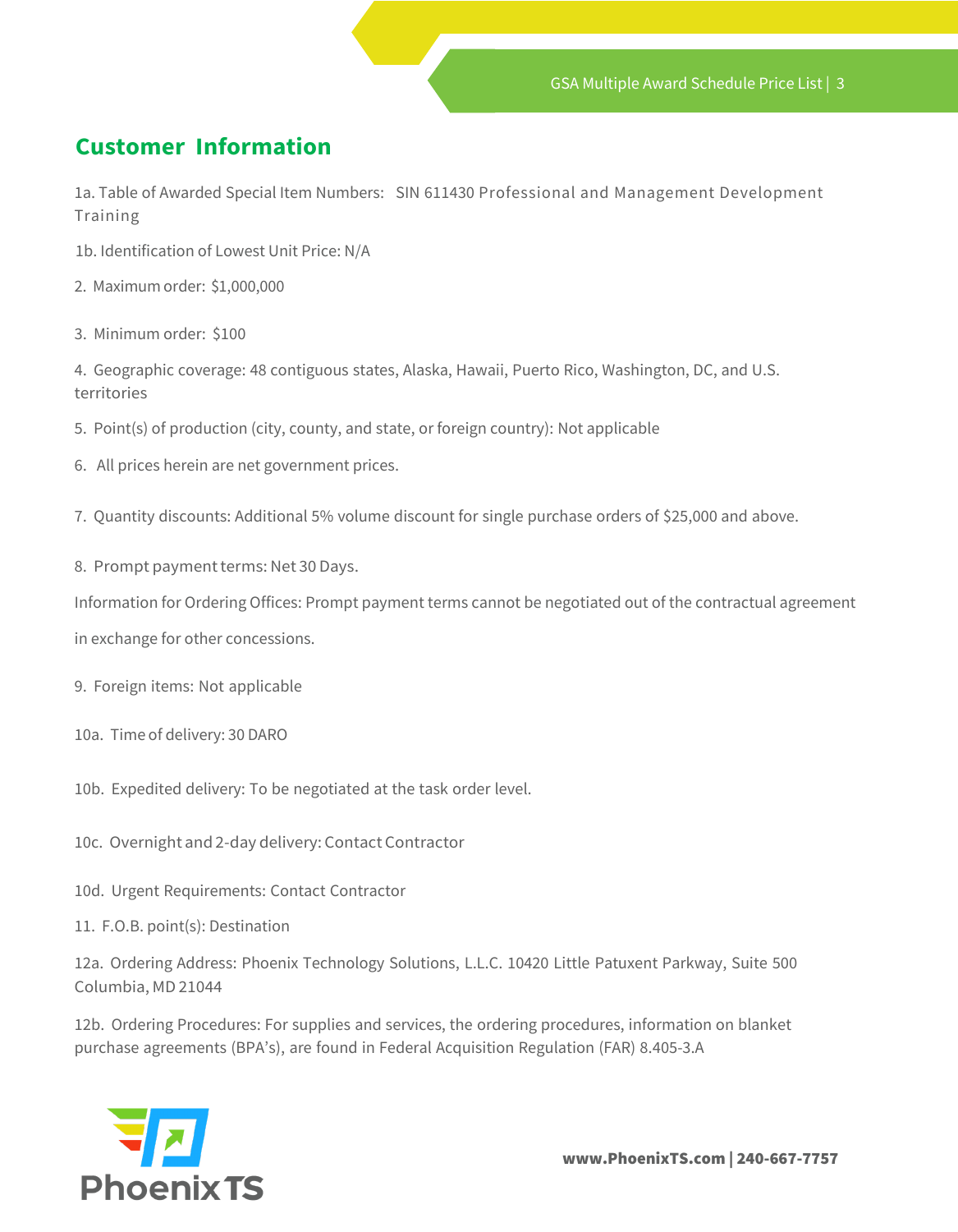## Customer Information

1a. Table of Awarded Special Item Numbers: SIN 611430 Professional and Management Development Training

1b. Identification of Lowest Unit Price: N/A

2. Maximum order: $1,000,000

3. Minimum order: $100

4. Geographic coverage: 48 contiguous states, Alaska, Hawaii, Puerto Rico, Washington, DC, and U.S. territories

5. Point(s) of production (city, county, and state, or foreign country): Not applicable

6. All prices herein are net government prices.

7. Quantity discounts: Additional 5% volume discount for single purchase orders of $25,000 and above.

8. Prompt payment terms: Net 30 Days.

Information for Ordering Offices: Prompt payment terms cannot be negotiated out of the contractual agreement in exchange for other concessions.

9. Foreign items: Not applicable

10a. Time of delivery: 30 DARO

10b. Expedited delivery: To be negotiated at the task order level.

10c. Overnight and 2-day delivery: Contact Contractor

10d. Urgent Requirements: Contact Contractor

11. F.O.B. point(s): Destination

12a. Ordering Address: Phoenix Technology Solutions, L.L.C. 10420 Little Patuxent Parkway, Suite 500 Columbia, MD 21044

12b. Ordering Procedures: For supplies and services, the ordering procedures, information on blanket purchase agreements (BPA's), are found in Federal Acquisition Regulation (FAR) 8.405-3.A

www.PhoenixTS.com | 240-667-7757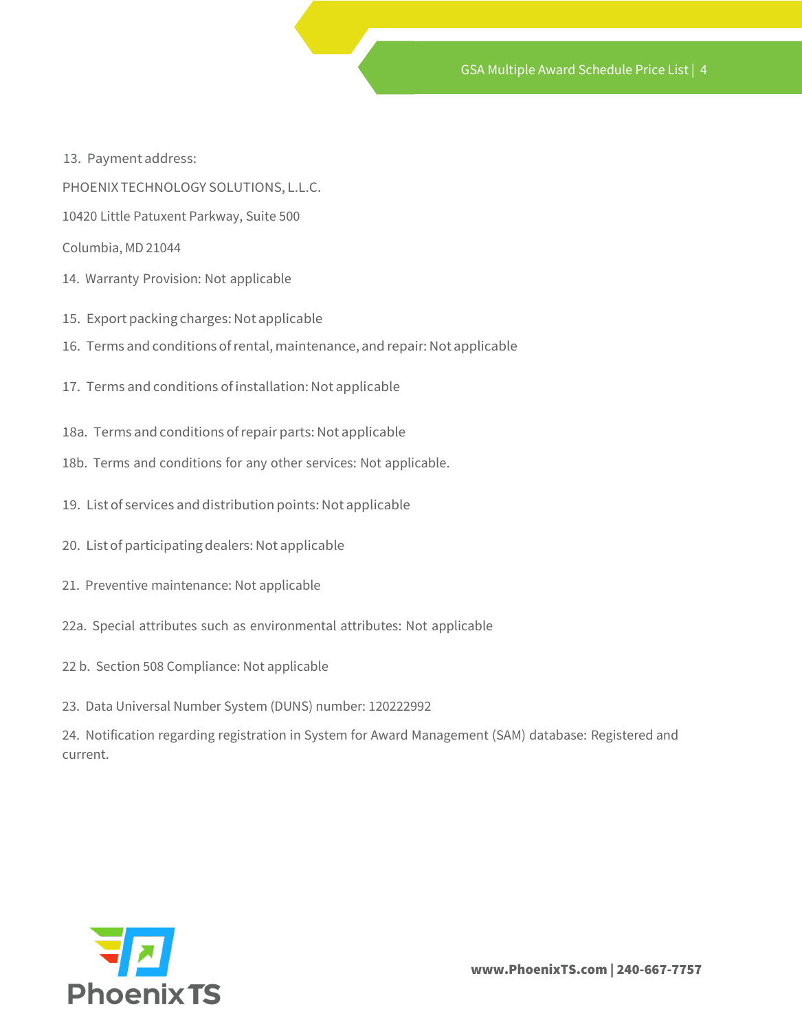13. Payment address:

PHOENIX TECHNOLOGY SOLUTIONS, L.L.C.

10420 Little Patuxent Parkway, Suite 500

Columbia, MD 21044

14. Warranty Provision: Not applicable

15. Export packing charges: Not applicable

16. Terms and conditions of rental, maintenance, and repair: Not applicable

17. Terms and conditions of installation: Not applicable

18a. Terms and conditions of repair parts: Not applicable

18b. Terms and conditions for any other services: Not applicable.

19. List of services and distribution points: Not applicable

20. List of participating dealers: Not applicable

21. Preventive maintenance: Not applicable

22a. Special attributes such as environmental attributes: Not applicable

22 b. Section 508 Compliance: Not applicable

23. Data Universal Number System (DUNS) number: 120222992

24. Notification regarding registration in System for Award Management (SAM) database: Registered and current.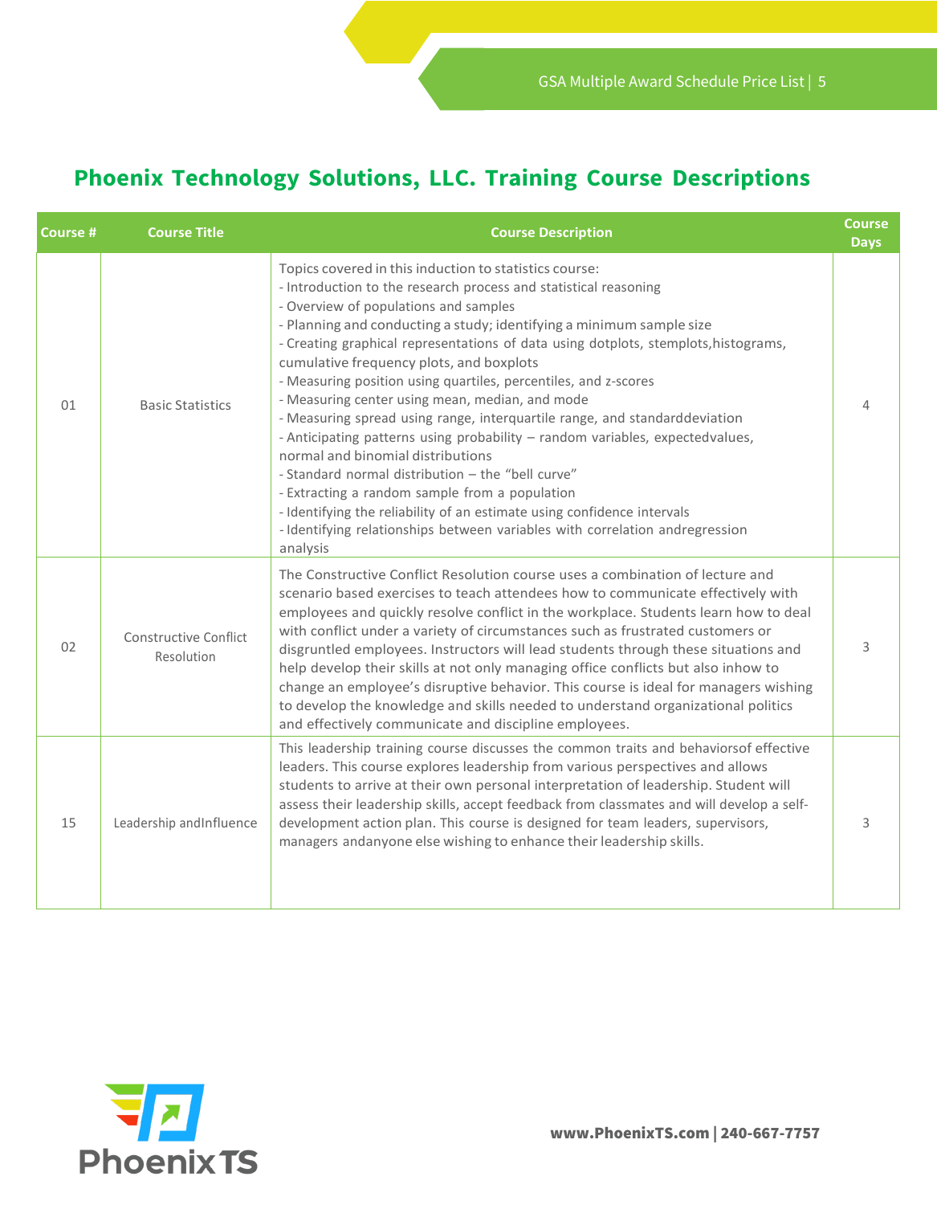## Phoenix Technology Solutions, LLC. Training Course Descriptions

| Course # | Course Title | Course Description | Course Days |
|---|---|---|---|
| 01 | Basic Statistics | Topics covered in this induction to statistics course:<br>- Introduction to the research process and statistical reasoning<br>- Overview of populations and samples<br>- Planning and conducting a study; identifying a minimum sample size<br>- Creating graphical representations of data using dotplots, stemplots,histograms, cumulative frequency plots, and boxplots<br>- Measuring position using quartiles, percentiles, and z-scores<br>- Measuring center using mean, median, and mode<br>- Measuring spread using range, interquartile range, and standarddeviation<br>- Anticipating patterns using probability – random variables, expectedvalues, normal and binomial distributions<br>- Standard normal distribution – the "bell curve"<br>- Extracting a random sample from a population<br>- Identifying the reliability of an estimate using confidence intervals<br>- Identifying relationships between variables with correlation andregression analysis | 4 |
| 02 | Constructive Conflict Resolution | The Constructive Conflict Resolution course uses a combination of lecture and scenario based exercises to teach attendees how to communicate effectively with employees and quickly resolve conflict in the workplace. Students learn how to deal with conflict under a variety of circumstances such as frustrated customers or disgruntled employees. Instructors will lead students through these situations and help develop their skills at not only managing office conflicts but also inhow to change an employee's disruptive behavior. This course is ideal for managers wishing to develop the knowledge and skills needed to understand organizational politics and effectively communicate and discipline employees. | 3 |
| 15 | Leadership andInfluence | This leadership training course discusses the common traits and behaviorsof effective leaders. This course explores leadership from various perspectives and allows students to arrive at their own personal interpretation of leadership. Student will assess their leadership skills, accept feedback from classmates and will develop a self-development action plan. This course is designed for team leaders, supervisors, managers andanyone else wishing to enhance their leadership skills. | 3 |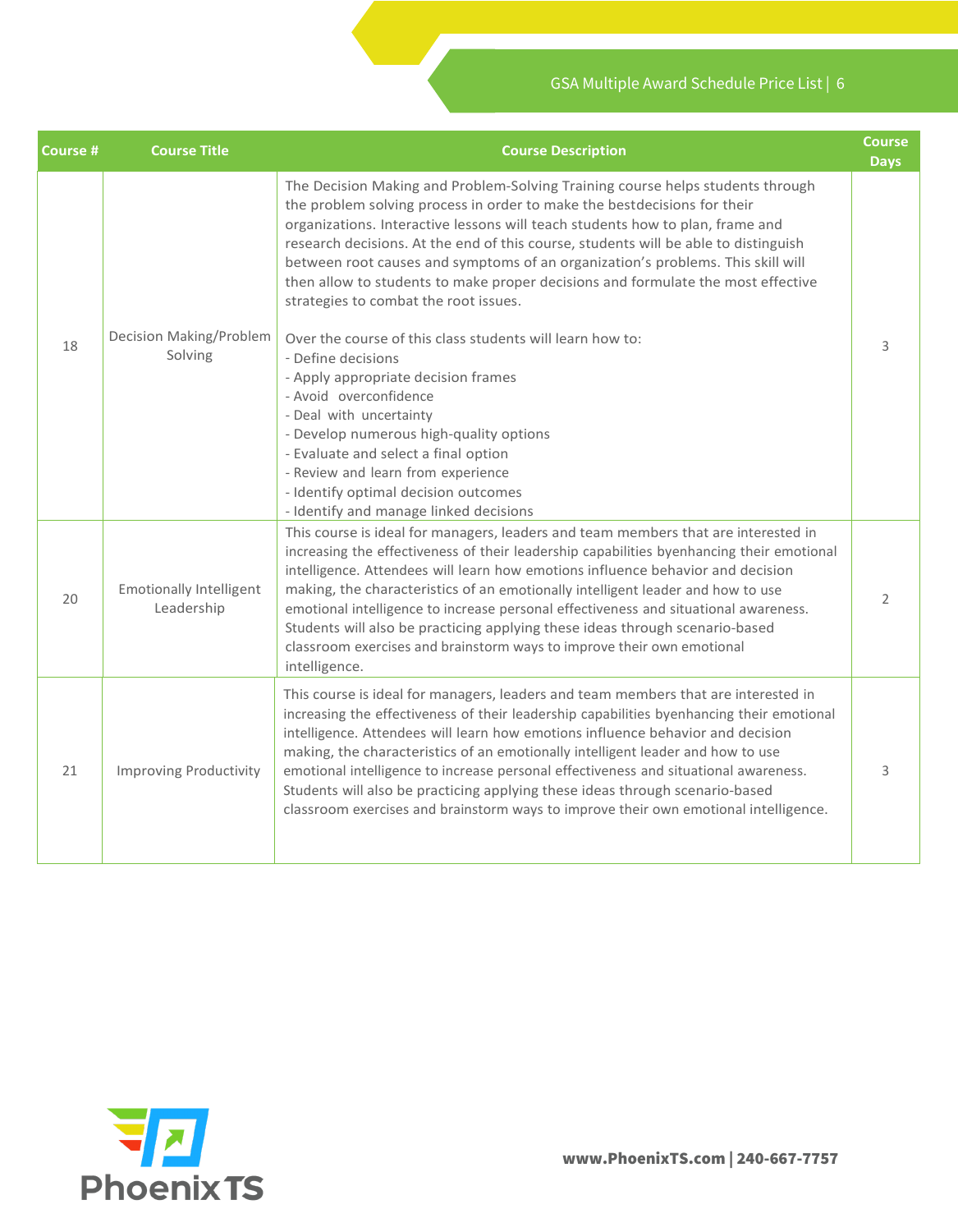| Course # | Course Title | Course Description | Course Days |
|---|---|---|---|
| 18 | Decision Making/Problem Solving | The Decision Making and Problem-Solving Training course helps students through the problem solving process in order to make the bestdecisions for their organizations. Interactive lessons will teach students how to plan, frame and research decisions. At the end of this course, students will be able to distinguish between root causes and symptoms of an organization's problems. This skill will then allow to students to make proper decisions and formulate the most effective strategies to combat the root issues.<br><br>Over the course of this class students will learn how to:<br>- Define decisions<br>- Apply appropriate decision frames<br>- Avoid overconfidence<br>- Deal with uncertainty<br>- Develop numerous high-quality options<br>- Evaluate and select a final option<br>- Review and learn from experience<br>- Identify optimal decision outcomes<br>- Identify and manage linked decisions | 3 |
| 20 | Emotionally Intelligent Leadership | This course is ideal for managers, leaders and team members that are interested in increasing the effectiveness of their leadership capabilities byenhancing their emotional intelligence. Attendees will learn how emotions influence behavior and decision making, the characteristics of an emotionally intelligent leader and how to use emotional intelligence to increase personal effectiveness and situational awareness. Students will also be practicing applying these ideas through scenario-based classroom exercises and brainstorm ways to improve their own emotional intelligence. | 2 |
| 21 | Improving Productivity | This course is ideal for managers, leaders and team members that are interested in increasing the effectiveness of their leadership capabilities byenhancing their emotional intelligence. Attendees will learn how emotions influence behavior and decision making, the characteristics of an emotionally intelligent leader and how to use emotional intelligence to increase personal effectiveness and situational awareness. Students will also be practicing applying these ideas through scenario-based classroom exercises and brainstorm ways to improve their own emotional intelligence. | 3 |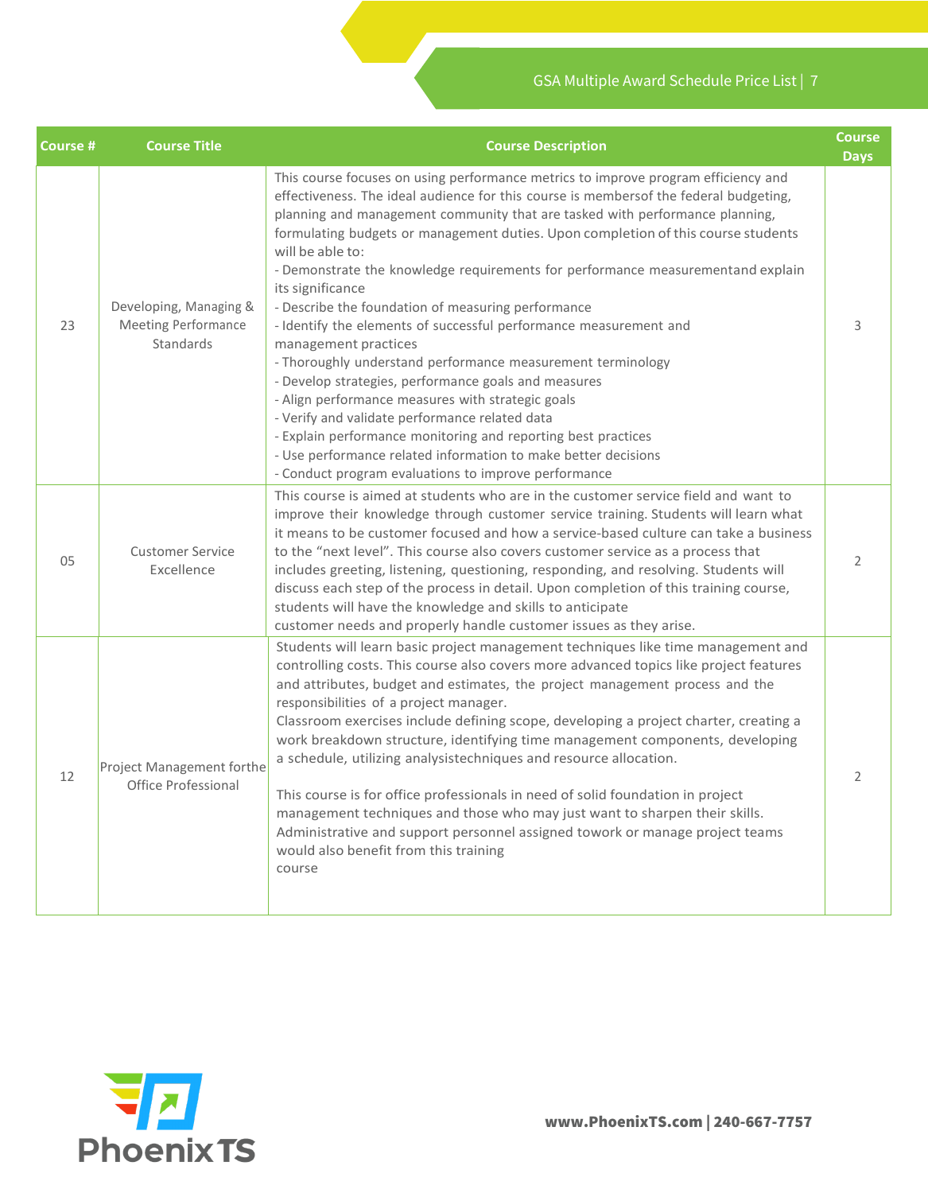| Course # | Course Title | Course Description | Course Days |
|---|---|---|---|
| 23 | Developing, Managing & Meeting Performance Standards | This course focuses on using performance metrics to improve program efficiency and effectiveness. The ideal audience for this course is membersof the federal budgeting, planning and management community that are tasked with performance planning, formulating budgets or management duties. Upon completion of this course students will be able to:<br>- Demonstrate the knowledge requirements for performance measurementand explain its significance<br>- Describe the foundation of measuring performance<br>- Identify the elements of successful performance measurement and management practices<br>- Thoroughly understand performance measurement terminology<br>- Develop strategies, performance goals and measures<br>- Align performance measures with strategic goals<br>- Verify and validate performance related data<br>- Explain performance monitoring and reporting best practices<br>- Use performance related information to make better decisions<br>- Conduct program evaluations to improve performance | 3 |
| 05 | Customer Service Excellence | This course is aimed at students who are in the customer service field and want to improve their knowledge through customer service training. Students will learn what it means to be customer focused and how a service-based culture can take a business to the "next level". This course also covers customer service as a process that includes greeting, listening, questioning, responding, and resolving. Students will discuss each step of the process in detail. Upon completion of this training course, students will have the knowledge and skills to anticipate customer needs and properly handle customer issues as they arise. | 2 |
| 12 | Project Management forthe Office Professional | Students will learn basic project management techniques like time management and controlling costs. This course also covers more advanced topics like project features and attributes, budget and estimates, the project management process and the responsibilities of a project manager.<br>Classroom exercises include defining scope, developing a project charter, creating a work breakdown structure, identifying time management components, developing a schedule, utilizing analysistechniques and resource allocation.<br><br>This course is for office professionals in need of solid foundation in project management techniques and those who may just want to sharpen their skills. Administrative and support personnel assigned towork or manage project teams would also benefit from this training course | 2 |

Phoenix TS

www.PhoenixTS.com | 240-667-7757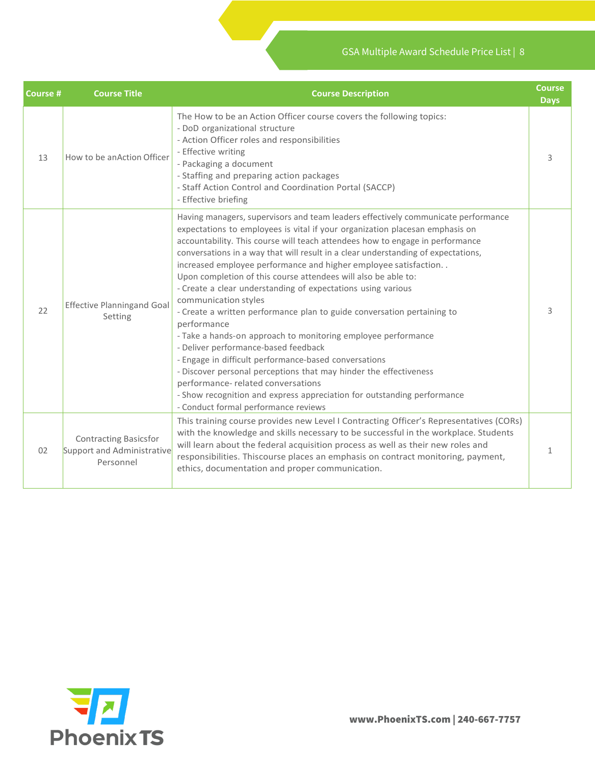| Course # | Course Title | Course Description | Course Days |
| --- | --- | --- | --- |
| 13 | How to be anAction Officer | The How to be an Action Officer course covers the following topics:<br>- DoD organizational structure<br>- Action Officer roles and responsibilities<br>- Effective writing<br>- Packaging a document<br>- Staffing and preparing action packages<br>- Staff Action Control and Coordination Portal (SACCP)<br>- Effective briefing | 3 |
| 22 | Effective Planningand Goal Setting | Having managers, supervisors and team leaders effectively communicate performance expectations to employees is vital if your organization placesan emphasis on accountability. This course will teach attendees how to engage in performance conversations in a way that will result in a clear understanding of expectations, increased employee performance and higher employee satisfaction. .<br>Upon completion of this course attendees will also be able to:<br>- Create a clear understanding of expectations using various communication styles<br>- Create a written performance plan to guide conversation pertaining to performance<br>- Take a hands-on approach to monitoring employee performance<br>- Deliver performance-based feedback<br>- Engage in difficult performance-based conversations<br>- Discover personal perceptions that may hinder the effectiveness performance- related conversations<br>- Show recognition and express appreciation for outstanding performance<br>- Conduct formal performance reviews | 3 |
| 02 | Contracting Basicsfor Support and Administrative Personnel | This training course provides new Level I Contracting Officer's Representatives (CORs) with the knowledge and skills necessary to be successful in the workplace. Students will learn about the federal acquisition process as well as their new roles and responsibilities. Thiscourse places an emphasis on contract monitoring, payment, ethics, documentation and proper communication. | 1 |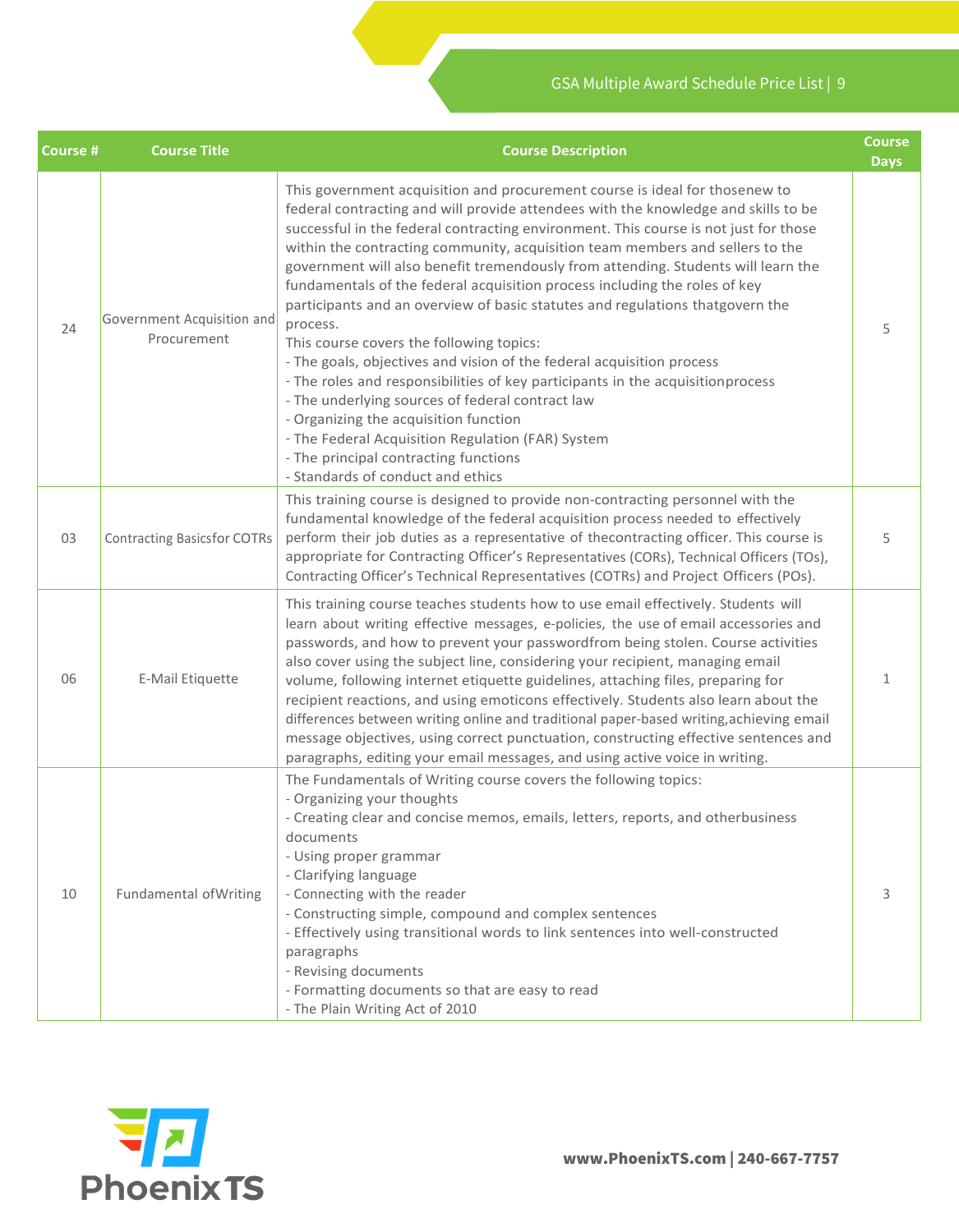| Course # | Course Title | Course Description | Course Days |
|---|---|---|---|
| 24 | Government Acquisition and Procurement | This government acquisition and procurement course is ideal for thosenew to federal contracting and will provide attendees with the knowledge and skills to be successful in the federal contracting environment. This course is not just for those within the contracting community, acquisition team members and sellers to the government will also benefit tremendously from attending. Students will learn the fundamentals of the federal acquisition process including the roles of key participants and an overview of basic statutes and regulations thatgovern the process.<br>This course covers the following topics:<br>- The goals, objectives and vision of the federal acquisition process<br>- The roles and responsibilities of key participants in the acquisitionprocess<br>- The underlying sources of federal contract law<br>- Organizing the acquisition function<br>- The Federal Acquisition Regulation (FAR) System<br>- The principal contracting functions<br>- Standards of conduct and ethics | 5 |
| 03 | Contracting Basicsfor COTRs | This training course is designed to provide non-contracting personnel with the fundamental knowledge of the federal acquisition process needed to effectively perform their job duties as a representative of thecontracting officer. This course is appropriate for Contracting Officer's Representatives (CORs), Technical Officers (TOs), Contracting Officer's Technical Representatives (COTRs) and Project Officers (POs). | 5 |
| 06 | E-Mail Etiquette | This training course teaches students how to use email effectively. Students will learn about writing effective messages, e-policies, the use of email accessories and passwords, and how to prevent your passwordfrom being stolen. Course activities also cover using the subject line, considering your recipient, managing email volume, following internet etiquette guidelines, attaching files, preparing for recipient reactions, and using emoticons effectively. Students also learn about the differences between writing online and traditional paper-based writing,achieving email message objectives, using correct punctuation, constructing effective sentences and paragraphs, editing your email messages, and using active voice in writing. | 1 |
| 10 | Fundamental ofWriting | The Fundamentals of Writing course covers the following topics:<br>- Organizing your thoughts<br>- Creating clear and concise memos, emails, letters, reports, and otherbusiness documents<br>- Using proper grammar<br>- Clarifying language<br>- Connecting with the reader<br>- Constructing simple, compound and complex sentences<br>- Effectively using transitional words to link sentences into well-constructed paragraphs<br>- Revising documents<br>- Formatting documents so that are easy to read<br>- The Plain Writing Act of 2010 | 3 |

**www.PhoenixTS.com | 240-667-7757**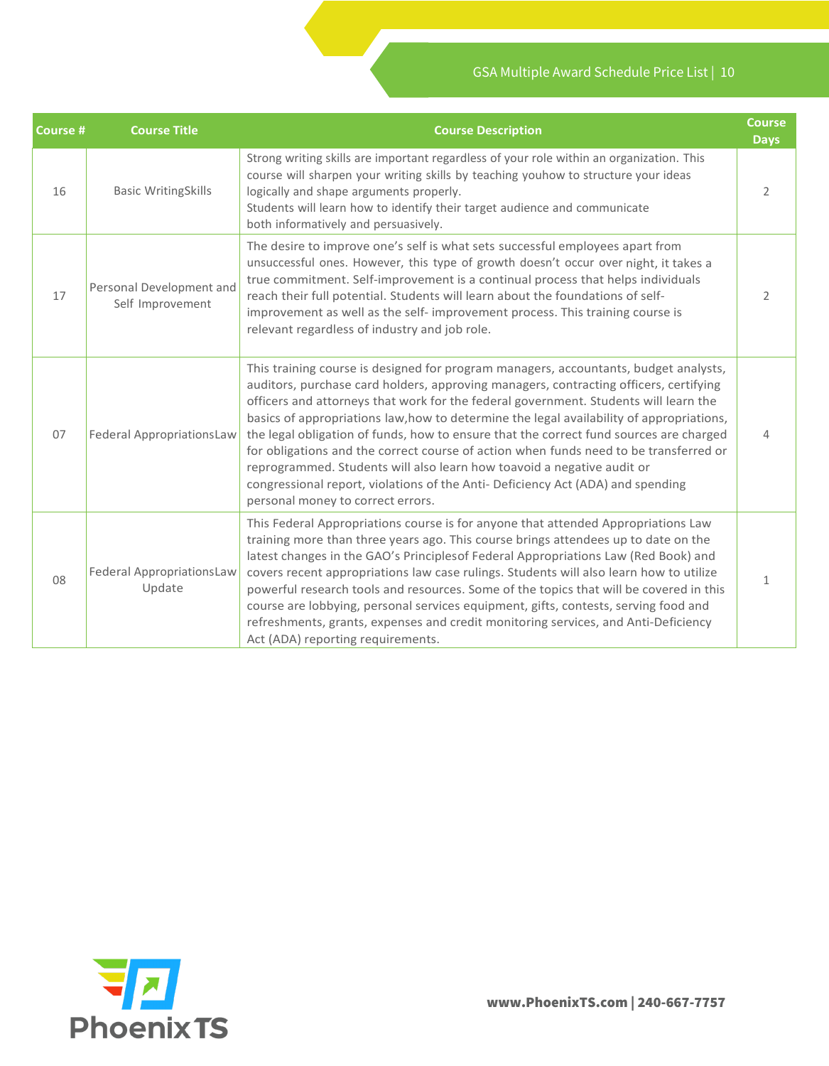| Course # | Course Title | Course Description | Course Days |
|---|---|---|---|
| 16 | Basic WritingSkills | Strong writing skills are important regardless of your role within an organization. This course will sharpen your writing skills by teaching youhow to structure your ideas logically and shape arguments properly. Students will learn how to identify their target audience and communicate both informatively and persuasively. | 2 |
| 17 | Personal Development and Self Improvement | The desire to improve one's self is what sets successful employees apart from unsuccessful ones. However, this type of growth doesn't occur over night, it takes a true commitment. Self-improvement is a continual process that helps individuals reach their full potential. Students will learn about the foundations of self-improvement as well as the self- improvement process. This training course is relevant regardless of industry and job role. | 2 |
| 07 | Federal AppropriationsLaw | This training course is designed for program managers, accountants, budget analysts, auditors, purchase card holders, approving managers, contracting officers, certifying officers and attorneys that work for the federal government. Students will learn the basics of appropriations law,how to determine the legal availability of appropriations, the legal obligation of funds, how to ensure that the correct fund sources are charged for obligations and the correct course of action when funds need to be transferred or reprogrammed. Students will also learn how toavoid a negative audit or congressional report, violations of the Anti- Deficiency Act (ADA) and spending personal money to correct errors. | 4 |
| 08 | Federal AppropriationsLaw Update | This Federal Appropriations course is for anyone that attended Appropriations Law training more than three years ago. This course brings attendees up to date on the latest changes in the GAO's Principlesof Federal Appropriations Law (Red Book) and covers recent appropriations law case rulings. Students will also learn how to utilize powerful research tools and resources. Some of the topics that will be covered in this course are lobbying, personal services equipment, gifts, contests, serving food and refreshments, grants, expenses and credit monitoring services, and Anti-Deficiency Act (ADA) reporting requirements. | 1 |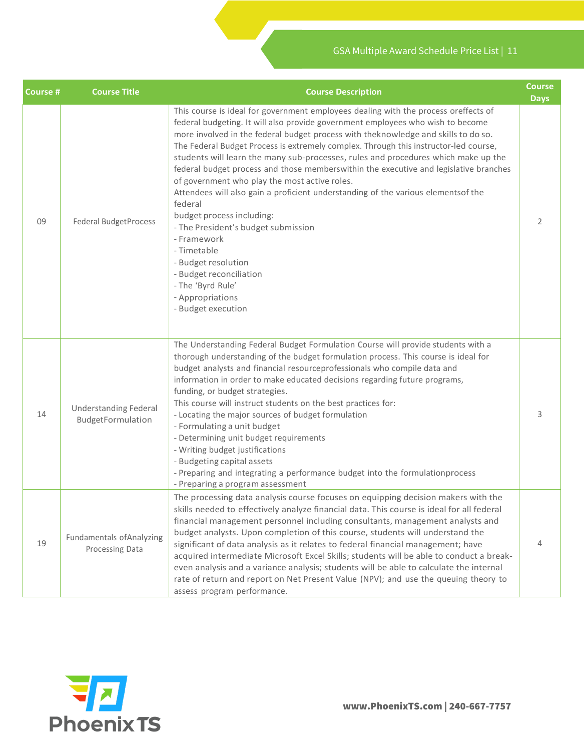| Course # | Course Title | Course Description | Course Days |
| --- | --- | --- | --- |
| 09 | Federal BudgetProcess | This course is ideal for government employees dealing with the process oreffects of federal budgeting. It will also provide government employees who wish to become more involved in the federal budget process with theknowledge and skills to do so. The Federal Budget Process is extremely complex. Through this instructor-led course, students will learn the many sub-processes, rules and procedures which make up the federal budget process and those memberswithin the executive and legislative branches of government who play the most active roles.<br>Attendees will also gain a proficient understanding of the various elementsof the federal<br>budget process including:<br>- The President's budget submission<br>- Framework<br>- Timetable<br>- Budget resolution<br>- Budget reconciliation<br>- The 'Byrd Rule'<br>- Appropriations<br>- Budget execution | 2 |
| 14 | Understanding Federal BudgetFormulation | The Understanding Federal Budget Formulation Course will provide students with a thorough understanding of the budget formulation process. This course is ideal for budget analysts and financial resourceprofessionals who compile data and information in order to make educated decisions regarding future programs, funding, or budget strategies.<br>This course will instruct students on the best practices for:<br>- Locating the major sources of budget formulation<br>- Formulating a unit budget<br>- Determining unit budget requirements<br>- Writing budget justifications<br>- Budgeting capital assets<br>- Preparing and integrating a performance budget into the formulationprocess<br>- Preparing a program assessment | 3 |
| 19 | Fundamentals ofAnalyzing Processing Data | The processing data analysis course focuses on equipping decision makers with the skills needed to effectively analyze financial data. This course is ideal for all federal financial management personnel including consultants, management analysts and budget analysts. Upon completion of this course, students will understand the significant of data analysis as it relates to federal financial management; have acquired intermediate Microsoft Excel Skills; students will be able to conduct a break-even analysis and a variance analysis; students will be able to calculate the internal rate of return and report on Net Present Value (NPV); and use the queuing theory to assess program performance. | 4 |

PhoenixTS

**www.PhoenixTS.com | 240-667-7757**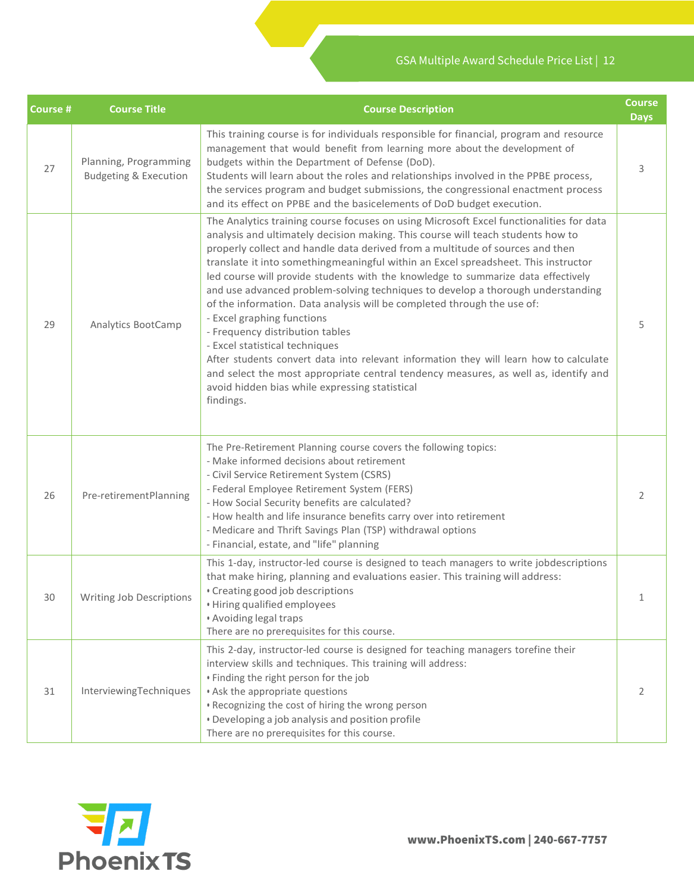| Course # | Course Title | Course Description | Course Days |
|---|---|---|---|
| 27 | Planning, Programming Budgeting & Execution | This training course is for individuals responsible for financial, program and resource management that would benefit from learning more about the development of budgets within the Department of Defense (DoD).<br>Students will learn about the roles and relationships involved in the PPBE process, the services program and budget submissions, the congressional enactment process and its effect on PPBE and the basicelements of DoD budget execution. | 3 |
| 29 | Analytics BootCamp | The Analytics training course focuses on using Microsoft Excel functionalities for data analysis and ultimately decision making. This course will teach students how to properly collect and handle data derived from a multitude of sources and then translate it into somethingmeaningful within an Excel spreadsheet. This instructor led course will provide students with the knowledge to summarize data effectively and use advanced problem-solving techniques to develop a thorough understanding of the information. Data analysis will be completed through the use of:<br>- Excel graphing functions<br>- Frequency distribution tables<br>- Excel statistical techniques<br>After students convert data into relevant information they will learn how to calculate and select the most appropriate central tendency measures, as well as, identify and avoid hidden bias while expressing statistical findings. | 5 |
| 26 | Pre-retirementPlanning | The Pre-Retirement Planning course covers the following topics:<br>- Make informed decisions about retirement<br>- Civil Service Retirement System (CSRS)<br>- Federal Employee Retirement System (FERS)<br>- How Social Security benefits are calculated?<br>- How health and life insurance benefits carry over into retirement<br>- Medicare and Thrift Savings Plan (TSP) withdrawal options<br>- Financial, estate, and "life" planning | 2 |
| 30 | Writing Job Descriptions | This 1-day, instructor-led course is designed to teach managers to write jobdescriptions that make hiring, planning and evaluations easier. This training will address:<br>• Creating good job descriptions<br>• Hiring qualified employees<br>• Avoiding legal traps<br>There are no prerequisites for this course. | 1 |
| 31 | InterviewingTechniques | This 2-day, instructor-led course is designed for teaching managers torefine their interview skills and techniques. This training will address:<br>• Finding the right person for the job<br>• Ask the appropriate questions<br>• Recognizing the cost of hiring the wrong person<br>• Developing a job analysis and position profile<br>There are no prerequisites for this course. | 2 |

Phoenix TS

**www.PhoenixTS.com | 240-667-7757**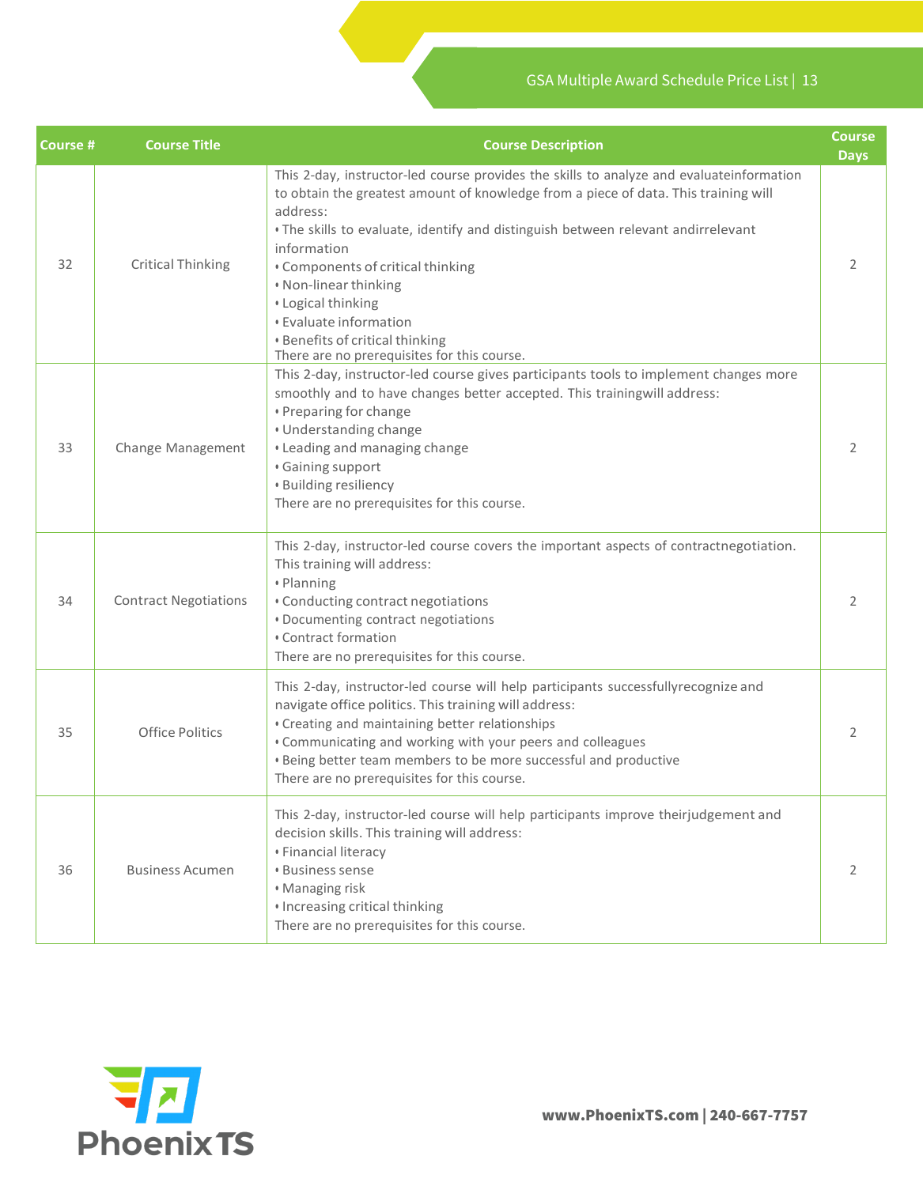| Course # | Course Title | Course Description | Course Days |
|---|---|---|---|
| 32 | Critical Thinking | This 2-day, instructor-led course provides the skills to analyze and evaluateinformation to obtain the greatest amount of knowledge from a piece of data. This training will address:<br>• The skills to evaluate, identify and distinguish between relevant andirrelevant information<br>• Components of critical thinking<br>• Non-linear thinking<br>• Logical thinking<br>• Evaluate information<br>• Benefits of critical thinking<br>There are no prerequisites for this course. | 2 |
| 33 | Change Management | This 2-day, instructor-led course gives participants tools to implement changes more smoothly and to have changes better accepted. This trainingwill address:<br>• Preparing for change<br>• Understanding change<br>• Leading and managing change<br>• Gaining support<br>• Building resiliency<br>There are no prerequisites for this course. | 2 |
| 34 | Contract Negotiations | This 2-day, instructor-led course covers the important aspects of contractnegotiation. This training will address:<br>• Planning<br>• Conducting contract negotiations<br>• Documenting contract negotiations<br>• Contract formation<br>There are no prerequisites for this course. | 2 |
| 35 | Office Politics | This 2-day, instructor-led course will help participants successfullyrecognize and navigate office politics. This training will address:<br>• Creating and maintaining better relationships<br>• Communicating and working with your peers and colleagues<br>• Being better team members to be more successful and productive<br>There are no prerequisites for this course. | 2 |
| 36 | Business Acumen | This 2-day, instructor-led course will help participants improve theirjudgement and decision skills. This training will address:<br>• Financial literacy<br>• Business sense<br>• Managing risk<br>• Increasing critical thinking<br>There are no prerequisites for this course. | 2 |

PhoenixTS

**www.PhoenixTS.com | 240-667-7757**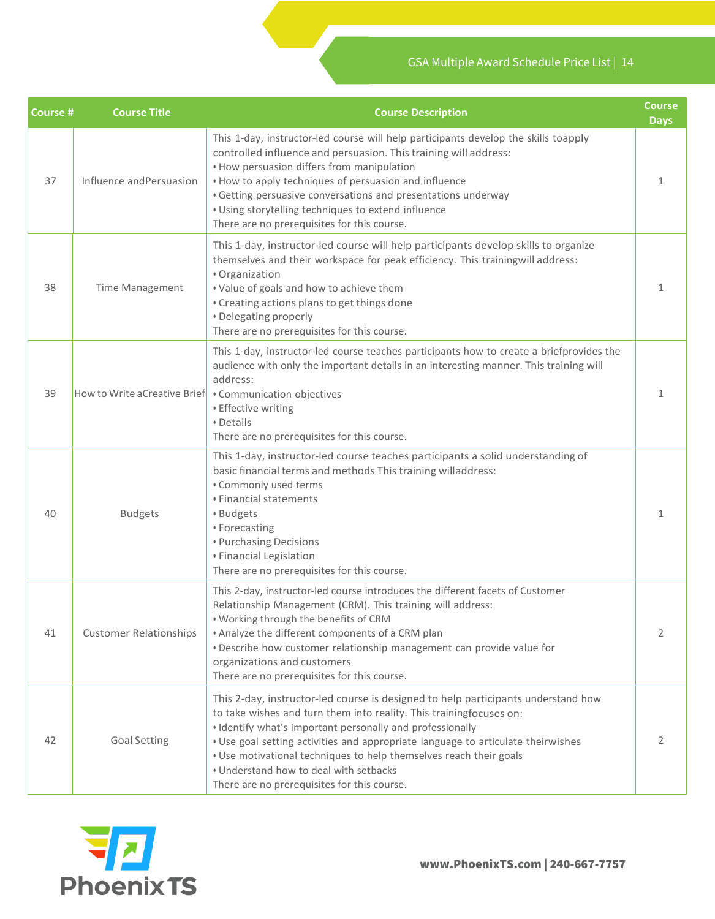| Course # | Course Title | Course Description | Course Days |
| --- | --- | --- | --- |
| 37 | Influence andPersuasion | This 1-day, instructor-led course will help participants develop the skills toapply controlled influence and persuasion. This training will address:<br>• How persuasion differs from manipulation<br>• How to apply techniques of persuasion and influence<br>• Getting persuasive conversations and presentations underway<br>• Using storytelling techniques to extend influence<br>There are no prerequisites for this course. | 1 |
| 38 | Time Management | This 1-day, instructor-led course will help participants develop skills to organize themselves and their workspace for peak efficiency. This trainingwill address:<br>• Organization<br>• Value of goals and how to achieve them<br>• Creating actions plans to get things done<br>• Delegating properly<br>There are no prerequisites for this course. | 1 |
| 39 | How to Write aCreative Brief | This 1-day, instructor-led course teaches participants how to create a briefprovides the audience with only the important details in an interesting manner. This training will address:<br>• Communication objectives<br>• Effective writing<br>• Details<br>There are no prerequisites for this course. | 1 |
| 40 | Budgets | This 1-day, instructor-led course teaches participants a solid understanding of basic financial terms and methods This training willaddress:<br>• Commonly used terms<br>• Financial statements<br>• Budgets<br>• Forecasting<br>• Purchasing Decisions<br>• Financial Legislation<br>There are no prerequisites for this course. | 1 |
| 41 | Customer Relationships | This 2-day, instructor-led course introduces the different facets of Customer Relationship Management (CRM). This training will address:<br>• Working through the benefits of CRM<br>• Analyze the different components of a CRM plan<br>• Describe how customer relationship management can provide value for organizations and customers<br>There are no prerequisites for this course. | 2 |
| 42 | Goal Setting | This 2-day, instructor-led course is designed to help participants understand how to take wishes and turn them into reality. This trainingfocuses on:<br>• Identify what's important personally and professionally<br>• Use goal setting activities and appropriate language to articulate theirwishes<br>• Use motivational techniques to help themselves reach their goals<br>• Understand how to deal with setbacks<br>There are no prerequisites for this course. | 2 |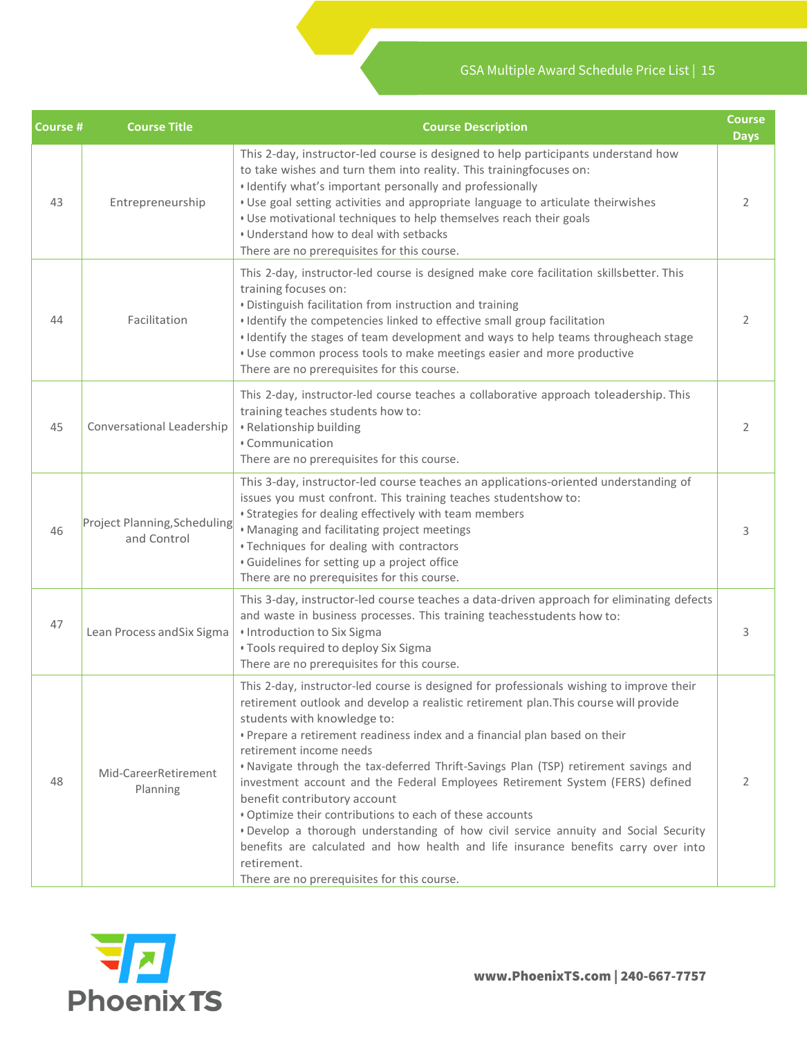| Course # | Course Title | Course Description | Course Days |
|---|---|---|---|
| 43 | Entrepreneurship | This 2-day, instructor-led course is designed to help participants understand how to take wishes and turn them into reality. This trainingfocuses on:<br>• Identify what's important personally and professionally<br>• Use goal setting activities and appropriate language to articulate theirwishes<br>• Use motivational techniques to help themselves reach their goals<br>• Understand how to deal with setbacks<br>There are no prerequisites for this course. | 2 |
| 44 | Facilitation | This 2-day, instructor-led course is designed make core facilitation skillsbetter. This training focuses on:<br>• Distinguish facilitation from instruction and training<br>• Identify the competencies linked to effective small group facilitation<br>• Identify the stages of team development and ways to help teams througheach stage<br>• Use common process tools to make meetings easier and more productive<br>There are no prerequisites for this course. | 2 |
| 45 | Conversational Leadership | This 2-day, instructor-led course teaches a collaborative approach toleadership. This training teaches students how to:<br>• Relationship building<br>• Communication<br>There are no prerequisites for this course. | 2 |
| 46 | Project Planning,Scheduling and Control | This 3-day, instructor-led course teaches an applications-oriented understanding of issues you must confront. This training teaches studentshow to:<br>• Strategies for dealing effectively with team members<br>• Managing and facilitating project meetings<br>• Techniques for dealing with contractors<br>• Guidelines for setting up a project office<br>There are no prerequisites for this course. | 3 |
| 47 | Lean Process andSix Sigma | This 3-day, instructor-led course teaches a data-driven approach for eliminating defects and waste in business processes. This training teachesstudents how to:<br>• Introduction to Six Sigma<br>• Tools required to deploy Six Sigma<br>There are no prerequisites for this course. | 3 |
| 48 | Mid-CareerRetirement Planning | This 2-day, instructor-led course is designed for professionals wishing to improve their retirement outlook and develop a realistic retirement plan.This course will provide students with knowledge to:<br>• Prepare a retirement readiness index and a financial plan based on their retirement income needs<br>• Navigate through the tax-deferred Thrift-Savings Plan (TSP) retirement savings and investment account and the Federal Employees Retirement System (FERS) defined benefit contributory account<br>• Optimize their contributions to each of these accounts<br>• Develop a thorough understanding of how civil service annuity and Social Security benefits are calculated and how health and life insurance benefits carry over into retirement.<br>There are no prerequisites for this course. | 2 |

www.PhoenixTS.com | 240-667-7757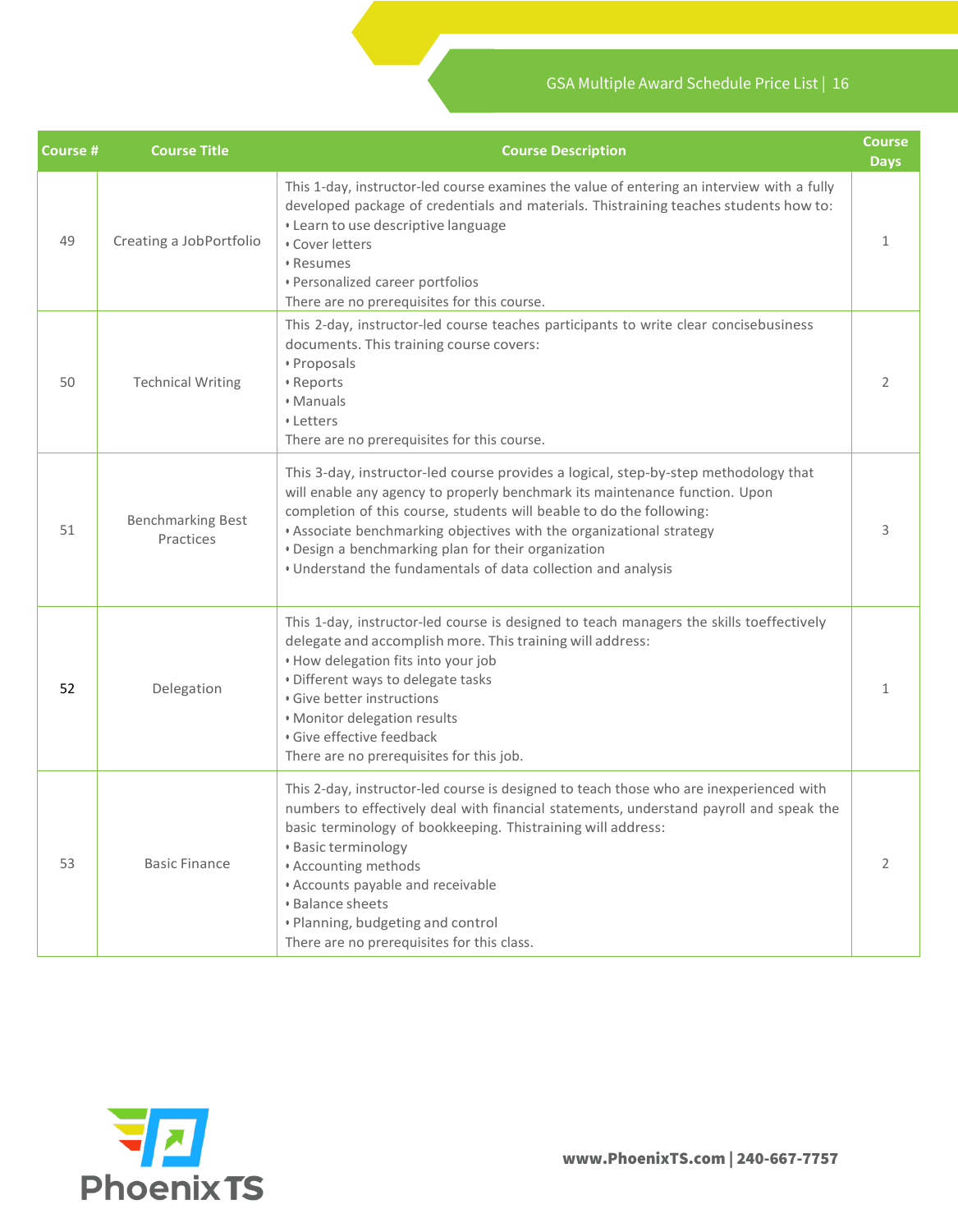| Course # | Course Title | Course Description | Course Days |
|---|---|---|---|
| 49 | Creating a JobPortfolio | This 1-day, instructor-led course examines the value of entering an interview with a fully developed package of credentials and materials. Thistraining teaches students how to:<br>• Learn to use descriptive language<br>• Cover letters<br>• Resumes<br>• Personalized career portfolios<br>There are no prerequisites for this course. | 1 |
| 50 | Technical Writing | This 2-day, instructor-led course teaches participants to write clear concisebusiness documents. This training course covers:<br>• Proposals<br>• Reports<br>• Manuals<br>• Letters<br>There are no prerequisites for this course. | 2 |
| 51 | Benchmarking Best Practices | This 3-day, instructor-led course provides a logical, step-by-step methodology that will enable any agency to properly benchmark its maintenance function. Upon completion of this course, students will beable to do the following:<br>• Associate benchmarking objectives with the organizational strategy<br>• Design a benchmarking plan for their organization<br>• Understand the fundamentals of data collection and analysis | 3 |
| 52 | Delegation | This 1-day, instructor-led course is designed to teach managers the skills toeffectively delegate and accomplish more. This training will address:<br>• How delegation fits into your job<br>• Different ways to delegate tasks<br>• Give better instructions<br>• Monitor delegation results<br>• Give effective feedback<br>There are no prerequisites for this job. | 1 |
| 53 | Basic Finance | This 2-day, instructor-led course is designed to teach those who are inexperienced with numbers to effectively deal with financial statements, understand payroll and speak the basic terminology of bookkeeping. Thistraining will address:<br>• Basic terminology<br>• Accounting methods<br>• Accounts payable and receivable<br>• Balance sheets<br>• Planning, budgeting and control<br>There are no prerequisites for this class. | 2 |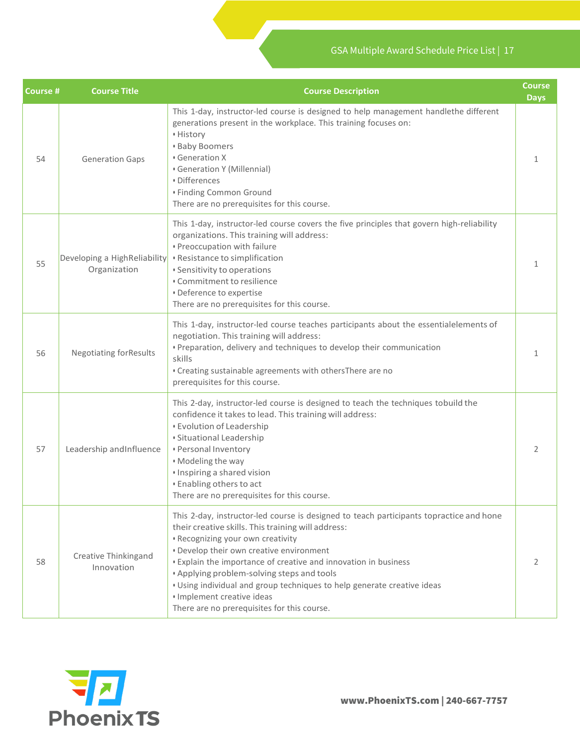| Course # | Course Title | Course Description | Course Days |
|---|---|---|---|
| 54 | Generation Gaps | This 1-day, instructor-led course is designed to help management handlethe different generations present in the workplace. This training focuses on:<br>• History<br>• Baby Boomers<br>• Generation X<br>• Generation Y (Millennial)<br>• Differences<br>• Finding Common Ground<br>There are no prerequisites for this course. | 1 |
| 55 | Developing a HighReliability Organization | This 1-day, instructor-led course covers the five principles that govern high-reliability organizations. This training will address:<br>• Preoccupation with failure<br>• Resistance to simplification<br>• Sensitivity to operations<br>• Commitment to resilience<br>• Deference to expertise<br>There are no prerequisites for this course. | 1 |
| 56 | Negotiating forResults | This 1-day, instructor-led course teaches participants about the essentialelements of negotiation. This training will address:<br>• Preparation, delivery and techniques to develop their communication skills<br>• Creating sustainable agreements with othersThere are no prerequisites for this course. | 1 |
| 57 | Leadership andInfluence | This 2-day, instructor-led course is designed to teach the techniques tobuild the confidence it takes to lead. This training will address:<br>• Evolution of Leadership<br>• Situational Leadership<br>• Personal Inventory<br>• Modeling the way<br>• Inspiring a shared vision<br>• Enabling others to act<br>There are no prerequisites for this course. | 2 |
| 58 | Creative Thinkingand Innovation | This 2-day, instructor-led course is designed to teach participants topractice and hone their creative skills. This training will address:<br>• Recognizing your own creativity<br>• Develop their own creative environment<br>• Explain the importance of creative and innovation in business<br>• Applying problem-solving steps and tools<br>• Using individual and group techniques to help generate creative ideas<br>• Implement creative ideas<br>There are no prerequisites for this course. | 2 |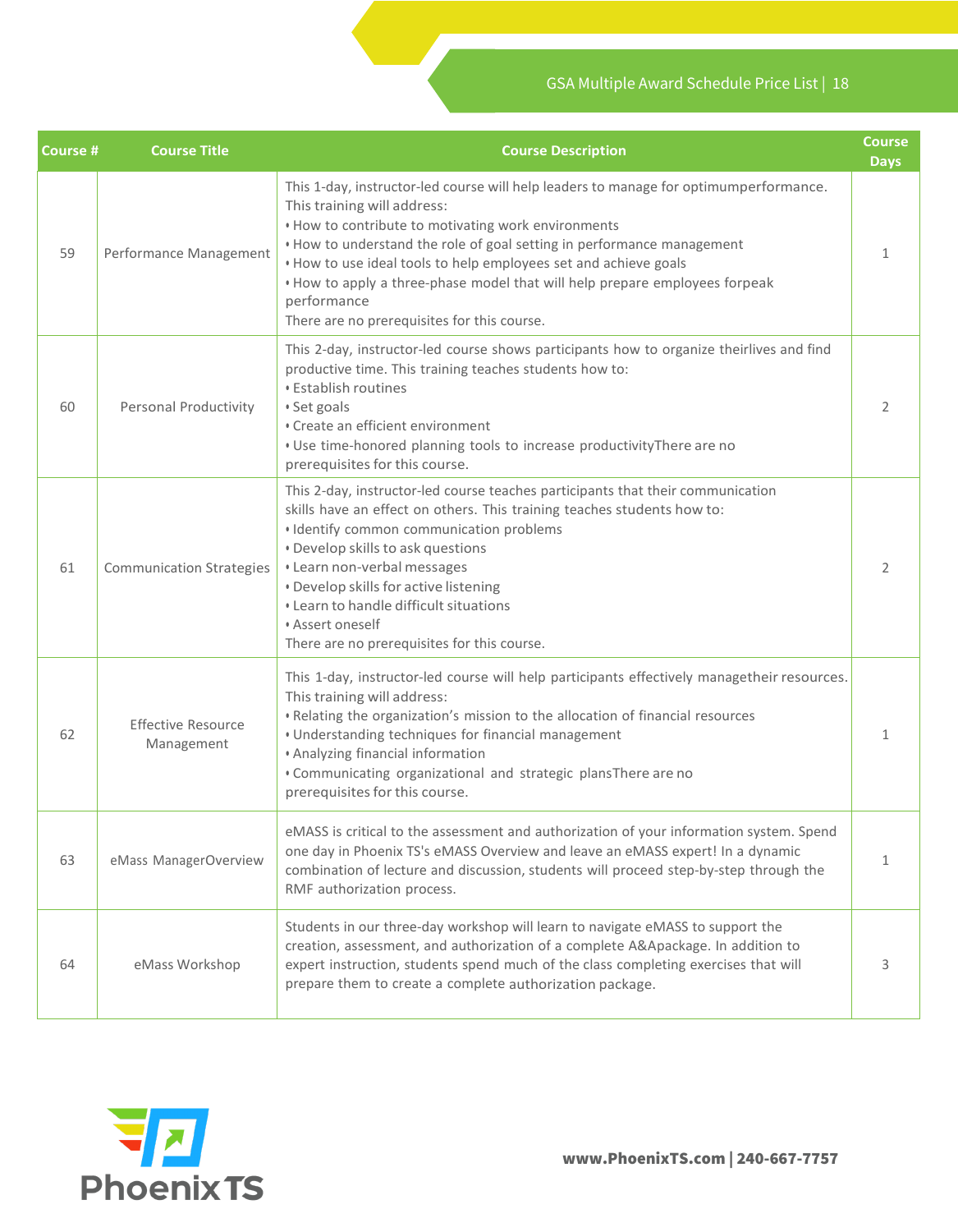| Course # | Course Title | Course Description | Course Days |
|---|---|---|---|
| 59 | Performance Management | This 1-day, instructor-led course will help leaders to manage for optimumperformance. This training will address:<br>• How to contribute to motivating work environments<br>• How to understand the role of goal setting in performance management<br>• How to use ideal tools to help employees set and achieve goals<br>• How to apply a three-phase model that will help prepare employees forpeak performance<br>There are no prerequisites for this course. | 1 |
| 60 | Personal Productivity | This 2-day, instructor-led course shows participants how to organize theirlives and find productive time. This training teaches students how to:<br>• Establish routines<br>• Set goals<br>• Create an efficient environment<br>• Use time-honored planning tools to increase productivityThere are no prerequisites for this course. | 2 |
| 61 | Communication Strategies | This 2-day, instructor-led course teaches participants that their communication skills have an effect on others. This training teaches students how to:<br>• Identify common communication problems<br>• Develop skills to ask questions<br>• Learn non-verbal messages<br>• Develop skills for active listening<br>• Learn to handle difficult situations<br>• Assert oneself<br>There are no prerequisites for this course. | 2 |
| 62 | Effective Resource Management | This 1-day, instructor-led course will help participants effectively managetheir resources. This training will address:<br>• Relating the organization's mission to the allocation of financial resources<br>• Understanding techniques for financial management<br>• Analyzing financial information<br>• Communicating organizational and strategic plansThere are no prerequisites for this course. | 1 |
| 63 | eMass ManagerOverview | eMASS is critical to the assessment and authorization of your information system. Spend one day in Phoenix TS's eMASS Overview and leave an eMASS expert! In a dynamic combination of lecture and discussion, students will proceed step-by-step through the RMF authorization process. | 1 |
| 64 | eMass Workshop | Students in our three-day workshop will learn to navigate eMASS to support the creation, assessment, and authorization of a complete A&Apackage. In addition to expert instruction, students spend much of the class completing exercises that will prepare them to create a complete authorization package. | 3 |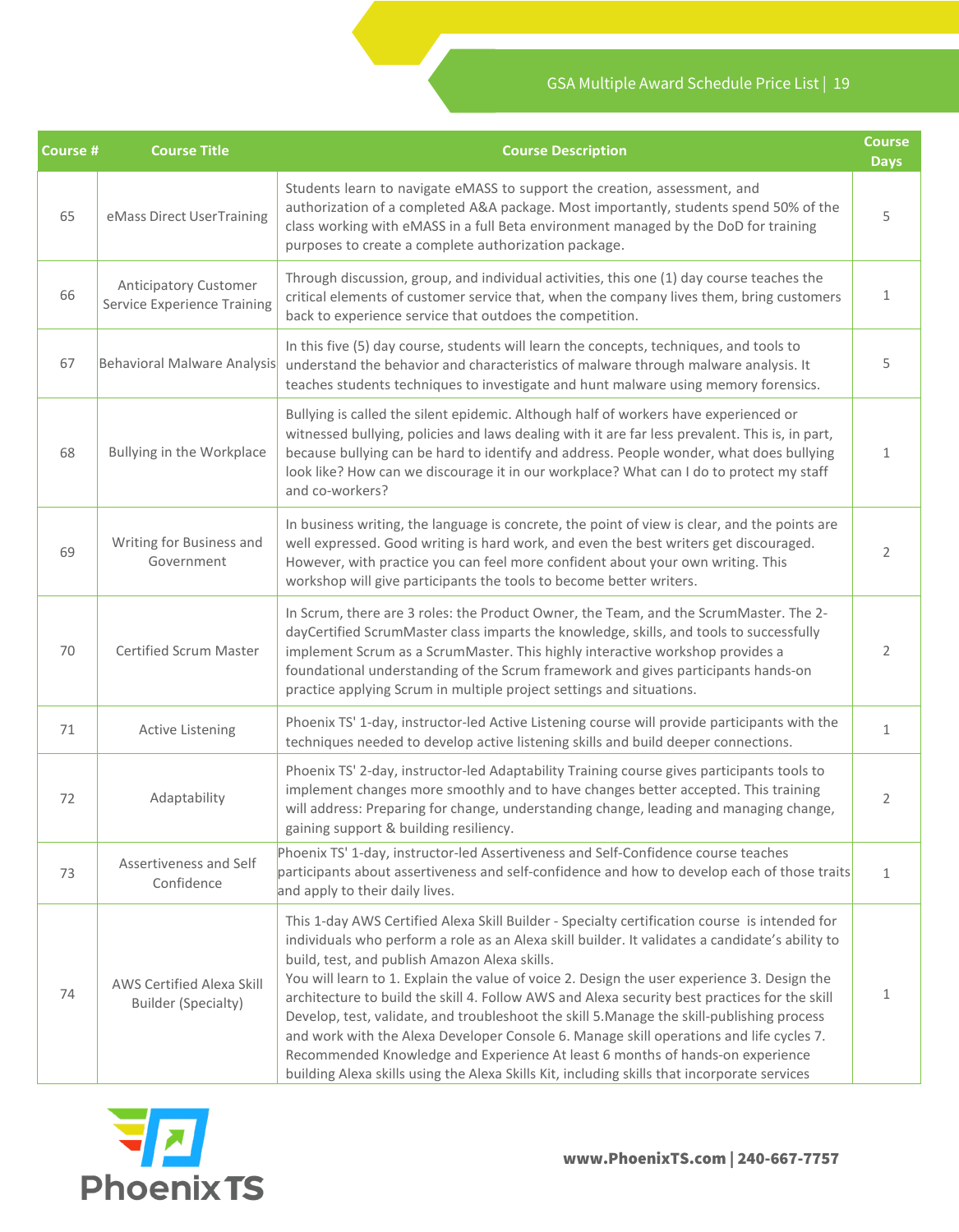| Course # | Course Title | Course Description | Course Days |
|---|---|---|---|
| 65 | eMass Direct UserTraining | Students learn to navigate eMASS to support the creation, assessment, and authorization of a completed A&A package. Most importantly, students spend 50% of the class working with eMASS in a full Beta environment managed by the DoD for training purposes to create a complete authorization package. | 5 |
| 66 | Anticipatory Customer Service Experience Training | Through discussion, group, and individual activities, this one (1) day course teaches the critical elements of customer service that, when the company lives them, bring customers back to experience service that outdoes the competition. | 1 |
| 67 | Behavioral Malware Analysis | In this five (5) day course, students will learn the concepts, techniques, and tools to understand the behavior and characteristics of malware through malware analysis. It teaches students techniques to investigate and hunt malware using memory forensics. | 5 |
| 68 | Bullying in the Workplace | Bullying is called the silent epidemic. Although half of workers have experienced or witnessed bullying, policies and laws dealing with it are far less prevalent. This is, in part, because bullying can be hard to identify and address. People wonder, what does bullying look like? How can we discourage it in our workplace? What can I do to protect my staff and co-workers? | 1 |
| 69 | Writing for Business and Government | In business writing, the language is concrete, the point of view is clear, and the points are well expressed. Good writing is hard work, and even the best writers get discouraged. However, with practice you can feel more confident about your own writing. This workshop will give participants the tools to become better writers. | 2 |
| 70 | Certified Scrum Master | In Scrum, there are 3 roles: the Product Owner, the Team, and the ScrumMaster. The 2-dayCertified ScrumMaster class imparts the knowledge, skills, and tools to successfully implement Scrum as a ScrumMaster. This highly interactive workshop provides a foundational understanding of the Scrum framework and gives participants hands-on practice applying Scrum in multiple project settings and situations. | 2 |
| 71 | Active Listening | Phoenix TS' 1-day, instructor-led Active Listening course will provide participants with the techniques needed to develop active listening skills and build deeper connections. | 1 |
| 72 | Adaptability | Phoenix TS' 2-day, instructor-led Adaptability Training course gives participants tools to implement changes more smoothly and to have changes better accepted. This training will address: Preparing for change, understanding change, leading and managing change, gaining support & building resiliency. | 2 |
| 73 | Assertiveness and Self Confidence | Phoenix TS' 1-day, instructor-led Assertiveness and Self-Confidence course teaches participants about assertiveness and self-confidence and how to develop each of those traits and apply to their daily lives. | 1 |
| 74 | AWS Certified Alexa Skill Builder (Specialty) | This 1-day AWS Certified Alexa Skill Builder - Specialty certification course is intended for individuals who perform a role as an Alexa skill builder. It validates a candidate's ability to build, test, and publish Amazon Alexa skills.<br>You will learn to 1. Explain the value of voice 2. Design the user experience 3. Design the architecture to build the skill 4. Follow AWS and Alexa security best practices for the skill Develop, test, validate, and troubleshoot the skill 5.Manage the skill-publishing process and work with the Alexa Developer Console 6. Manage skill operations and life cycles 7. Recommended Knowledge and Experience At least 6 months of hands-on experience building Alexa skills using the Alexa Skills Kit, including skills that incorporate services | 1 |

www.PhoenixTS.com | 240-667-7757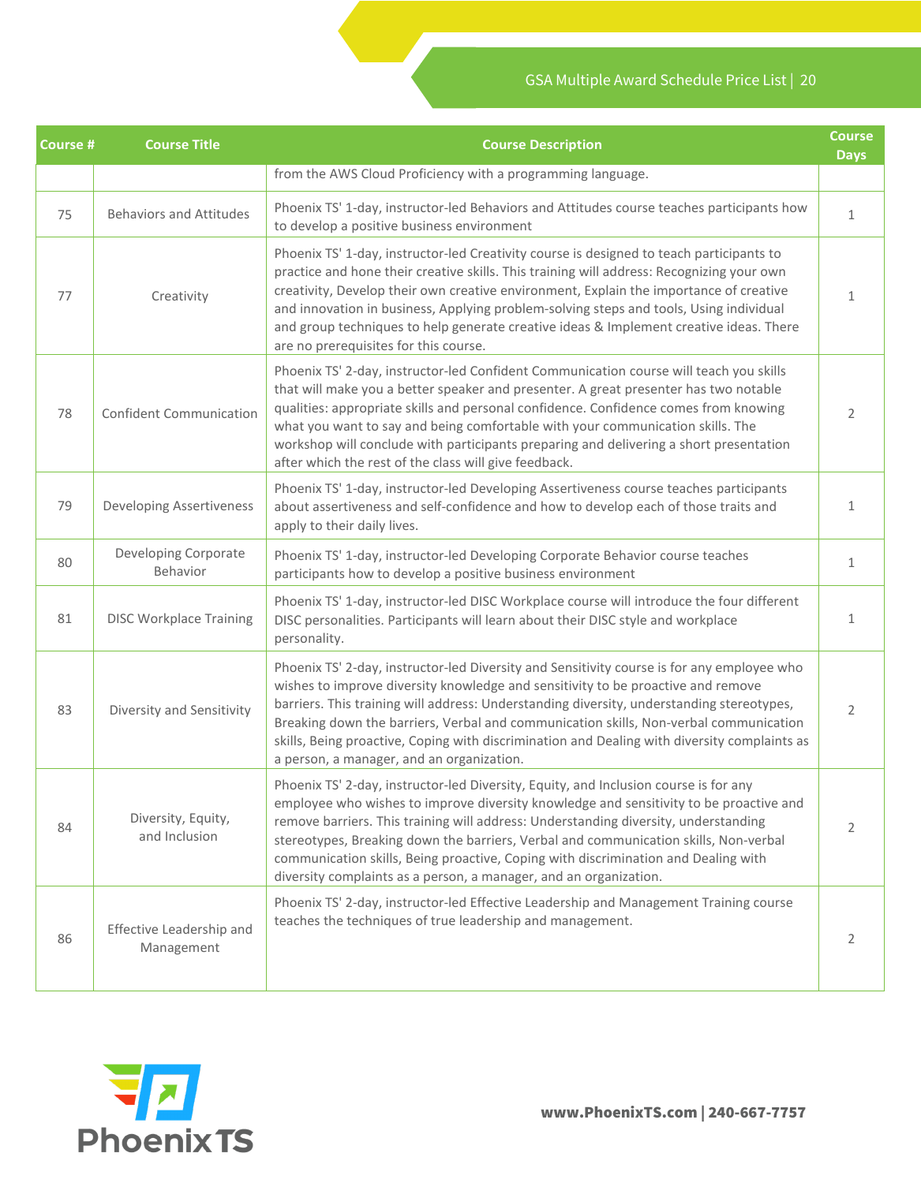| Course # | Course Title | Course Description | Course Days |
|---|---|---|---|
| | | from the AWS Cloud Proficiency with a programming language. | |
| 75 | Behaviors and Attitudes | Phoenix TS' 1-day, instructor-led Behaviors and Attitudes course teaches participants how to develop a positive business environment | 1 |
| 77 | Creativity | Phoenix TS' 1-day, instructor-led Creativity course is designed to teach participants to practice and hone their creative skills. This training will address: Recognizing your own creativity, Develop their own creative environment, Explain the importance of creative and innovation in business, Applying problem-solving steps and tools, Using individual and group techniques to help generate creative ideas & Implement creative ideas. There are no prerequisites for this course. | 1 |
| 78 | Confident Communication | Phoenix TS' 2-day, instructor-led Confident Communication course will teach you skills that will make you a better speaker and presenter. A great presenter has two notable qualities: appropriate skills and personal confidence. Confidence comes from knowing what you want to say and being comfortable with your communication skills. The workshop will conclude with participants preparing and delivering a short presentation after which the rest of the class will give feedback. | 2 |
| 79 | Developing Assertiveness | Phoenix TS' 1-day, instructor-led Developing Assertiveness course teaches participants about assertiveness and self-confidence and how to develop each of those traits and apply to their daily lives. | 1 |
| 80 | Developing Corporate Behavior | Phoenix TS' 1-day, instructor-led Developing Corporate Behavior course teaches participants how to develop a positive business environment | 1 |
| 81 | DISC Workplace Training | Phoenix TS' 1-day, instructor-led DISC Workplace course will introduce the four different DISC personalities. Participants will learn about their DISC style and workplace personality. | 1 |
| 83 | Diversity and Sensitivity | Phoenix TS' 2-day, instructor-led Diversity and Sensitivity course is for any employee who wishes to improve diversity knowledge and sensitivity to be proactive and remove barriers. This training will address: Understanding diversity, understanding stereotypes, Breaking down the barriers, Verbal and communication skills, Non-verbal communication skills, Being proactive, Coping with discrimination and Dealing with diversity complaints as a person, a manager, and an organization. | 2 |
| 84 | Diversity, Equity, and Inclusion | Phoenix TS' 2-day, instructor-led Diversity, Equity, and Inclusion course is for any employee who wishes to improve diversity knowledge and sensitivity to be proactive and remove barriers. This training will address: Understanding diversity, understanding stereotypes, Breaking down the barriers, Verbal and communication skills, Non-verbal communication skills, Being proactive, Coping with discrimination and Dealing with diversity complaints as a person, a manager, and an organization. | 2 |
| 86 | Effective Leadership and Management | Phoenix TS' 2-day, instructor-led Effective Leadership and Management Training course teaches the techniques of true leadership and management. | 2 |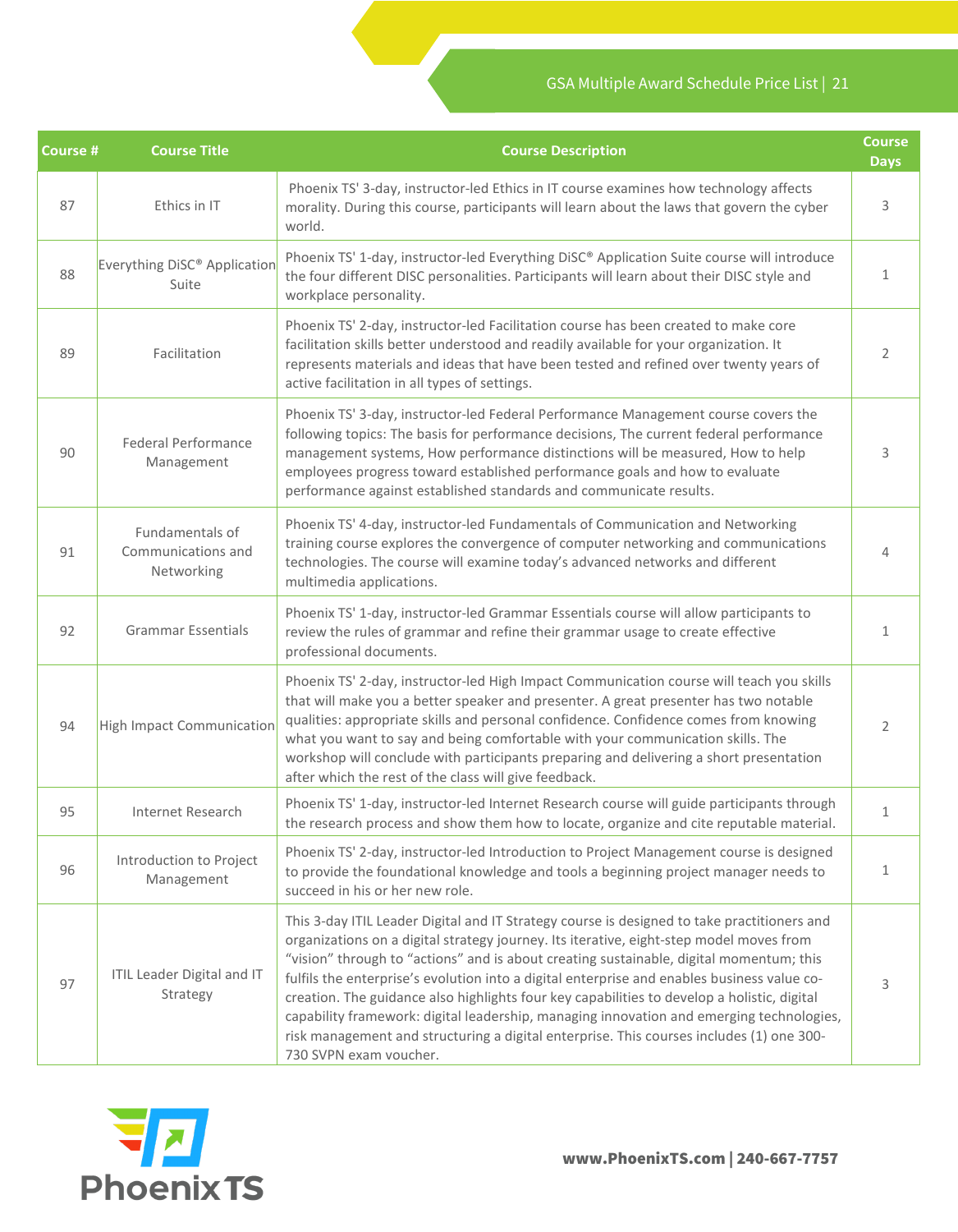| Course # | Course Title | Course Description | Course Days |
|---|---|---|---|
| 87 | Ethics in IT | Phoenix TS' 3-day, instructor-led Ethics in IT course examines how technology affects morality. During this course, participants will learn about the laws that govern the cyber world. | 3 |
| 88 | Everything DiSC® Application Suite | Phoenix TS' 1-day, instructor-led Everything DiSC® Application Suite course will introduce the four different DISC personalities. Participants will learn about their DISC style and workplace personality. | 1 |
| 89 | Facilitation | Phoenix TS' 2-day, instructor-led Facilitation course has been created to make core facilitation skills better understood and readily available for your organization. It represents materials and ideas that have been tested and refined over twenty years of active facilitation in all types of settings. | 2 |
| 90 | Federal Performance Management | Phoenix TS' 3-day, instructor-led Federal Performance Management course covers the following topics: The basis for performance decisions, The current federal performance management systems, How performance distinctions will be measured, How to help employees progress toward established performance goals and how to evaluate performance against established standards and communicate results. | 3 |
| 91 | Fundamentals of Communications and Networking | Phoenix TS' 4-day, instructor-led Fundamentals of Communication and Networking training course explores the convergence of computer networking and communications technologies. The course will examine today's advanced networks and different multimedia applications. | 4 |
| 92 | Grammar Essentials | Phoenix TS' 1-day, instructor-led Grammar Essentials course will allow participants to review the rules of grammar and refine their grammar usage to create effective professional documents. | 1 |
| 94 | High Impact Communication | Phoenix TS' 2-day, instructor-led High Impact Communication course will teach you skills that will make you a better speaker and presenter. A great presenter has two notable qualities: appropriate skills and personal confidence. Confidence comes from knowing what you want to say and being comfortable with your communication skills. The workshop will conclude with participants preparing and delivering a short presentation after which the rest of the class will give feedback. | 2 |
| 95 | Internet Research | Phoenix TS' 1-day, instructor-led Internet Research course will guide participants through the research process and show them how to locate, organize and cite reputable material. | 1 |
| 96 | Introduction to Project Management | Phoenix TS' 2-day, instructor-led Introduction to Project Management course is designed to provide the foundational knowledge and tools a beginning project manager needs to succeed in his or her new role. | 1 |
| 97 | ITIL Leader Digital and IT Strategy | This 3-day ITIL Leader Digital and IT Strategy course is designed to take practitioners and organizations on a digital strategy journey. Its iterative, eight-step model moves from "vision" through to "actions" and is about creating sustainable, digital momentum; this fulfils the enterprise's evolution into a digital enterprise and enables business value co-creation. The guidance also highlights four key capabilities to develop a holistic, digital capability framework: digital leadership, managing innovation and emerging technologies, risk management and structuring a digital enterprise. This courses includes (1) one 300-730 SVPN exam voucher. | 3 |

**www.PhoenixTS.com | 240-667-7757**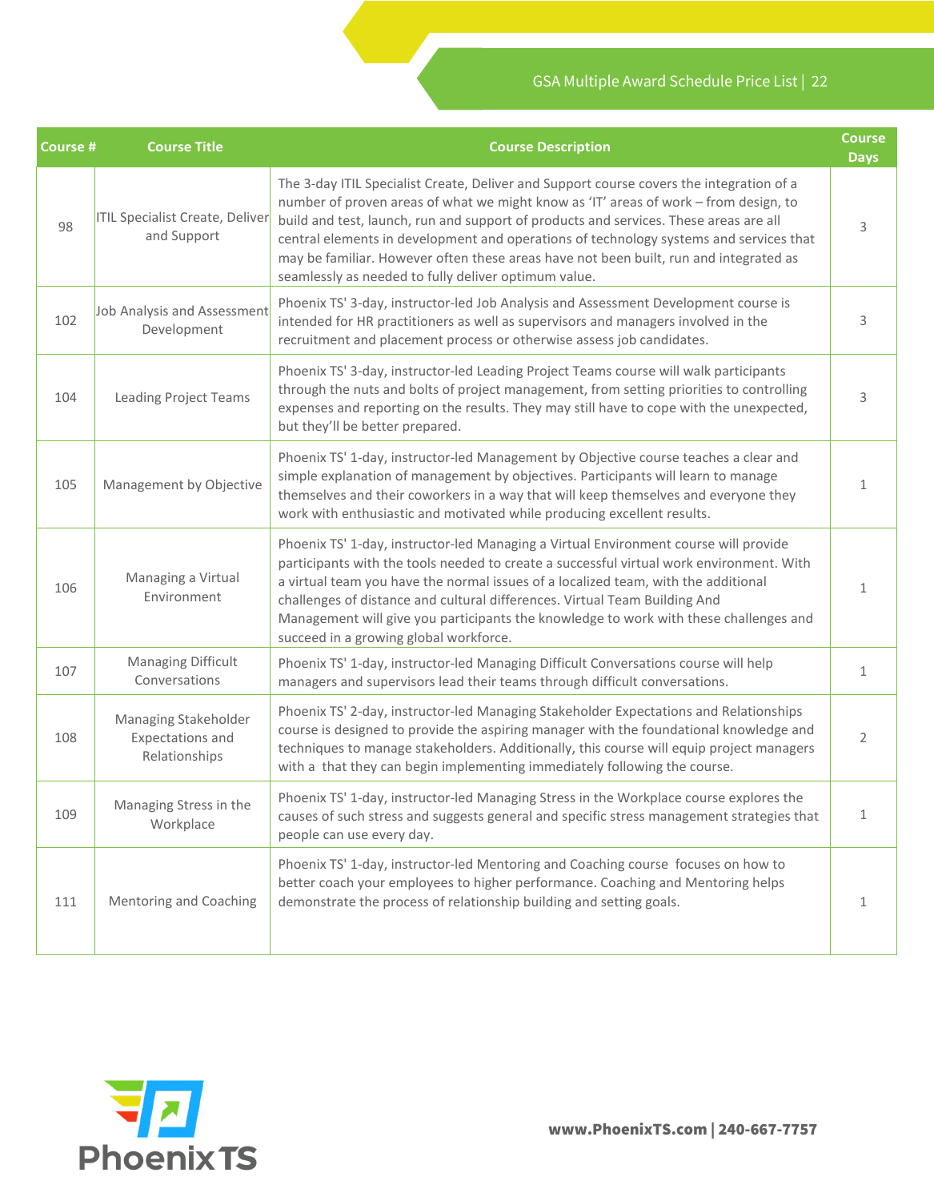| Course # | Course Title | Course Description | Course Days |
|---|---|---|---|
| 98 | ITIL Specialist Create, Deliver and Support | The 3-day ITIL Specialist Create, Deliver and Support course covers the integration of a number of proven areas of what we might know as 'IT' areas of work – from design, to build and test, launch, run and support of products and services. These areas are all central elements in development and operations of technology systems and services that may be familiar. However often these areas have not been built, run and integrated as seamlessly as needed to fully deliver optimum value. | 3 |
| 102 | Job Analysis and Assessment Development | Phoenix TS' 3-day, instructor-led Job Analysis and Assessment Development course is intended for HR practitioners as well as supervisors and managers involved in the recruitment and placement process or otherwise assess job candidates. | 3 |
| 104 | Leading Project Teams | Phoenix TS' 3-day, instructor-led Leading Project Teams course will walk participants through the nuts and bolts of project management, from setting priorities to controlling expenses and reporting on the results. They may still have to cope with the unexpected, but they'll be better prepared. | 3 |
| 105 | Management by Objective | Phoenix TS' 1-day, instructor-led Management by Objective course teaches a clear and simple explanation of management by objectives. Participants will learn to manage themselves and their coworkers in a way that will keep themselves and everyone they work with enthusiastic and motivated while producing excellent results. | 1 |
| 106 | Managing a Virtual Environment | Phoenix TS' 1-day, instructor-led Managing a Virtual Environment course will provide participants with the tools needed to create a successful virtual work environment. With a virtual team you have the normal issues of a localized team, with the additional challenges of distance and cultural differences. Virtual Team Building And Management will give you participants the knowledge to work with these challenges and succeed in a growing global workforce. | 1 |
| 107 | Managing Difficult Conversations | Phoenix TS' 1-day, instructor-led Managing Difficult Conversations course will help managers and supervisors lead their teams through difficult conversations. | 1 |
| 108 | Managing Stakeholder Expectations and Relationships | Phoenix TS' 2-day, instructor-led Managing Stakeholder Expectations and Relationships course is designed to provide the aspiring manager with the foundational knowledge and techniques to manage stakeholders. Additionally, this course will equip project managers with a that they can begin implementing immediately following the course. | 2 |
| 109 | Managing Stress in the Workplace | Phoenix TS' 1-day, instructor-led Managing Stress in the Workplace course explores the causes of such stress and suggests general and specific stress management strategies that people can use every day. | 1 |
| 111 | Mentoring and Coaching | Phoenix TS' 1-day, instructor-led Mentoring and Coaching course focuses on how to better coach your employees to higher performance. Coaching and Mentoring helps demonstrate the process of relationship building and setting goals. | 1 |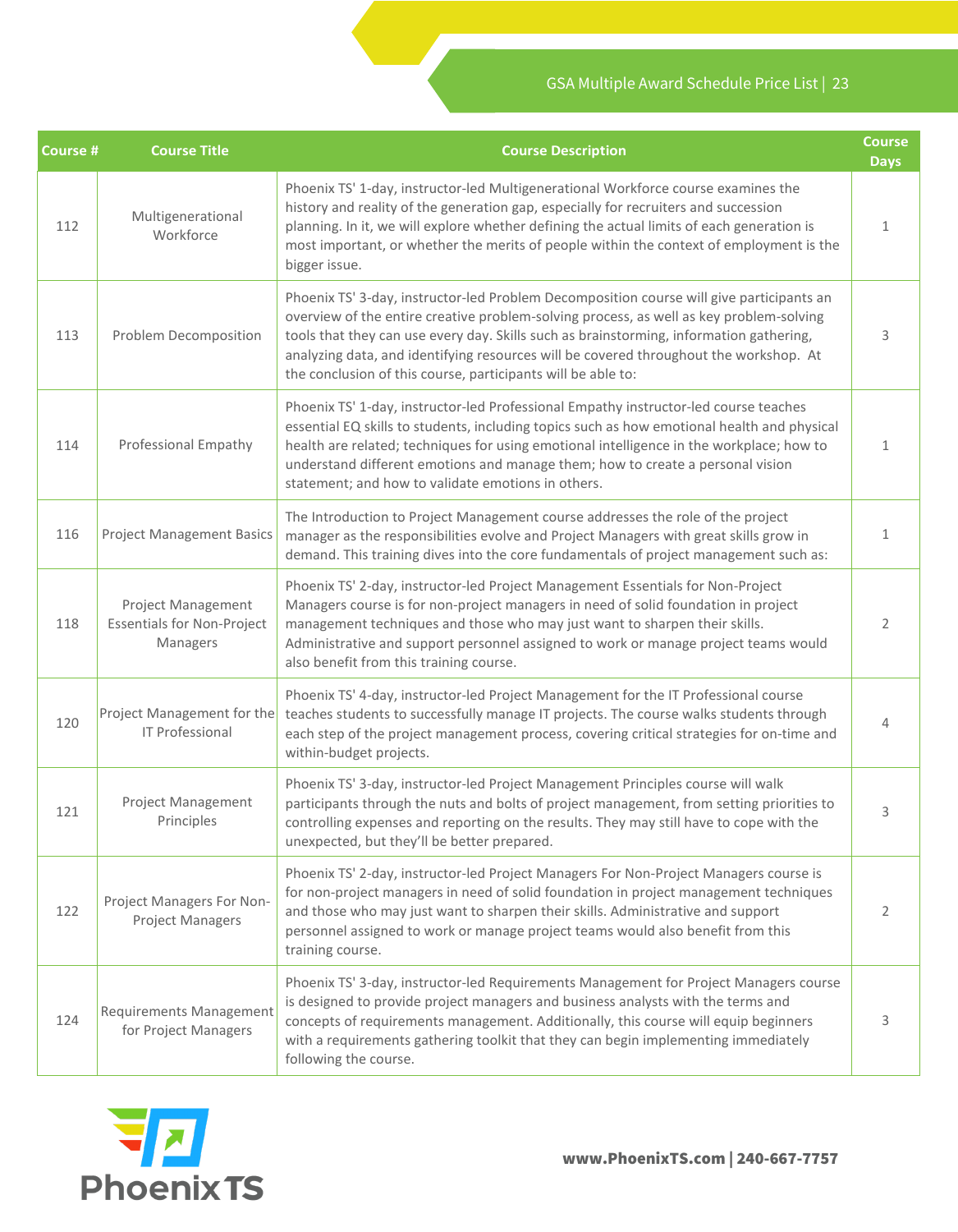| Course # | Course Title | Course Description | Course Days |
|---|---|---|---|
| 112 | Multigenerational Workforce | Phoenix TS' 1-day, instructor-led Multigenerational Workforce course examines the history and reality of the generation gap, especially for recruiters and succession planning. In it, we will explore whether defining the actual limits of each generation is most important, or whether the merits of people within the context of employment is the bigger issue. | 1 |
| 113 | Problem Decomposition | Phoenix TS' 3-day, instructor-led Problem Decomposition course will give participants an overview of the entire creative problem-solving process, as well as key problem-solving tools that they can use every day. Skills such as brainstorming, information gathering, analyzing data, and identifying resources will be covered throughout the workshop. At the conclusion of this course, participants will be able to: | 3 |
| 114 | Professional Empathy | Phoenix TS' 1-day, instructor-led Professional Empathy instructor-led course teaches essential EQ skills to students, including topics such as how emotional health and physical health are related; techniques for using emotional intelligence in the workplace; how to understand different emotions and manage them; how to create a personal vision statement; and how to validate emotions in others. | 1 |
| 116 | Project Management Basics | The Introduction to Project Management course addresses the role of the project manager as the responsibilities evolve and Project Managers with great skills grow in demand. This training dives into the core fundamentals of project management such as: | 1 |
| 118 | Project Management Essentials for Non-Project Managers | Phoenix TS' 2-day, instructor-led Project Management Essentials for Non-Project Managers course is for non-project managers in need of solid foundation in project management techniques and those who may just want to sharpen their skills. Administrative and support personnel assigned to work or manage project teams would also benefit from this training course. | 2 |
| 120 | Project Management for the IT Professional | Phoenix TS' 4-day, instructor-led Project Management for the IT Professional course teaches students to successfully manage IT projects. The course walks students through each step of the project management process, covering critical strategies for on-time and within-budget projects. | 4 |
| 121 | Project Management Principles | Phoenix TS' 3-day, instructor-led Project Management Principles course will walk participants through the nuts and bolts of project management, from setting priorities to controlling expenses and reporting on the results. They may still have to cope with the unexpected, but they'll be better prepared. | 3 |
| 122 | Project Managers For Non-Project Managers | Phoenix TS' 2-day, instructor-led Project Managers For Non-Project Managers course is for non-project managers in need of solid foundation in project management techniques and those who may just want to sharpen their skills. Administrative and support personnel assigned to work or manage project teams would also benefit from this training course. | 2 |
| 124 | Requirements Management for Project Managers | Phoenix TS' 3-day, instructor-led Requirements Management for Project Managers course is designed to provide project managers and business analysts with the terms and concepts of requirements management. Additionally, this course will equip beginners with a requirements gathering toolkit that they can begin implementing immediately following the course. | 3 |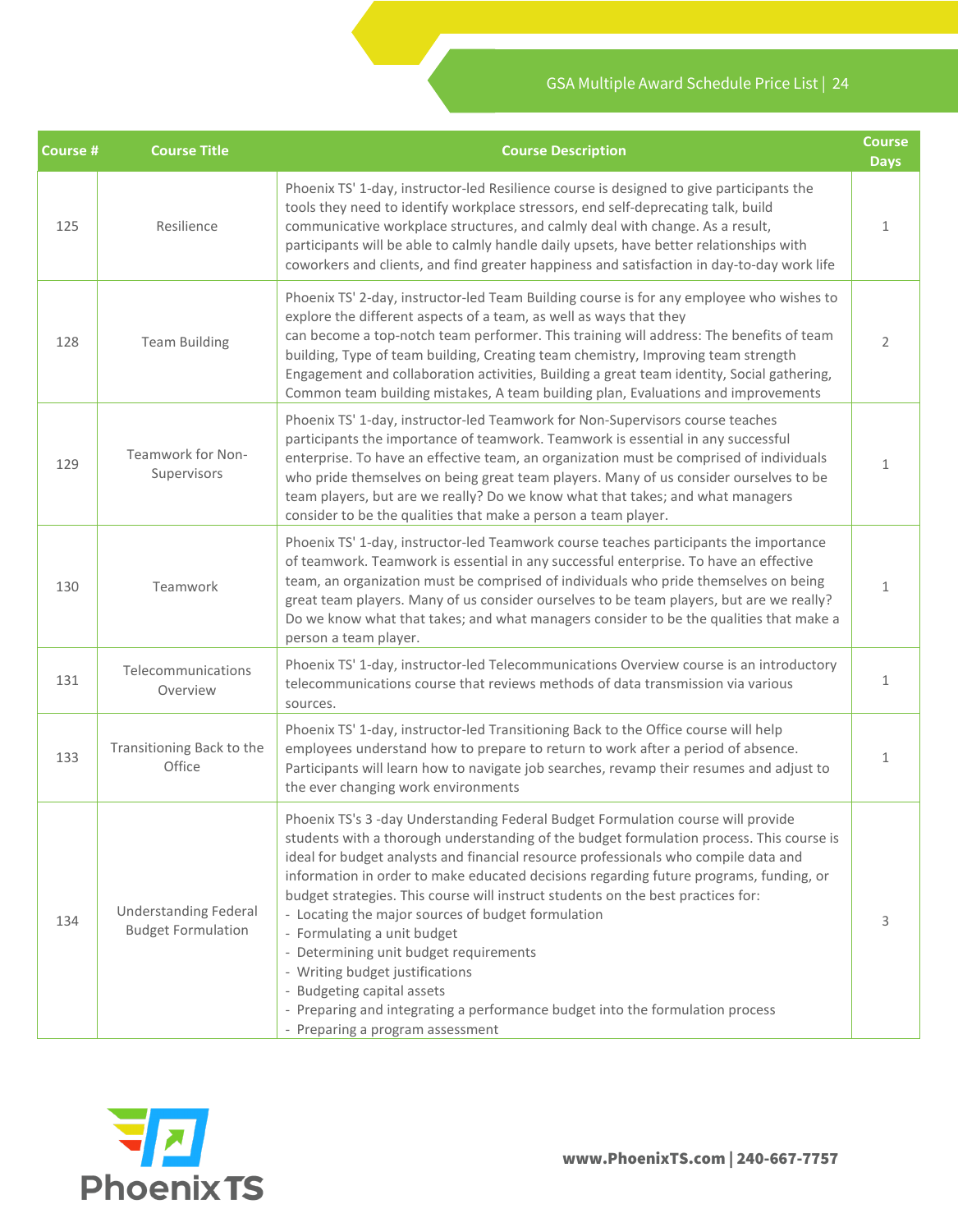| Course # | Course Title | Course Description | Course Days |
|---|---|---|---|
| 125 | Resilience | Phoenix TS' 1-day, instructor-led Resilience course is designed to give participants the tools they need to identify workplace stressors, end self-deprecating talk, build communicative workplace structures, and calmly deal with change. As a result, participants will be able to calmly handle daily upsets, have better relationships with coworkers and clients, and find greater happiness and satisfaction in day-to-day work life | 1 |
| 128 | Team Building | Phoenix TS' 2-day, instructor-led Team Building course is for any employee who wishes to explore the different aspects of a team, as well as ways that they can become a top-notch team performer. This training will address: The benefits of team building, Type of team building, Creating team chemistry, Improving team strength Engagement and collaboration activities, Building a great team identity, Social gathering, Common team building mistakes, A team building plan, Evaluations and improvements | 2 |
| 129 | Teamwork for Non-Supervisors | Phoenix TS' 1-day, instructor-led Teamwork for Non-Supervisors course teaches participants the importance of teamwork. Teamwork is essential in any successful enterprise. To have an effective team, an organization must be comprised of individuals who pride themselves on being great team players. Many of us consider ourselves to be team players, but are we really? Do we know what that takes; and what managers consider to be the qualities that make a person a team player. | 1 |
| 130 | Teamwork | Phoenix TS' 1-day, instructor-led Teamwork course teaches participants the importance of teamwork. Teamwork is essential in any successful enterprise. To have an effective team, an organization must be comprised of individuals who pride themselves on being great team players. Many of us consider ourselves to be team players, but are we really? Do we know what that takes; and what managers consider to be the qualities that make a person a team player. | 1 |
| 131 | Telecommunications Overview | Phoenix TS' 1-day, instructor-led Telecommunications Overview course is an introductory telecommunications course that reviews methods of data transmission via various sources. | 1 |
| 133 | Transitioning Back to the Office | Phoenix TS' 1-day, instructor-led Transitioning Back to the Office course will help employees understand how to prepare to return to work after a period of absence. Participants will learn how to navigate job searches, revamp their resumes and adjust to the ever changing work environments | 1 |
| 134 | Understanding Federal Budget Formulation | Phoenix TS's 3 -day Understanding Federal Budget Formulation course will provide students with a thorough understanding of the budget formulation process. This course is ideal for budget analysts and financial resource professionals who compile data and information in order to make educated decisions regarding future programs, funding, or budget strategies. This course will instruct students on the best practices for:<br>- Locating the major sources of budget formulation<br>- Formulating a unit budget<br>- Determining unit budget requirements<br>- Writing budget justifications<br>- Budgeting capital assets<br>- Preparing and integrating a performance budget into the formulation process<br>- Preparing a program assessment | 3 |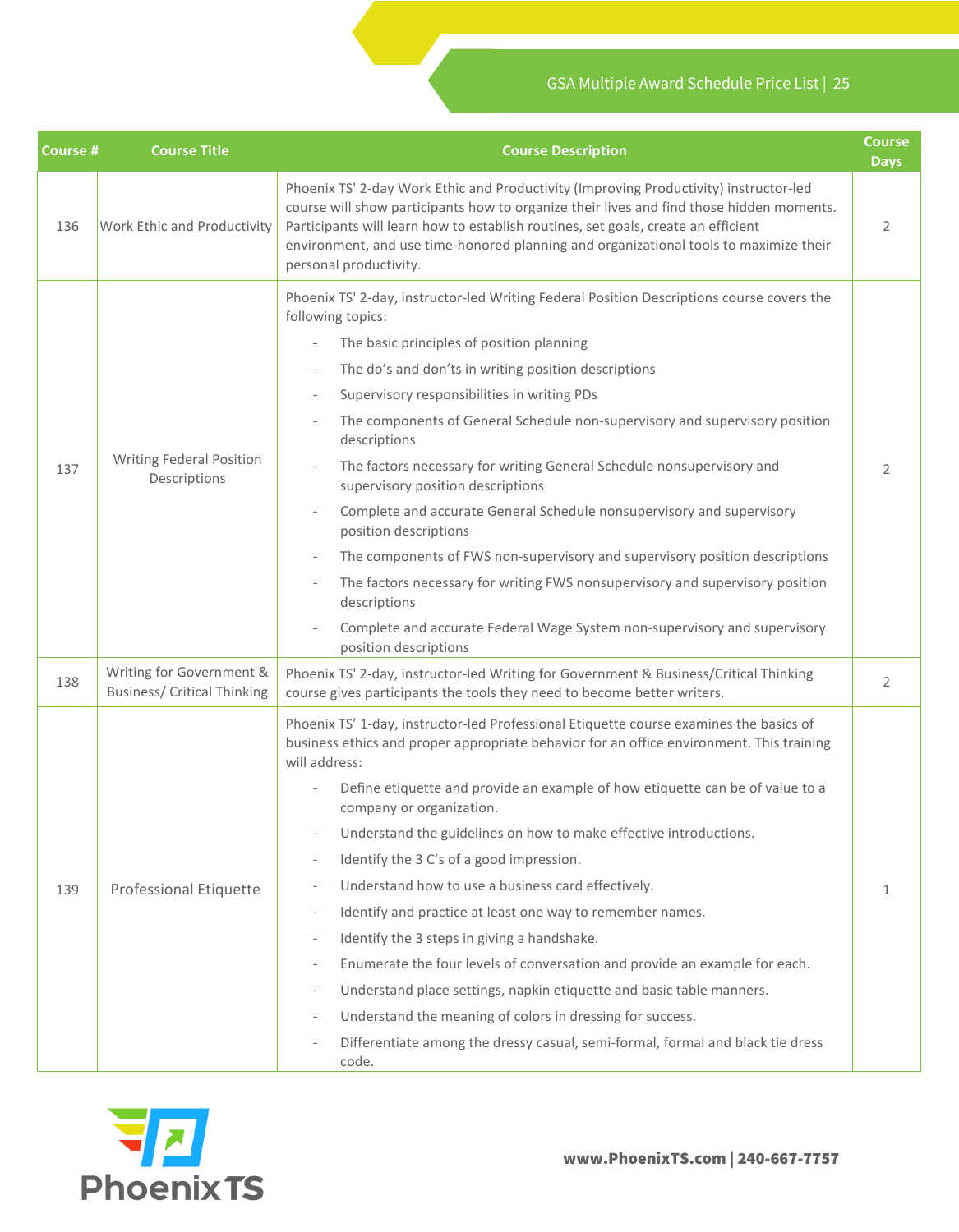| Course # | Course Title | Course Description | Course Days |
|---|---|---|---|
| 136 | Work Ethic and Productivity | Phoenix TS' 2-day Work Ethic and Productivity (Improving Productivity) instructor-led course will show participants how to organize their lives and find those hidden moments. Participants will learn how to establish routines, set goals, create an efficient environment, and use time-honored planning and organizational tools to maximize their personal productivity. | 2 |
| 137 | Writing Federal Position Descriptions | Phoenix TS' 2-day, instructor-led Writing Federal Position Descriptions course covers the following topics:<br>- The basic principles of position planning<br>- The do's and don'ts in writing position descriptions<br>- Supervisory responsibilities in writing PDs<br>- The components of General Schedule non-supervisory and supervisory position descriptions<br>- The factors necessary for writing General Schedule nonsupervisory and supervisory position descriptions<br>- Complete and accurate General Schedule nonsupervisory and supervisory position descriptions<br>- The components of FWS non-supervisory and supervisory position descriptions<br>- The factors necessary for writing FWS nonsupervisory and supervisory position descriptions<br>- Complete and accurate Federal Wage System non-supervisory and supervisory position descriptions | 2 |
| 138 | Writing for Government & Business/ Critical Thinking | Phoenix TS' 2-day, instructor-led Writing for Government & Business/Critical Thinking course gives participants the tools they need to become better writers. | 2 |
| 139 | Professional Etiquette | Phoenix TS' 1-day, instructor-led Professional Etiquette course examines the basics of business ethics and proper appropriate behavior for an office environment. This training will address:<br>- Define etiquette and provide an example of how etiquette can be of value to a company or organization.<br>- Understand the guidelines on how to make effective introductions.<br>- Identify the 3 C's of a good impression.<br>- Understand how to use a business card effectively.<br>- Identify and practice at least one way to remember names.<br>- Identify the 3 steps in giving a handshake.<br>- Enumerate the four levels of conversation and provide an example for each.<br>- Understand place settings, napkin etiquette and basic table manners.<br>- Understand the meaning of colors in dressing for success.<br>- Differentiate among the dressy casual, semi-formal, formal and black tie dress code. | 1 |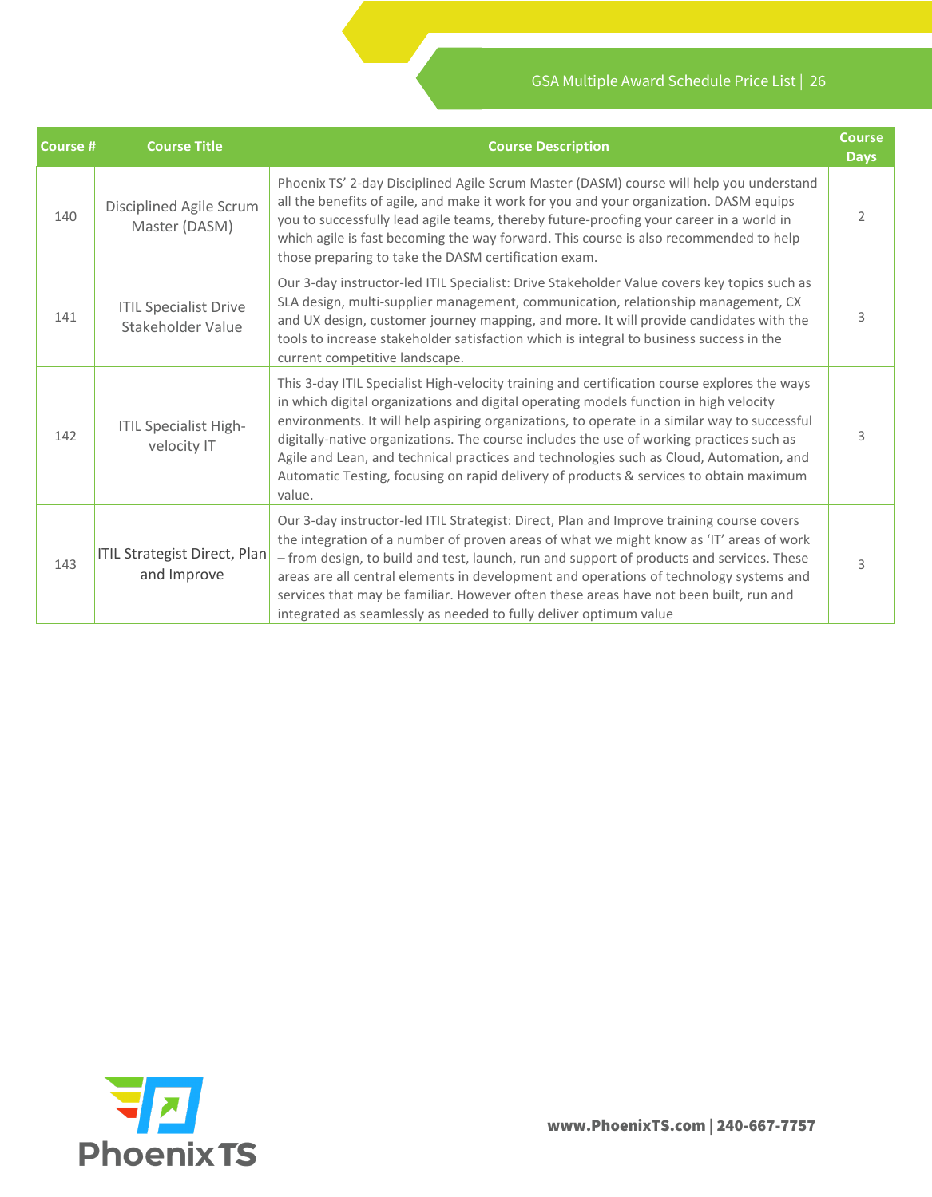| Course # | Course Title | Course Description | Course Days |
|---|---|---|---|
| 140 | Disciplined Agile Scrum Master (DASM) | Phoenix TS' 2-day Disciplined Agile Scrum Master (DASM) course will help you understand all the benefits of agile, and make it work for you and your organization. DASM equips you to successfully lead agile teams, thereby future-proofing your career in a world in which agile is fast becoming the way forward. This course is also recommended to help those preparing to take the DASM certification exam. | 2 |
| 141 | ITIL Specialist Drive Stakeholder Value | Our 3-day instructor-led ITIL Specialist: Drive Stakeholder Value covers key topics such as SLA design, multi-supplier management, communication, relationship management, CX and UX design, customer journey mapping, and more. It will provide candidates with the tools to increase stakeholder satisfaction which is integral to business success in the current competitive landscape. | 3 |
| 142 | ITIL Specialist High-velocity IT | This 3-day ITIL Specialist High-velocity training and certification course explores the ways in which digital organizations and digital operating models function in high velocity environments. It will help aspiring organizations, to operate in a similar way to successful digitally-native organizations. The course includes the use of working practices such as Agile and Lean, and technical practices and technologies such as Cloud, Automation, and Automatic Testing, focusing on rapid delivery of products & services to obtain maximum value. | 3 |
| 143 | ITIL Strategist Direct, Plan and Improve | Our 3-day instructor-led ITIL Strategist: Direct, Plan and Improve training course covers the integration of a number of proven areas of what we might know as 'IT' areas of work – from design, to build and test, launch, run and support of products and services. These areas are all central elements in development and operations of technology systems and services that may be familiar. However often these areas have not been built, run and integrated as seamlessly as needed to fully deliver optimum value | 3 |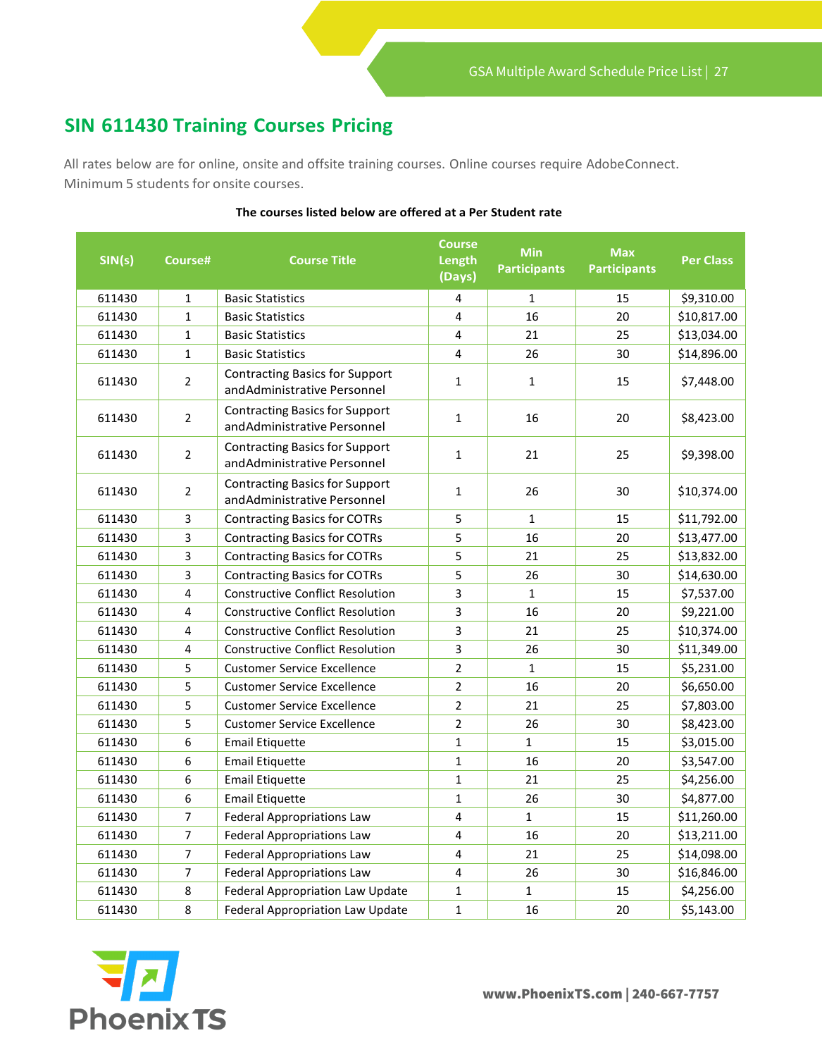## SIN 611430 Training Courses Pricing

All rates below are for online, onsite and offsite training courses. Online courses require AdobeConnect. Minimum 5 students for onsite courses.

**The courses listed below are offered at a Per Student rate**

| SIN(s) | Course# | Course Title | Course Length (Days) | Min Participants | Max Participants | Per Class |
|---|---|---|---|---|---|---|
| 611430 | 1 | Basic Statistics | 4 | 1 | 15 | $9,310.00 |
| 611430 | 1 | Basic Statistics | 4 | 16 | 20 | $10,817.00 |
| 611430 | 1 | Basic Statistics | 4 | 21 | 25 | $13,034.00 |
| 611430 | 1 | Basic Statistics | 4 | 26 | 30 | $14,896.00 |
| 611430 | 2 | Contracting Basics for Support andAdministrative Personnel | 1 | 1 | 15 | $7,448.00 |
| 611430 | 2 | Contracting Basics for Support andAdministrative Personnel | 1 | 16 | 20 | $8,423.00 |
| 611430 | 2 | Contracting Basics for Support andAdministrative Personnel | 1 | 21 | 25 | $9,398.00 |
| 611430 | 2 | Contracting Basics for Support andAdministrative Personnel | 1 | 26 | 30 | $10,374.00 |
| 611430 | 3 | Contracting Basics for COTRs | 5 | 1 | 15 | $11,792.00 |
| 611430 | 3 | Contracting Basics for COTRs | 5 | 16 | 20 | $13,477.00 |
| 611430 | 3 | Contracting Basics for COTRs | 5 | 21 | 25 | $13,832.00 |
| 611430 | 3 | Contracting Basics for COTRs | 5 | 26 | 30 | $14,630.00 |
| 611430 | 4 | Constructive Conflict Resolution | 3 | 1 | 15 | $7,537.00 |
| 611430 | 4 | Constructive Conflict Resolution | 3 | 16 | 20 | $9,221.00 |
| 611430 | 4 | Constructive Conflict Resolution | 3 | 21 | 25 | $10,374.00 |
| 611430 | 4 | Constructive Conflict Resolution | 3 | 26 | 30 | $11,349.00 |
| 611430 | 5 | Customer Service Excellence | 2 | 1 | 15 | $5,231.00 |
| 611430 | 5 | Customer Service Excellence | 2 | 16 | 20 | $6,650.00 |
| 611430 | 5 | Customer Service Excellence | 2 | 21 | 25 | $7,803.00 |
| 611430 | 5 | Customer Service Excellence | 2 | 26 | 30 | $8,423.00 |
| 611430 | 6 | Email Etiquette | 1 | 1 | 15 | $3,015.00 |
| 611430 | 6 | Email Etiquette | 1 | 16 | 20 | $3,547.00 |
| 611430 | 6 | Email Etiquette | 1 | 21 | 25 | $4,256.00 |
| 611430 | 6 | Email Etiquette | 1 | 26 | 30 | $4,877.00 |
| 611430 | 7 | Federal Appropriations Law | 4 | 1 | 15 | $11,260.00 |
| 611430 | 7 | Federal Appropriations Law | 4 | 16 | 20 | $13,211.00 |
| 611430 | 7 | Federal Appropriations Law | 4 | 21 | 25 | $14,098.00 |
| 611430 | 7 | Federal Appropriations Law | 4 | 26 | 30 | $16,846.00 |
| 611430 | 8 | Federal Appropriation Law Update | 1 | 1 | 15 | $4,256.00 |
| 611430 | 8 | Federal Appropriation Law Update | 1 | 16 | 20 | $5,143.00 |

PhoenixTS

**www.PhoenixTS.com | 240-667-7757**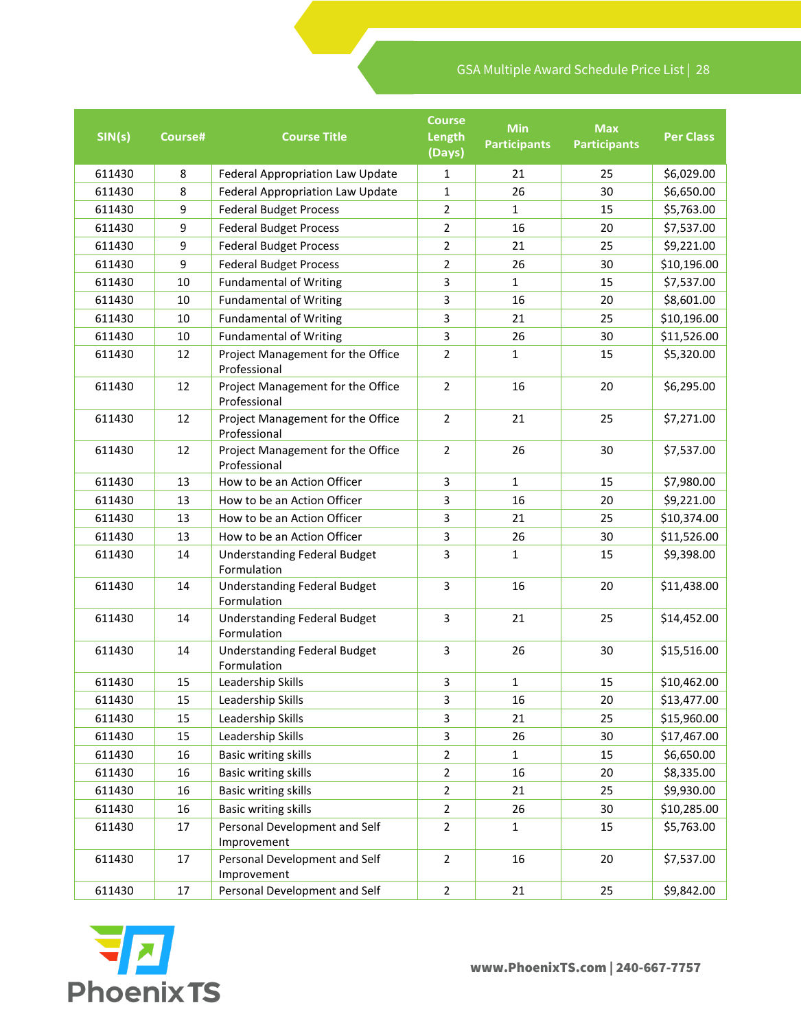| SIN(s) | Course# | Course Title | Course Length (Days) | Min Participants | Max Participants | Per Class |
|---|---|---|---|---|---|---|
| 611430 | 8 | Federal Appropriation Law Update | 1 | 21 | 25 | $6,029.00 |
| 611430 | 8 | Federal Appropriation Law Update | 1 | 26 | 30 | $6,650.00 |
| 611430 | 9 | Federal Budget Process | 2 | 1 | 15 | $5,763.00 |
| 611430 | 9 | Federal Budget Process | 2 | 16 | 20 | $7,537.00 |
| 611430 | 9 | Federal Budget Process | 2 | 21 | 25 | $9,221.00 |
| 611430 | 9 | Federal Budget Process | 2 | 26 | 30 | $10,196.00 |
| 611430 | 10 | Fundamental of Writing | 3 | 1 | 15 | $7,537.00 |
| 611430 | 10 | Fundamental of Writing | 3 | 16 | 20 | $8,601.00 |
| 611430 | 10 | Fundamental of Writing | 3 | 21 | 25 | $10,196.00 |
| 611430 | 10 | Fundamental of Writing | 3 | 26 | 30 | $11,526.00 |
| 611430 | 12 | Project Management for the Office Professional | 2 | 1 | 15 | $5,320.00 |
| 611430 | 12 | Project Management for the Office Professional | 2 | 16 | 20 | $6,295.00 |
| 611430 | 12 | Project Management for the Office Professional | 2 | 21 | 25 | $7,271.00 |
| 611430 | 12 | Project Management for the Office Professional | 2 | 26 | 30 | $7,537.00 |
| 611430 | 13 | How to be an Action Officer | 3 | 1 | 15 | $7,980.00 |
| 611430 | 13 | How to be an Action Officer | 3 | 16 | 20 | $9,221.00 |
| 611430 | 13 | How to be an Action Officer | 3 | 21 | 25 | $10,374.00 |
| 611430 | 13 | How to be an Action Officer | 3 | 26 | 30 | $11,526.00 |
| 611430 | 14 | Understanding Federal Budget Formulation | 3 | 1 | 15 | $9,398.00 |
| 611430 | 14 | Understanding Federal Budget Formulation | 3 | 16 | 20 | $11,438.00 |
| 611430 | 14 | Understanding Federal Budget Formulation | 3 | 21 | 25 | $14,452.00 |
| 611430 | 14 | Understanding Federal Budget Formulation | 3 | 26 | 30 | $15,516.00 |
| 611430 | 15 | Leadership Skills | 3 | 1 | 15 | $10,462.00 |
| 611430 | 15 | Leadership Skills | 3 | 16 | 20 | $13,477.00 |
| 611430 | 15 | Leadership Skills | 3 | 21 | 25 | $15,960.00 |
| 611430 | 15 | Leadership Skills | 3 | 26 | 30 | $17,467.00 |
| 611430 | 16 | Basic writing skills | 2 | 1 | 15 | $6,650.00 |
| 611430 | 16 | Basic writing skills | 2 | 16 | 20 | $8,335.00 |
| 611430 | 16 | Basic writing skills | 2 | 21 | 25 | $9,930.00 |
| 611430 | 16 | Basic writing skills | 2 | 26 | 30 | $10,285.00 |
| 611430 | 17 | Personal Development and Self Improvement | 2 | 1 | 15 | $5,763.00 |
| 611430 | 17 | Personal Development and Self Improvement | 2 | 16 | 20 | $7,537.00 |
| 611430 | 17 | Personal Development and Self | 2 | 21 | 25 | $9,842.00 |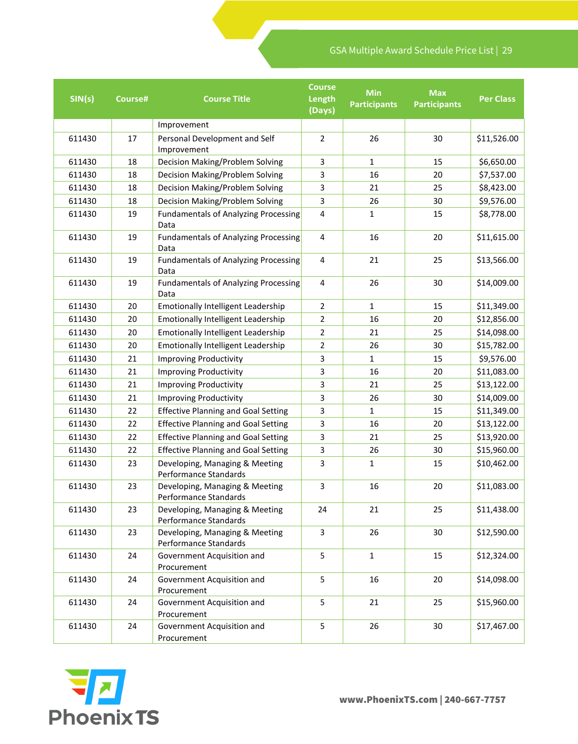| SIN(s) | Course# | Course Title | Course Length (Days) | Min Participants | Max Participants | Per Class |
|---|---|---|---|---|---|---|
| | | Improvement | | | | |
| 611430 | 17 | Personal Development and Self Improvement | 2 | 26 | 30 | $11,526.00 |
| 611430 | 18 | Decision Making/Problem Solving | 3 | 1 | 15 | $6,650.00 |
| 611430 | 18 | Decision Making/Problem Solving | 3 | 16 | 20 | $7,537.00 |
| 611430 | 18 | Decision Making/Problem Solving | 3 | 21 | 25 | $8,423.00 |
| 611430 | 18 | Decision Making/Problem Solving | 3 | 26 | 30 | $9,576.00 |
| 611430 | 19 | Fundamentals of Analyzing Processing Data | 4 | 1 | 15 | $8,778.00 |
| 611430 | 19 | Fundamentals of Analyzing Processing Data | 4 | 16 | 20 | $11,615.00 |
| 611430 | 19 | Fundamentals of Analyzing Processing Data | 4 | 21 | 25 | $13,566.00 |
| 611430 | 19 | Fundamentals of Analyzing Processing Data | 4 | 26 | 30 | $14,009.00 |
| 611430 | 20 | Emotionally Intelligent Leadership | 2 | 1 | 15 | $11,349.00 |
| 611430 | 20 | Emotionally Intelligent Leadership | 2 | 16 | 20 | $12,856.00 |
| 611430 | 20 | Emotionally Intelligent Leadership | 2 | 21 | 25 | $14,098.00 |
| 611430 | 20 | Emotionally Intelligent Leadership | 2 | 26 | 30 | $15,782.00 |
| 611430 | 21 | Improving Productivity | 3 | 1 | 15 | $9,576.00 |
| 611430 | 21 | Improving Productivity | 3 | 16 | 20 | $11,083.00 |
| 611430 | 21 | Improving Productivity | 3 | 21 | 25 | $13,122.00 |
| 611430 | 21 | Improving Productivity | 3 | 26 | 30 | $14,009.00 |
| 611430 | 22 | Effective Planning and Goal Setting | 3 | 1 | 15 | $11,349.00 |
| 611430 | 22 | Effective Planning and Goal Setting | 3 | 16 | 20 | $13,122.00 |
| 611430 | 22 | Effective Planning and Goal Setting | 3 | 21 | 25 | $13,920.00 |
| 611430 | 22 | Effective Planning and Goal Setting | 3 | 26 | 30 | $15,960.00 |
| 611430 | 23 | Developing, Managing & Meeting Performance Standards | 3 | 1 | 15 | $10,462.00 |
| 611430 | 23 | Developing, Managing & Meeting Performance Standards | 3 | 16 | 20 | $11,083.00 |
| 611430 | 23 | Developing, Managing & Meeting Performance Standards | 24 | 21 | 25 | $11,438.00 |
| 611430 | 23 | Developing, Managing & Meeting Performance Standards | 3 | 26 | 30 | $12,590.00 |
| 611430 | 24 | Government Acquisition and Procurement | 5 | 1 | 15 | $12,324.00 |
| 611430 | 24 | Government Acquisition and Procurement | 5 | 16 | 20 | $14,098.00 |
| 611430 | 24 | Government Acquisition and Procurement | 5 | 21 | 25 | $15,960.00 |
| 611430 | 24 | Government Acquisition and Procurement | 5 | 26 | 30 | $17,467.00 |

PhoenixTS

www.PhoenixTS.com | 240-667-7757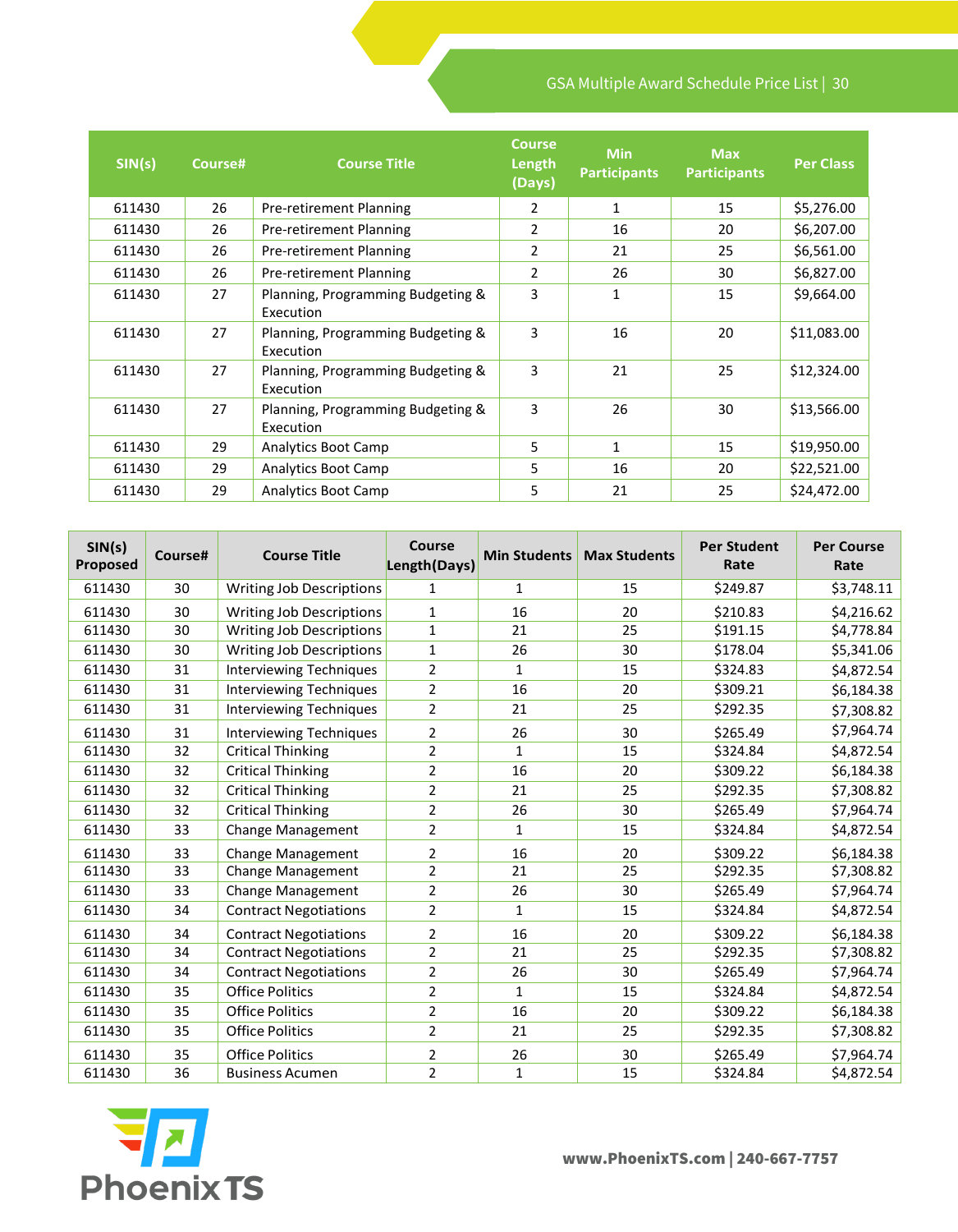| SIN(s) | Course# | Course Title | Course Length (Days) | Min Participants | Max Participants | Per Class |
|---|---|---|---|---|---|---|
| 611430 | 26 | Pre-retirement Planning | 2 | 1 | 15 | $5,276.00 |
| 611430 | 26 | Pre-retirement Planning | 2 | 16 | 20 | $6,207.00 |
| 611430 | 26 | Pre-retirement Planning | 2 | 21 | 25 | $6,561.00 |
| 611430 | 26 | Pre-retirement Planning | 2 | 26 | 30 | $6,827.00 |
| 611430 | 27 | Planning, Programming Budgeting & Execution | 3 | 1 | 15 | $9,664.00 |
| 611430 | 27 | Planning, Programming Budgeting & Execution | 3 | 16 | 20 | $11,083.00 |
| 611430 | 27 | Planning, Programming Budgeting & Execution | 3 | 21 | 25 | $12,324.00 |
| 611430 | 27 | Planning, Programming Budgeting & Execution | 3 | 26 | 30 | $13,566.00 |
| 611430 | 29 | Analytics Boot Camp | 5 | 1 | 15 | $19,950.00 |
| 611430 | 29 | Analytics Boot Camp | 5 | 16 | 20 | $22,521.00 |
| 611430 | 29 | Analytics Boot Camp | 5 | 21 | 25 | $24,472.00 |

| SIN(s) Proposed | Course# | Course Title | Course Length(Days) | Min Students | Max Students | Per Student Rate | Per Course Rate |
|---|---|---|---|---|---|---|---|
| 611430 | 30 | Writing Job Descriptions | 1 | 1 | 15 | $249.87 | $3,748.11 |
| 611430 | 30 | Writing Job Descriptions | 1 | 16 | 20 | $210.83 | $4,216.62 |
| 611430 | 30 | Writing Job Descriptions | 1 | 21 | 25 | $191.15 | $4,778.84 |
| 611430 | 30 | Writing Job Descriptions | 1 | 26 | 30 | $178.04 | $5,341.06 |
| 611430 | 31 | Interviewing Techniques | 2 | 1 | 15 | $324.83 | $4,872.54 |
| 611430 | 31 | Interviewing Techniques | 2 | 16 | 20 | $309.21 | $6,184.38 |
| 611430 | 31 | Interviewing Techniques | 2 | 21 | 25 | $292.35 | $7,308.82 |
| 611430 | 31 | Interviewing Techniques | 2 | 26 | 30 | $265.49 | $7,964.74 |
| 611430 | 32 | Critical Thinking | 2 | 1 | 15 | $324.84 | $4,872.54 |
| 611430 | 32 | Critical Thinking | 2 | 16 | 20 | $309.22 | $6,184.38 |
| 611430 | 32 | Critical Thinking | 2 | 21 | 25 | $292.35 | $7,308.82 |
| 611430 | 32 | Critical Thinking | 2 | 26 | 30 | $265.49 | $7,964.74 |
| 611430 | 33 | Change Management | 2 | 1 | 15 | $324.84 | $4,872.54 |
| 611430 | 33 | Change Management | 2 | 16 | 20 | $309.22 | $6,184.38 |
| 611430 | 33 | Change Management | 2 | 21 | 25 | $292.35 | $7,308.82 |
| 611430 | 33 | Change Management | 2 | 26 | 30 | $265.49 | $7,964.74 |
| 611430 | 34 | Contract Negotiations | 2 | 1 | 15 | $324.84 | $4,872.54 |
| 611430 | 34 | Contract Negotiations | 2 | 16 | 20 | $309.22 | $6,184.38 |
| 611430 | 34 | Contract Negotiations | 2 | 21 | 25 | $292.35 | $7,308.82 |
| 611430 | 34 | Contract Negotiations | 2 | 26 | 30 | $265.49 | $7,964.74 |
| 611430 | 35 | Office Politics | 2 | 1 | 15 | $324.84 | $4,872.54 |
| 611430 | 35 | Office Politics | 2 | 16 | 20 | $309.22 | $6,184.38 |
| 611430 | 35 | Office Politics | 2 | 21 | 25 | $292.35 | $7,308.82 |
| 611430 | 35 | Office Politics | 2 | 26 | 30 | $265.49 | $7,964.74 |
| 611430 | 36 | Business Acumen | 2 | 1 | 15 | $324.84 | $4,872.54 |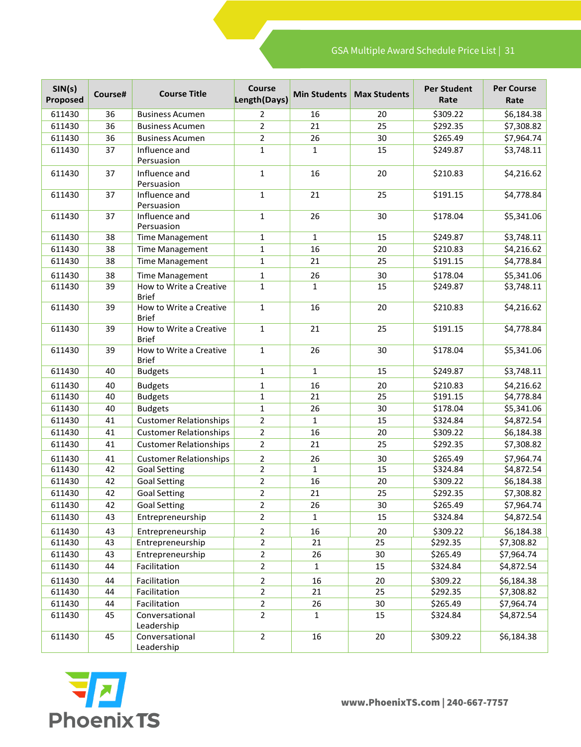| SIN(s) Proposed | Course# | Course Title | Course Length(Days) | Min Students | Max Students | Per Student Rate | Per Course Rate |
|---|---|---|---|---|---|---|---|
| 611430 | 36 | Business Acumen | 2 | 16 | 20 | $309.22 | $6,184.38 |
| 611430 | 36 | Business Acumen | 2 | 21 | 25 | $292.35 | $7,308.82 |
| 611430 | 36 | Business Acumen | 2 | 26 | 30 | $265.49 | $7,964.74 |
| 611430 | 37 | Influence and Persuasion | 1 | 1 | 15 | $249.87 | $3,748.11 |
| 611430 | 37 | Influence and Persuasion | 1 | 16 | 20 | $210.83 | $4,216.62 |
| 611430 | 37 | Influence and Persuasion | 1 | 21 | 25 | $191.15 | $4,778.84 |
| 611430 | 37 | Influence and Persuasion | 1 | 26 | 30 | $178.04 | $5,341.06 |
| 611430 | 38 | Time Management | 1 | 1 | 15 | $249.87 | $3,748.11 |
| 611430 | 38 | Time Management | 1 | 16 | 20 | $210.83 | $4,216.62 |
| 611430 | 38 | Time Management | 1 | 21 | 25 | $191.15 | $4,778.84 |
| 611430 | 38 | Time Management | 1 | 26 | 30 | $178.04 | $5,341.06 |
| 611430 | 39 | How to Write a Creative Brief | 1 | 1 | 15 | $249.87 | $3,748.11 |
| 611430 | 39 | How to Write a Creative Brief | 1 | 16 | 20 | $210.83 | $4,216.62 |
| 611430 | 39 | How to Write a Creative Brief | 1 | 21 | 25 | $191.15 | $4,778.84 |
| 611430 | 39 | How to Write a Creative Brief | 1 | 26 | 30 | $178.04 | $5,341.06 |
| 611430 | 40 | Budgets | 1 | 1 | 15 | $249.87 | $3,748.11 |
| 611430 | 40 | Budgets | 1 | 16 | 20 | $210.83 | $4,216.62 |
| 611430 | 40 | Budgets | 1 | 21 | 25 | $191.15 | $4,778.84 |
| 611430 | 40 | Budgets | 1 | 26 | 30 | $178.04 | $5,341.06 |
| 611430 | 41 | Customer Relationships | 2 | 1 | 15 | $324.84 | $4,872.54 |
| 611430 | 41 | Customer Relationships | 2 | 16 | 20 | $309.22 | $6,184.38 |
| 611430 | 41 | Customer Relationships | 2 | 21 | 25 | $292.35 | $7,308.82 |
| 611430 | 41 | Customer Relationships | 2 | 26 | 30 | $265.49 | $7,964.74 |
| 611430 | 42 | Goal Setting | 2 | 1 | 15 | $324.84 | $4,872.54 |
| 611430 | 42 | Goal Setting | 2 | 16 | 20 | $309.22 | $6,184.38 |
| 611430 | 42 | Goal Setting | 2 | 21 | 25 | $292.35 | $7,308.82 |
| 611430 | 42 | Goal Setting | 2 | 26 | 30 | $265.49 | $7,964.74 |
| 611430 | 43 | Entrepreneurship | 2 | 1 | 15 | $324.84 | $4,872.54 |
| 611430 | 43 | Entrepreneurship | 2 | 16 | 20 | $309.22 | $6,184.38 |
| 611430 | 43 | Entrepreneurship | 2 | 21 | 25 | $292.35 | $7,308.82 |
| 611430 | 43 | Entrepreneurship | 2 | 26 | 30 | $265.49 | $7,964.74 |
| 611430 | 44 | Facilitation | 2 | 1 | 15 | $324.84 | $4,872.54 |
| 611430 | 44 | Facilitation | 2 | 16 | 20 | $309.22 | $6,184.38 |
| 611430 | 44 | Facilitation | 2 | 21 | 25 | $292.35 | $7,308.82 |
| 611430 | 44 | Facilitation | 2 | 26 | 30 | $265.49 | $7,964.74 |
| 611430 | 45 | Conversational Leadership | 2 | 1 | 15 | $324.84 | $4,872.54 |
| 611430 | 45 | Conversational Leadership | 2 | 16 | 20 | $309.22 | $6,184.38 |

PhoenixTS

www.PhoenixTS.com | 240-667-7757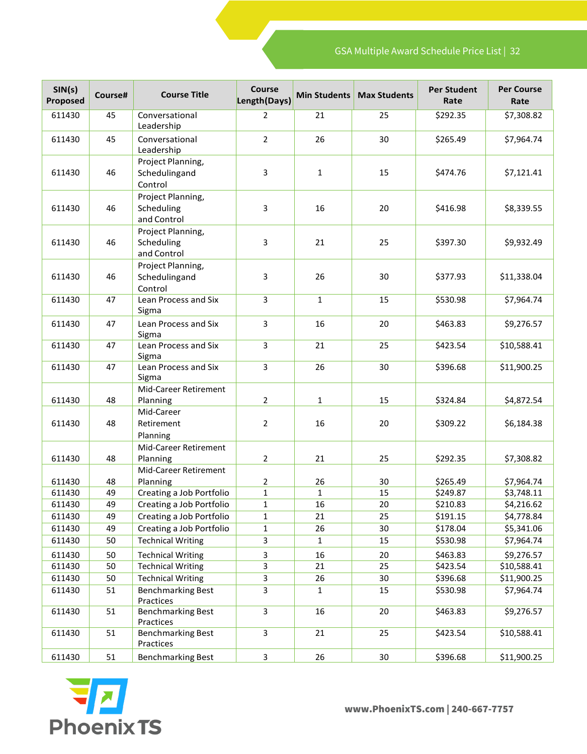| SIN(s) Proposed | Course# | Course Title | Course Length(Days) | Min Students | Max Students | Per Student Rate | Per Course Rate |
|---|---|---|---|---|---|---|---|
| 611430 | 45 | Conversational Leadership | 2 | 21 | 25 | $292.35 | $7,308.82 |
| 611430 | 45 | Conversational Leadership | 2 | 26 | 30 | $265.49 | $7,964.74 |
| 611430 | 46 | Project Planning, Schedulingand Control | 3 | 1 | 15 | $474.76 | $7,121.41 |
| 611430 | 46 | Project Planning, Scheduling and Control | 3 | 16 | 20 | $416.98 | $8,339.55 |
| 611430 | 46 | Project Planning, Scheduling and Control | 3 | 21 | 25 | $397.30 | $9,932.49 |
| 611430 | 46 | Project Planning, Schedulingand Control | 3 | 26 | 30 | $377.93 | $11,338.04 |
| 611430 | 47 | Lean Process and Six Sigma | 3 | 1 | 15 | $530.98 | $7,964.74 |
| 611430 | 47 | Lean Process and Six Sigma | 3 | 16 | 20 | $463.83 | $9,276.57 |
| 611430 | 47 | Lean Process and Six Sigma | 3 | 21 | 25 | $423.54 | $10,588.41 |
| 611430 | 47 | Lean Process and Six Sigma | 3 | 26 | 30 | $396.68 | $11,900.25 |
| 611430 | 48 | Mid-Career Retirement Planning | 2 | 1 | 15 | $324.84 | $4,872.54 |
| 611430 | 48 | Mid-Career Retirement Planning | 2 | 16 | 20 | $309.22 | $6,184.38 |
| 611430 | 48 | Mid-Career Retirement Planning | 2 | 21 | 25 | $292.35 | $7,308.82 |
| 611430 | 48 | Mid-Career Retirement Planning | 2 | 26 | 30 | $265.49 | $7,964.74 |
| 611430 | 49 | Creating a Job Portfolio | 1 | 1 | 15 | $249.87 | $3,748.11 |
| 611430 | 49 | Creating a Job Portfolio | 1 | 16 | 20 | $210.83 | $4,216.62 |
| 611430 | 49 | Creating a Job Portfolio | 1 | 21 | 25 | $191.15 | $4,778.84 |
| 611430 | 49 | Creating a Job Portfolio | 1 | 26 | 30 | $178.04 | $5,341.06 |
| 611430 | 50 | Technical Writing | 3 | 1 | 15 | $530.98 | $7,964.74 |
| 611430 | 50 | Technical Writing | 3 | 16 | 20 | $463.83 | $9,276.57 |
| 611430 | 50 | Technical Writing | 3 | 21 | 25 | $423.54 | $10,588.41 |
| 611430 | 50 | Technical Writing | 3 | 26 | 30 | $396.68 | $11,900.25 |
| 611430 | 51 | Benchmarking Best Practices | 3 | 1 | 15 | $530.98 | $7,964.74 |
| 611430 | 51 | Benchmarking Best Practices | 3 | 16 | 20 | $463.83 | $9,276.57 |
| 611430 | 51 | Benchmarking Best Practices | 3 | 21 | 25 | $423.54 | $10,588.41 |
| 611430 | 51 | Benchmarking Best | 3 | 26 | 30 | $396.68 | $11,900.25 |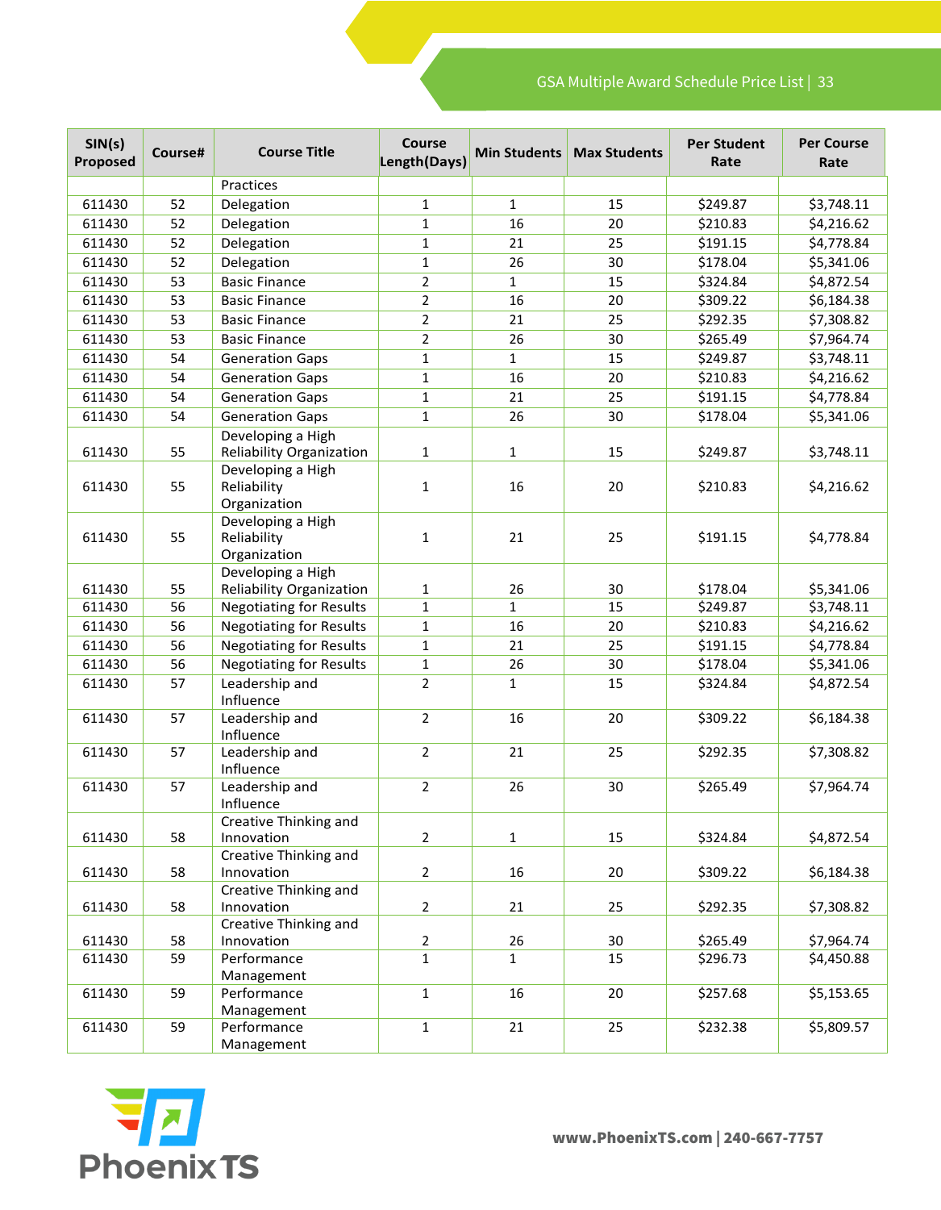| SIN(s) Proposed | Course# | Course Title | Course Length(Days) | Min Students | Max Students | Per Student Rate | Per Course Rate |
|---|---|---|---|---|---|---|---|
| | | Practices | | | | | |
| 611430 | 52 | Delegation | 1 | 1 | 15 | $249.87 | $3,748.11 |
| 611430 | 52 | Delegation | 1 | 16 | 20 | $210.83 | $4,216.62 |
| 611430 | 52 | Delegation | 1 | 21 | 25 | $191.15 | $4,778.84 |
| 611430 | 52 | Delegation | 1 | 26 | 30 | $178.04 | $5,341.06 |
| 611430 | 53 | Basic Finance | 2 | 1 | 15 | $324.84 | $4,872.54 |
| 611430 | 53 | Basic Finance | 2 | 16 | 20 | $309.22 | $6,184.38 |
| 611430 | 53 | Basic Finance | 2 | 21 | 25 | $292.35 | $7,308.82 |
| 611430 | 53 | Basic Finance | 2 | 26 | 30 | $265.49 | $7,964.74 |
| 611430 | 54 | Generation Gaps | 1 | 1 | 15 | $249.87 | $3,748.11 |
| 611430 | 54 | Generation Gaps | 1 | 16 | 20 | $210.83 | $4,216.62 |
| 611430 | 54 | Generation Gaps | 1 | 21 | 25 | $191.15 | $4,778.84 |
| 611430 | 54 | Generation Gaps | 1 | 26 | 30 | $178.04 | $5,341.06 |
| 611430 | 55 | Developing a High Reliability Organization | 1 | 1 | 15 | $249.87 | $3,748.11 |
| 611430 | 55 | Developing a High Reliability Organization | 1 | 16 | 20 | $210.83 | $4,216.62 |
| 611430 | 55 | Developing a High Reliability Organization | 1 | 21 | 25 | $191.15 | $4,778.84 |
| 611430 | 55 | Developing a High Reliability Organization | 1 | 26 | 30 | $178.04 | $5,341.06 |
| 611430 | 56 | Negotiating for Results | 1 | 1 | 15 | $249.87 | $3,748.11 |
| 611430 | 56 | Negotiating for Results | 1 | 16 | 20 | $210.83 | $4,216.62 |
| 611430 | 56 | Negotiating for Results | 1 | 21 | 25 | $191.15 | $4,778.84 |
| 611430 | 56 | Negotiating for Results | 1 | 26 | 30 | $178.04 | $5,341.06 |
| 611430 | 57 | Leadership and Influence | 2 | 1 | 15 | $324.84 | $4,872.54 |
| 611430 | 57 | Leadership and Influence | 2 | 16 | 20 | $309.22 | $6,184.38 |
| 611430 | 57 | Leadership and Influence | 2 | 21 | 25 | $292.35 | $7,308.82 |
| 611430 | 57 | Leadership and Influence | 2 | 26 | 30 | $265.49 | $7,964.74 |
| 611430 | 58 | Creative Thinking and Innovation | 2 | 1 | 15 | $324.84 | $4,872.54 |
| 611430 | 58 | Creative Thinking and Innovation | 2 | 16 | 20 | $309.22 | $6,184.38 |
| 611430 | 58 | Creative Thinking and Innovation | 2 | 21 | 25 | $292.35 | $7,308.82 |
| 611430 | 58 | Creative Thinking and Innovation | 2 | 26 | 30 | $265.49 | $7,964.74 |
| 611430 | 59 | Performance Management | 1 | 1 | 15 | $296.73 | $4,450.88 |
| 611430 | 59 | Performance Management | 1 | 16 | 20 | $257.68 | $5,153.65 |
| 611430 | 59 | Performance Management | 1 | 21 | 25 | $232.38 | $5,809.57 |

PhoenixTS

www.PhoenixTS.com | 240-667-7757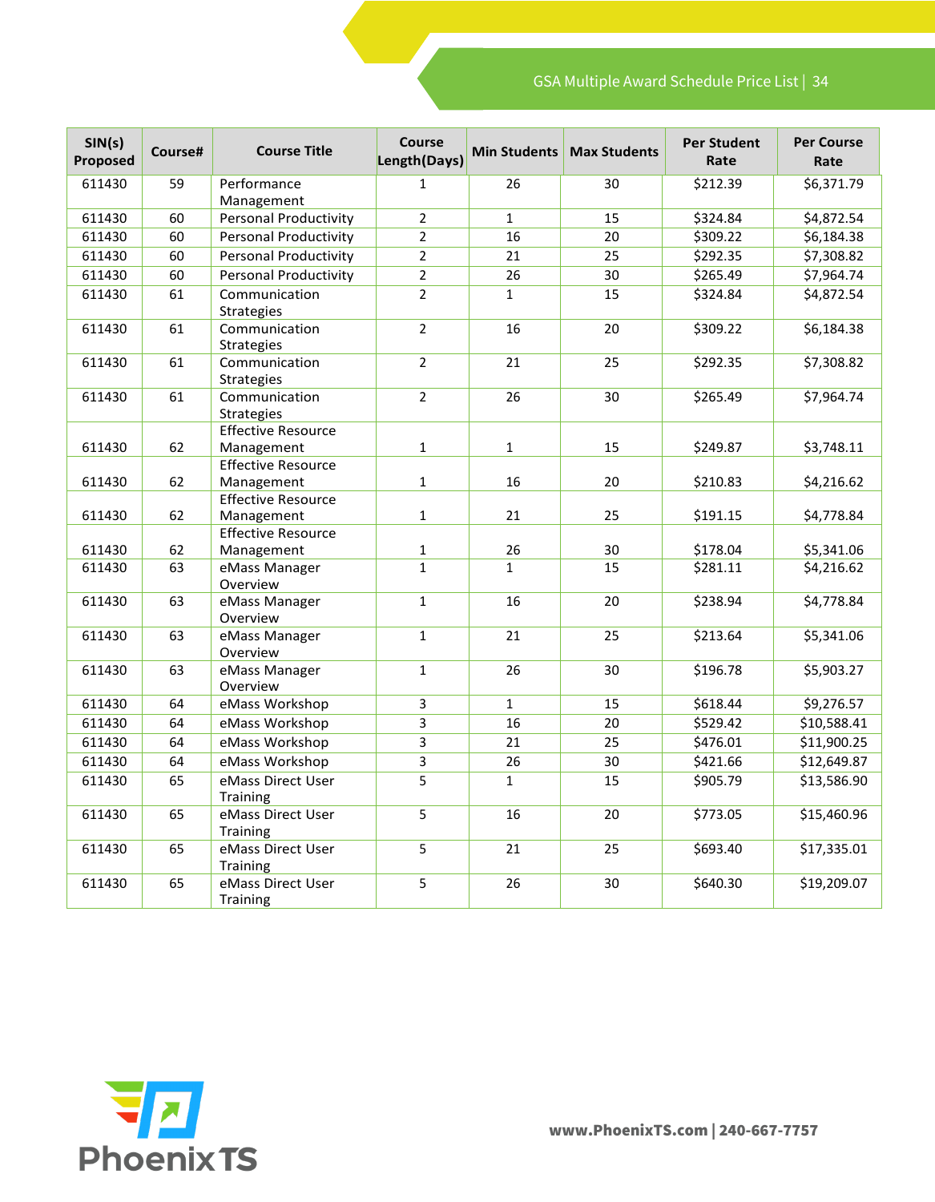| SIN(s) Proposed | Course# | Course Title | Course Length(Days) | Min Students | Max Students | Per Student Rate | Per Course Rate |
|---|---|---|---|---|---|---|---|
| 611430 | 59 | Performance Management | 1 | 26 | 30 | $212.39 | $6,371.79 |
| 611430 | 60 | Personal Productivity | 2 | 1 | 15 | $324.84 | $4,872.54 |
| 611430 | 60 | Personal Productivity | 2 | 16 | 20 | $309.22 | $6,184.38 |
| 611430 | 60 | Personal Productivity | 2 | 21 | 25 | $292.35 | $7,308.82 |
| 611430 | 60 | Personal Productivity | 2 | 26 | 30 | $265.49 | $7,964.74 |
| 611430 | 61 | Communication Strategies | 2 | 1 | 15 | $324.84 | $4,872.54 |
| 611430 | 61 | Communication Strategies | 2 | 16 | 20 | $309.22 | $6,184.38 |
| 611430 | 61 | Communication Strategies | 2 | 21 | 25 | $292.35 | $7,308.82 |
| 611430 | 61 | Communication Strategies | 2 | 26 | 30 | $265.49 | $7,964.74 |
| 611430 | 62 | Effective Resource Management | 1 | 1 | 15 | $249.87 | $3,748.11 |
| 611430 | 62 | Effective Resource Management | 1 | 16 | 20 | $210.83 | $4,216.62 |
| 611430 | 62 | Effective Resource Management | 1 | 21 | 25 | $191.15 | $4,778.84 |
| 611430 | 62 | Effective Resource Management | 1 | 26 | 30 | $178.04 | $5,341.06 |
| 611430 | 63 | eMass Manager Overview | 1 | 1 | 15 | $281.11 | $4,216.62 |
| 611430 | 63 | eMass Manager Overview | 1 | 16 | 20 | $238.94 | $4,778.84 |
| 611430 | 63 | eMass Manager Overview | 1 | 21 | 25 | $213.64 | $5,341.06 |
| 611430 | 63 | eMass Manager Overview | 1 | 26 | 30 | $196.78 | $5,903.27 |
| 611430 | 64 | eMass Workshop | 3 | 1 | 15 | $618.44 | $9,276.57 |
| 611430 | 64 | eMass Workshop | 3 | 16 | 20 | $529.42 | $10,588.41 |
| 611430 | 64 | eMass Workshop | 3 | 21 | 25 | $476.01 | $11,900.25 |
| 611430 | 64 | eMass Workshop | 3 | 26 | 30 | $421.66 | $12,649.87 |
| 611430 | 65 | eMass Direct User Training | 5 | 1 | 15 | $905.79 | $13,586.90 |
| 611430 | 65 | eMass Direct User Training | 5 | 16 | 20 | $773.05 | $15,460.96 |
| 611430 | 65 | eMass Direct User Training | 5 | 21 | 25 | $693.40 | $17,335.01 |
| 611430 | 65 | eMass Direct User Training | 5 | 26 | 30 | $640.30 | $19,209.07 |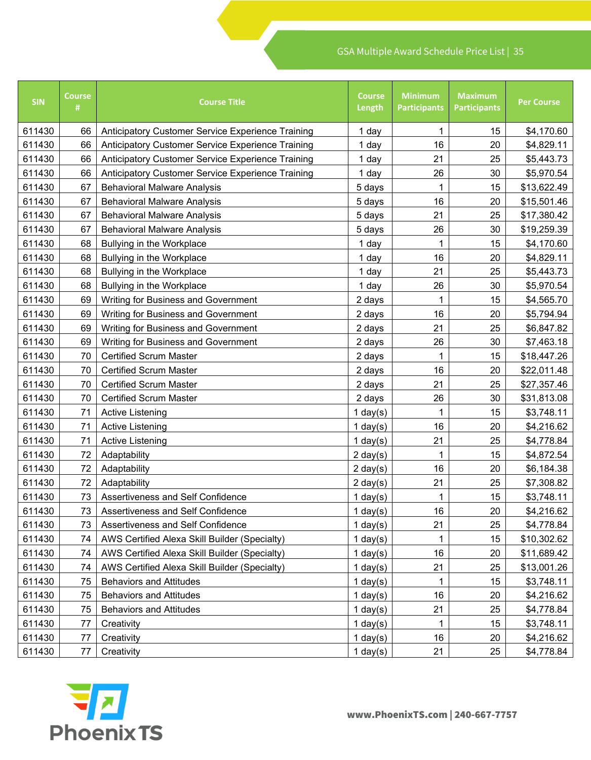| SIN | Course # | Course Title | Course Length | Minimum Participants | Maximum Participants | Per Course |
|---|---|---|---|---|---|---|
| 611430 | 66 | Anticipatory Customer Service Experience Training | 1 day | 1 | 15 | $4,170.60 |
| 611430 | 66 | Anticipatory Customer Service Experience Training | 1 day | 16 | 20 | $4,829.11 |
| 611430 | 66 | Anticipatory Customer Service Experience Training | 1 day | 21 | 25 | $5,443.73 |
| 611430 | 66 | Anticipatory Customer Service Experience Training | 1 day | 26 | 30 | $5,970.54 |
| 611430 | 67 | Behavioral Malware Analysis | 5 days | 1 | 15 | $13,622.49 |
| 611430 | 67 | Behavioral Malware Analysis | 5 days | 16 | 20 | $15,501.46 |
| 611430 | 67 | Behavioral Malware Analysis | 5 days | 21 | 25 | $17,380.42 |
| 611430 | 67 | Behavioral Malware Analysis | 5 days | 26 | 30 | $19,259.39 |
| 611430 | 68 | Bullying in the Workplace | 1 day | 1 | 15 | $4,170.60 |
| 611430 | 68 | Bullying in the Workplace | 1 day | 16 | 20 | $4,829.11 |
| 611430 | 68 | Bullying in the Workplace | 1 day | 21 | 25 | $5,443.73 |
| 611430 | 68 | Bullying in the Workplace | 1 day | 26 | 30 | $5,970.54 |
| 611430 | 69 | Writing for Business and Government | 2 days | 1 | 15 | $4,565.70 |
| 611430 | 69 | Writing for Business and Government | 2 days | 16 | 20 | $5,794.94 |
| 611430 | 69 | Writing for Business and Government | 2 days | 21 | 25 | $6,847.82 |
| 611430 | 69 | Writing for Business and Government | 2 days | 26 | 30 | $7,463.18 |
| 611430 | 70 | Certified Scrum Master | 2 days | 1 | 15 | $18,447.26 |
| 611430 | 70 | Certified Scrum Master | 2 days | 16 | 20 | $22,011.48 |
| 611430 | 70 | Certified Scrum Master | 2 days | 21 | 25 | $27,357.46 |
| 611430 | 70 | Certified Scrum Master | 2 days | 26 | 30 | $31,813.08 |
| 611430 | 71 | Active Listening | 1 day(s) | 1 | 15 | $3,748.11 |
| 611430 | 71 | Active Listening | 1 day(s) | 16 | 20 | $4,216.62 |
| 611430 | 71 | Active Listening | 1 day(s) | 21 | 25 | $4,778.84 |
| 611430 | 72 | Adaptability | 2 day(s) | 1 | 15 | $4,872.54 |
| 611430 | 72 | Adaptability | 2 day(s) | 16 | 20 | $6,184.38 |
| 611430 | 72 | Adaptability | 2 day(s) | 21 | 25 | $7,308.82 |
| 611430 | 73 | Assertiveness and Self Confidence | 1 day(s) | 1 | 15 | $3,748.11 |
| 611430 | 73 | Assertiveness and Self Confidence | 1 day(s) | 16 | 20 | $4,216.62 |
| 611430 | 73 | Assertiveness and Self Confidence | 1 day(s) | 21 | 25 | $4,778.84 |
| 611430 | 74 | AWS Certified Alexa Skill Builder (Specialty) | 1 day(s) | 1 | 15 | $10,302.62 |
| 611430 | 74 | AWS Certified Alexa Skill Builder (Specialty) | 1 day(s) | 16 | 20 | $11,689.42 |
| 611430 | 74 | AWS Certified Alexa Skill Builder (Specialty) | 1 day(s) | 21 | 25 | $13,001.26 |
| 611430 | 75 | Behaviors and Attitudes | 1 day(s) | 1 | 15 | $3,748.11 |
| 611430 | 75 | Behaviors and Attitudes | 1 day(s) | 16 | 20 | $4,216.62 |
| 611430 | 75 | Behaviors and Attitudes | 1 day(s) | 21 | 25 | $4,778.84 |
| 611430 | 77 | Creativity | 1 day(s) | 1 | 15 | $3,748.11 |
| 611430 | 77 | Creativity | 1 day(s) | 16 | 20 | $4,216.62 |
| 611430 | 77 | Creativity | 1 day(s) | 21 | 25 | $4,778.84 |

PhoenixTS

www.PhoenixTS.com | 240-667-7757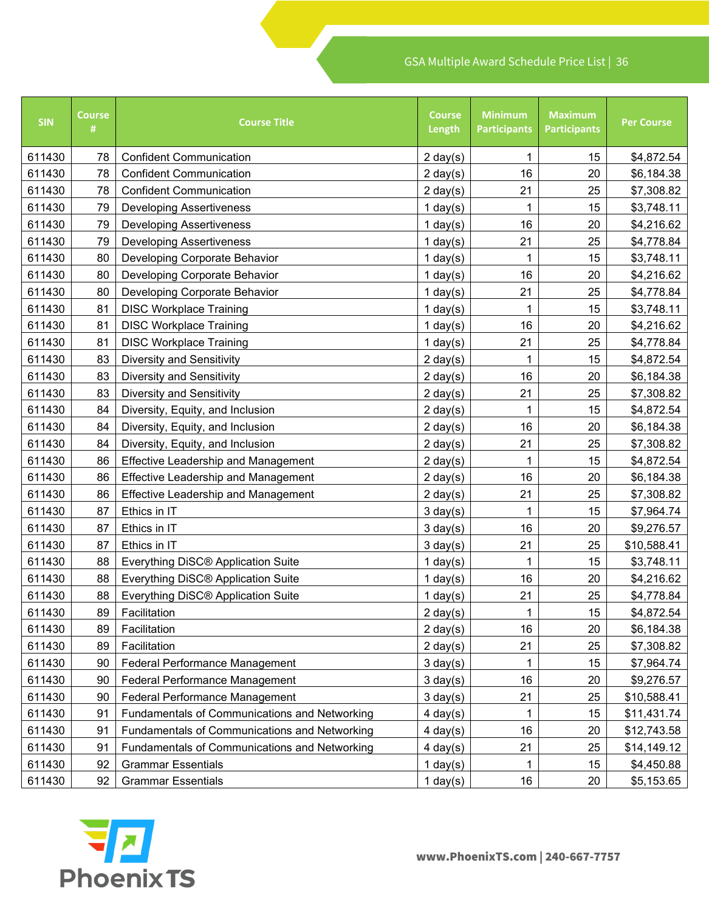| SIN | Course # | Course Title | Course Length | Minimum Participants | Maximum Participants | Per Course |
|---|---|---|---|---|---|---|
| 611430 | 78 | Confident Communication | 2 day(s) | 1 | 15 | $4,872.54 |
| 611430 | 78 | Confident Communication | 2 day(s) | 16 | 20 | $6,184.38 |
| 611430 | 78 | Confident Communication | 2 day(s) | 21 | 25 | $7,308.82 |
| 611430 | 79 | Developing Assertiveness | 1 day(s) | 1 | 15 | $3,748.11 |
| 611430 | 79 | Developing Assertiveness | 1 day(s) | 16 | 20 | $4,216.62 |
| 611430 | 79 | Developing Assertiveness | 1 day(s) | 21 | 25 | $4,778.84 |
| 611430 | 80 | Developing Corporate Behavior | 1 day(s) | 1 | 15 | $3,748.11 |
| 611430 | 80 | Developing Corporate Behavior | 1 day(s) | 16 | 20 | $4,216.62 |
| 611430 | 80 | Developing Corporate Behavior | 1 day(s) | 21 | 25 | $4,778.84 |
| 611430 | 81 | DISC Workplace Training | 1 day(s) | 1 | 15 | $3,748.11 |
| 611430 | 81 | DISC Workplace Training | 1 day(s) | 16 | 20 | $4,216.62 |
| 611430 | 81 | DISC Workplace Training | 1 day(s) | 21 | 25 | $4,778.84 |
| 611430 | 83 | Diversity and Sensitivity | 2 day(s) | 1 | 15 | $4,872.54 |
| 611430 | 83 | Diversity and Sensitivity | 2 day(s) | 16 | 20 | $6,184.38 |
| 611430 | 83 | Diversity and Sensitivity | 2 day(s) | 21 | 25 | $7,308.82 |
| 611430 | 84 | Diversity, Equity, and Inclusion | 2 day(s) | 1 | 15 | $4,872.54 |
| 611430 | 84 | Diversity, Equity, and Inclusion | 2 day(s) | 16 | 20 | $6,184.38 |
| 611430 | 84 | Diversity, Equity, and Inclusion | 2 day(s) | 21 | 25 | $7,308.82 |
| 611430 | 86 | Effective Leadership and Management | 2 day(s) | 1 | 15 | $4,872.54 |
| 611430 | 86 | Effective Leadership and Management | 2 day(s) | 16 | 20 | $6,184.38 |
| 611430 | 86 | Effective Leadership and Management | 2 day(s) | 21 | 25 | $7,308.82 |
| 611430 | 87 | Ethics in IT | 3 day(s) | 1 | 15 | $7,964.74 |
| 611430 | 87 | Ethics in IT | 3 day(s) | 16 | 20 | $9,276.57 |
| 611430 | 87 | Ethics in IT | 3 day(s) | 21 | 25 | $10,588.41 |
| 611430 | 88 | Everything DiSC® Application Suite | 1 day(s) | 1 | 15 | $3,748.11 |
| 611430 | 88 | Everything DiSC® Application Suite | 1 day(s) | 16 | 20 | $4,216.62 |
| 611430 | 88 | Everything DiSC® Application Suite | 1 day(s) | 21 | 25 | $4,778.84 |
| 611430 | 89 | Facilitation | 2 day(s) | 1 | 15 | $4,872.54 |
| 611430 | 89 | Facilitation | 2 day(s) | 16 | 20 | $6,184.38 |
| 611430 | 89 | Facilitation | 2 day(s) | 21 | 25 | $7,308.82 |
| 611430 | 90 | Federal Performance Management | 3 day(s) | 1 | 15 | $7,964.74 |
| 611430 | 90 | Federal Performance Management | 3 day(s) | 16 | 20 | $9,276.57 |
| 611430 | 90 | Federal Performance Management | 3 day(s) | 21 | 25 | $10,588.41 |
| 611430 | 91 | Fundamentals of Communications and Networking | 4 day(s) | 1 | 15 | $11,431.74 |
| 611430 | 91 | Fundamentals of Communications and Networking | 4 day(s) | 16 | 20 | $12,743.58 |
| 611430 | 91 | Fundamentals of Communications and Networking | 4 day(s) | 21 | 25 | $14,149.12 |
| 611430 | 92 | Grammar Essentials | 1 day(s) | 1 | 15 | $4,450.88 |
| 611430 | 92 | Grammar Essentials | 1 day(s) | 16 | 20 | $5,153.65 |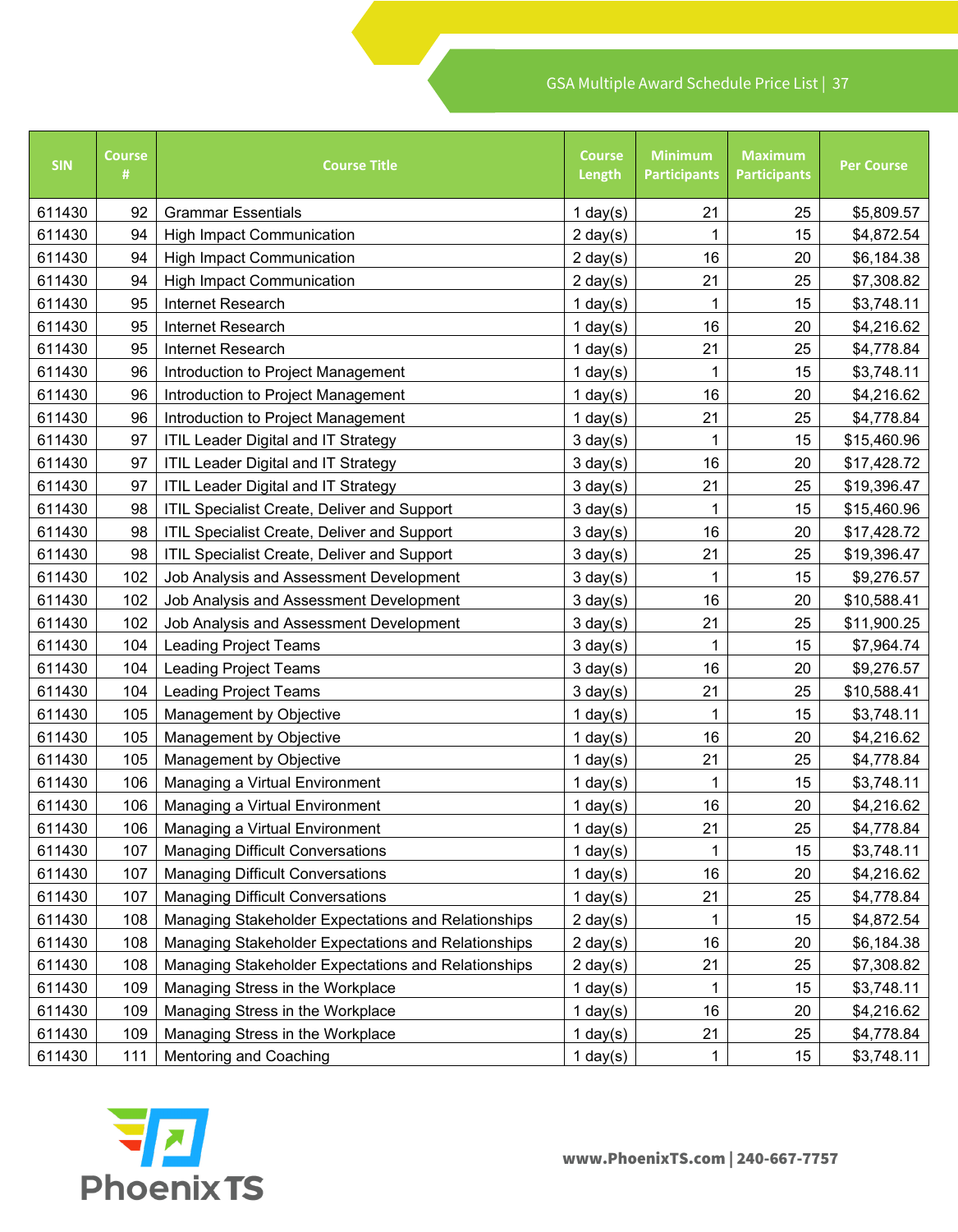| SIN | Course # | Course Title | Course Length | Minimum Participants | Maximum Participants | Per Course |
|---|---|---|---|---|---|---|
| 611430 | 92 | Grammar Essentials | 1 day(s) | 21 | 25 | $5,809.57 |
| 611430 | 94 | High Impact Communication | 2 day(s) | 1 | 15 | $4,872.54 |
| 611430 | 94 | High Impact Communication | 2 day(s) | 16 | 20 | $6,184.38 |
| 611430 | 94 | High Impact Communication | 2 day(s) | 21 | 25 | $7,308.82 |
| 611430 | 95 | Internet Research | 1 day(s) | 1 | 15 | $3,748.11 |
| 611430 | 95 | Internet Research | 1 day(s) | 16 | 20 | $4,216.62 |
| 611430 | 95 | Internet Research | 1 day(s) | 21 | 25 | $4,778.84 |
| 611430 | 96 | Introduction to Project Management | 1 day(s) | 1 | 15 | $3,748.11 |
| 611430 | 96 | Introduction to Project Management | 1 day(s) | 16 | 20 | $4,216.62 |
| 611430 | 96 | Introduction to Project Management | 1 day(s) | 21 | 25 | $4,778.84 |
| 611430 | 97 | ITIL Leader Digital and IT Strategy | 3 day(s) | 1 | 15 | $15,460.96 |
| 611430 | 97 | ITIL Leader Digital and IT Strategy | 3 day(s) | 16 | 20 | $17,428.72 |
| 611430 | 97 | ITIL Leader Digital and IT Strategy | 3 day(s) | 21 | 25 | $19,396.47 |
| 611430 | 98 | ITIL Specialist Create, Deliver and Support | 3 day(s) | 1 | 15 | $15,460.96 |
| 611430 | 98 | ITIL Specialist Create, Deliver and Support | 3 day(s) | 16 | 20 | $17,428.72 |
| 611430 | 98 | ITIL Specialist Create, Deliver and Support | 3 day(s) | 21 | 25 | $19,396.47 |
| 611430 | 102 | Job Analysis and Assessment Development | 3 day(s) | 1 | 15 | $9,276.57 |
| 611430 | 102 | Job Analysis and Assessment Development | 3 day(s) | 16 | 20 | $10,588.41 |
| 611430 | 102 | Job Analysis and Assessment Development | 3 day(s) | 21 | 25 | $11,900.25 |
| 611430 | 104 | Leading Project Teams | 3 day(s) | 1 | 15 | $7,964.74 |
| 611430 | 104 | Leading Project Teams | 3 day(s) | 16 | 20 | $9,276.57 |
| 611430 | 104 | Leading Project Teams | 3 day(s) | 21 | 25 | $10,588.41 |
| 611430 | 105 | Management by Objective | 1 day(s) | 1 | 15 | $3,748.11 |
| 611430 | 105 | Management by Objective | 1 day(s) | 16 | 20 | $4,216.62 |
| 611430 | 105 | Management by Objective | 1 day(s) | 21 | 25 | $4,778.84 |
| 611430 | 106 | Managing a Virtual Environment | 1 day(s) | 1 | 15 | $3,748.11 |
| 611430 | 106 | Managing a Virtual Environment | 1 day(s) | 16 | 20 | $4,216.62 |
| 611430 | 106 | Managing a Virtual Environment | 1 day(s) | 21 | 25 | $4,778.84 |
| 611430 | 107 | Managing Difficult Conversations | 1 day(s) | 1 | 15 | $3,748.11 |
| 611430 | 107 | Managing Difficult Conversations | 1 day(s) | 16 | 20 | $4,216.62 |
| 611430 | 107 | Managing Difficult Conversations | 1 day(s) | 21 | 25 | $4,778.84 |
| 611430 | 108 | Managing Stakeholder Expectations and Relationships | 2 day(s) | 1 | 15 | $4,872.54 |
| 611430 | 108 | Managing Stakeholder Expectations and Relationships | 2 day(s) | 16 | 20 | $6,184.38 |
| 611430 | 108 | Managing Stakeholder Expectations and Relationships | 2 day(s) | 21 | 25 | $7,308.82 |
| 611430 | 109 | Managing Stress in the Workplace | 1 day(s) | 1 | 15 | $3,748.11 |
| 611430 | 109 | Managing Stress in the Workplace | 1 day(s) | 16 | 20 | $4,216.62 |
| 611430 | 109 | Managing Stress in the Workplace | 1 day(s) | 21 | 25 | $4,778.84 |
| 611430 | 111 | Mentoring and Coaching | 1 day(s) | 1 | 15 | $3,748.11 |

Phoenix TS

www.PhoenixTS.com | 240-667-7757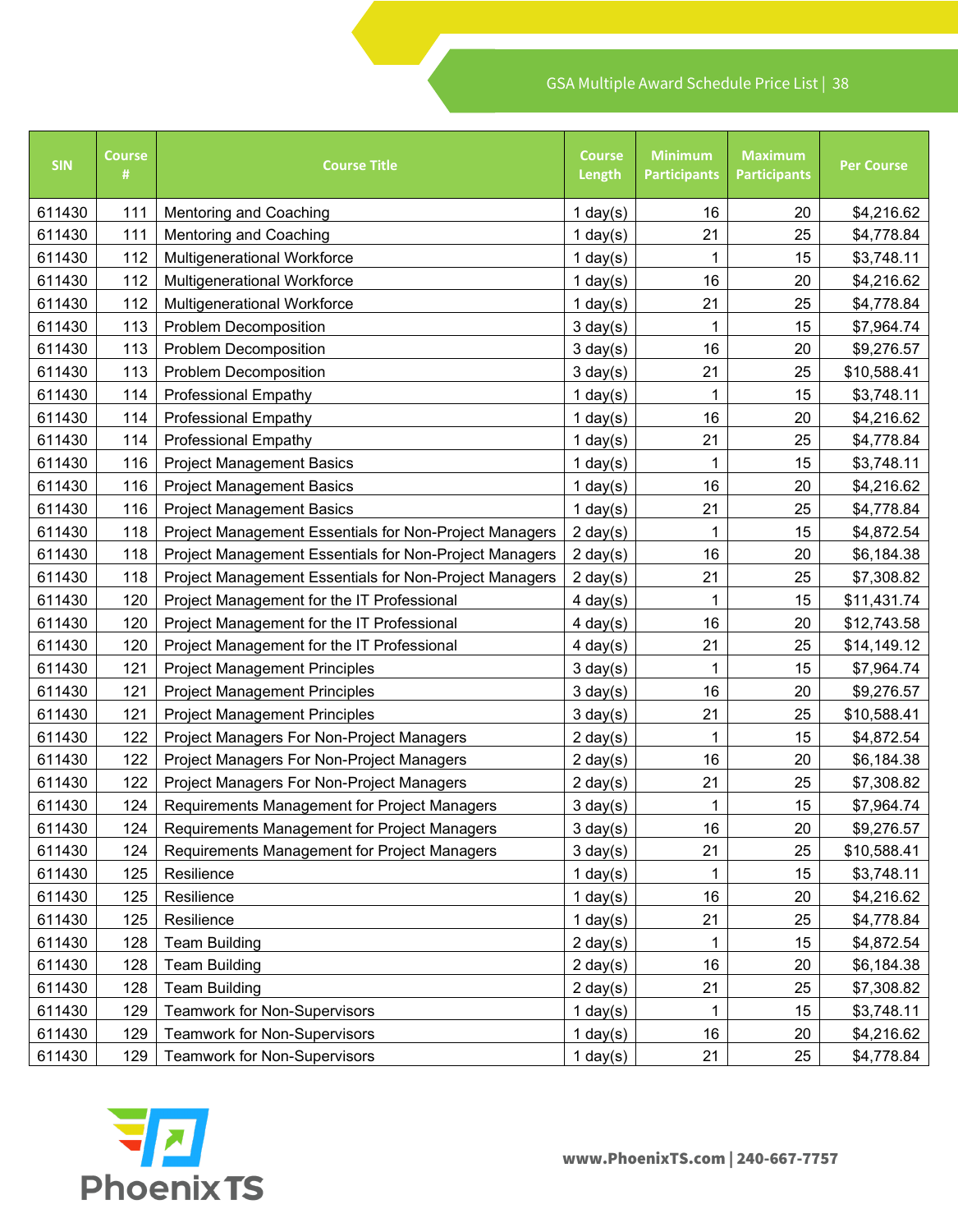| SIN | Course # | Course Title | Course Length | Minimum Participants | Maximum Participants | Per Course |
|---|---|---|---|---|---|---|
| 611430 | 111 | Mentoring and Coaching | 1 day(s) | 16 | 20 | $4,216.62 |
| 611430 | 111 | Mentoring and Coaching | 1 day(s) | 21 | 25 | $4,778.84 |
| 611430 | 112 | Multigenerational Workforce | 1 day(s) | 1 | 15 | $3,748.11 |
| 611430 | 112 | Multigenerational Workforce | 1 day(s) | 16 | 20 | $4,216.62 |
| 611430 | 112 | Multigenerational Workforce | 1 day(s) | 21 | 25 | $4,778.84 |
| 611430 | 113 | Problem Decomposition | 3 day(s) | 1 | 15 | $7,964.74 |
| 611430 | 113 | Problem Decomposition | 3 day(s) | 16 | 20 | $9,276.57 |
| 611430 | 113 | Problem Decomposition | 3 day(s) | 21 | 25 | $10,588.41 |
| 611430 | 114 | Professional Empathy | 1 day(s) | 1 | 15 | $3,748.11 |
| 611430 | 114 | Professional Empathy | 1 day(s) | 16 | 20 | $4,216.62 |
| 611430 | 114 | Professional Empathy | 1 day(s) | 21 | 25 | $4,778.84 |
| 611430 | 116 | Project Management Basics | 1 day(s) | 1 | 15 | $3,748.11 |
| 611430 | 116 | Project Management Basics | 1 day(s) | 16 | 20 | $4,216.62 |
| 611430 | 116 | Project Management Basics | 1 day(s) | 21 | 25 | $4,778.84 |
| 611430 | 118 | Project Management Essentials for Non-Project Managers | 2 day(s) | 1 | 15 | $4,872.54 |
| 611430 | 118 | Project Management Essentials for Non-Project Managers | 2 day(s) | 16 | 20 | $6,184.38 |
| 611430 | 118 | Project Management Essentials for Non-Project Managers | 2 day(s) | 21 | 25 | $7,308.82 |
| 611430 | 120 | Project Management for the IT Professional | 4 day(s) | 1 | 15 | $11,431.74 |
| 611430 | 120 | Project Management for the IT Professional | 4 day(s) | 16 | 20 | $12,743.58 |
| 611430 | 120 | Project Management for the IT Professional | 4 day(s) | 21 | 25 | $14,149.12 |
| 611430 | 121 | Project Management Principles | 3 day(s) | 1 | 15 | $7,964.74 |
| 611430 | 121 | Project Management Principles | 3 day(s) | 16 | 20 | $9,276.57 |
| 611430 | 121 | Project Management Principles | 3 day(s) | 21 | 25 | $10,588.41 |
| 611430 | 122 | Project Managers For Non-Project Managers | 2 day(s) | 1 | 15 | $4,872.54 |
| 611430 | 122 | Project Managers For Non-Project Managers | 2 day(s) | 16 | 20 | $6,184.38 |
| 611430 | 122 | Project Managers For Non-Project Managers | 2 day(s) | 21 | 25 | $7,308.82 |
| 611430 | 124 | Requirements Management for Project Managers | 3 day(s) | 1 | 15 | $7,964.74 |
| 611430 | 124 | Requirements Management for Project Managers | 3 day(s) | 16 | 20 | $9,276.57 |
| 611430 | 124 | Requirements Management for Project Managers | 3 day(s) | 21 | 25 | $10,588.41 |
| 611430 | 125 | Resilience | 1 day(s) | 1 | 15 | $3,748.11 |
| 611430 | 125 | Resilience | 1 day(s) | 16 | 20 | $4,216.62 |
| 611430 | 125 | Resilience | 1 day(s) | 21 | 25 | $4,778.84 |
| 611430 | 128 | Team Building | 2 day(s) | 1 | 15 | $4,872.54 |
| 611430 | 128 | Team Building | 2 day(s) | 16 | 20 | $6,184.38 |
| 611430 | 128 | Team Building | 2 day(s) | 21 | 25 | $7,308.82 |
| 611430 | 129 | Teamwork for Non-Supervisors | 1 day(s) | 1 | 15 | $3,748.11 |
| 611430 | 129 | Teamwork for Non-Supervisors | 1 day(s) | 16 | 20 | $4,216.62 |
| 611430 | 129 | Teamwork for Non-Supervisors | 1 day(s) | 21 | 25 | $4,778.84 |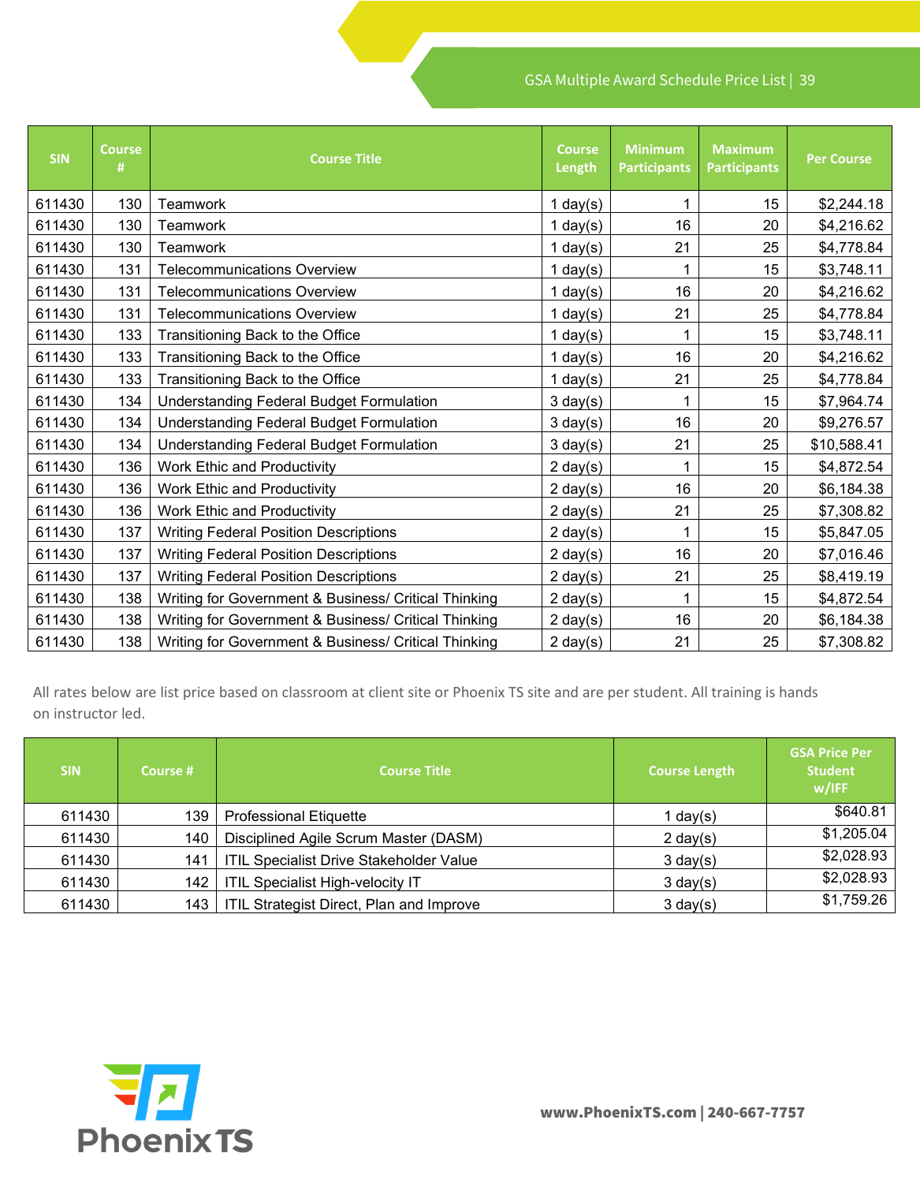| SIN | Course # | Course Title | Course Length | Minimum Participants | Maximum Participants | Per Course |
|---|---|---|---|---|---|---|
| 611430 | 130 | Teamwork | 1 day(s) | 1 | 15 | $2,244.18 |
| 611430 | 130 | Teamwork | 1 day(s) | 16 | 20 | $4,216.62 |
| 611430 | 130 | Teamwork | 1 day(s) | 21 | 25 | $4,778.84 |
| 611430 | 131 | Telecommunications Overview | 1 day(s) | 1 | 15 | $3,748.11 |
| 611430 | 131 | Telecommunications Overview | 1 day(s) | 16 | 20 | $4,216.62 |
| 611430 | 131 | Telecommunications Overview | 1 day(s) | 21 | 25 | $4,778.84 |
| 611430 | 133 | Transitioning Back to the Office | 1 day(s) | 1 | 15 | $3,748.11 |
| 611430 | 133 | Transitioning Back to the Office | 1 day(s) | 16 | 20 | $4,216.62 |
| 611430 | 133 | Transitioning Back to the Office | 1 day(s) | 21 | 25 | $4,778.84 |
| 611430 | 134 | Understanding Federal Budget Formulation | 3 day(s) | 1 | 15 | $7,964.74 |
| 611430 | 134 | Understanding Federal Budget Formulation | 3 day(s) | 16 | 20 | $9,276.57 |
| 611430 | 134 | Understanding Federal Budget Formulation | 3 day(s) | 21 | 25 | $10,588.41 |
| 611430 | 136 | Work Ethic and Productivity | 2 day(s) | 1 | 15 | $4,872.54 |
| 611430 | 136 | Work Ethic and Productivity | 2 day(s) | 16 | 20 | $6,184.38 |
| 611430 | 136 | Work Ethic and Productivity | 2 day(s) | 21 | 25 | $7,308.82 |
| 611430 | 137 | Writing Federal Position Descriptions | 2 day(s) | 1 | 15 | $5,847.05 |
| 611430 | 137 | Writing Federal Position Descriptions | 2 day(s) | 16 | 20 | $7,016.46 |
| 611430 | 137 | Writing Federal Position Descriptions | 2 day(s) | 21 | 25 | $8,419.19 |
| 611430 | 138 | Writing for Government & Business/ Critical Thinking | 2 day(s) | 1 | 15 | $4,872.54 |
| 611430 | 138 | Writing for Government & Business/ Critical Thinking | 2 day(s) | 16 | 20 | $6,184.38 |
| 611430 | 138 | Writing for Government & Business/ Critical Thinking | 2 day(s) | 21 | 25 | $7,308.82 |

All rates below are list price based on classroom at client site or Phoenix TS site and are per student. All training is hands on instructor led.

| SIN | Course # | Course Title | Course Length | GSA Price Per Student w/IFF |
|---|---|---|---|---|
| 611430 | 139 | Professional Etiquette | 1 day(s) | $640.81 |
| 611430 | 140 | Disciplined Agile Scrum Master (DASM) | 2 day(s) | $1,205.04 |
| 611430 | 141 | ITIL Specialist Drive Stakeholder Value | 3 day(s) | $2,028.93 |
| 611430 | 142 | ITIL Specialist High-velocity IT | 3 day(s) | $2,028.93 |
| 611430 | 143 | ITIL Strategist Direct, Plan and Improve | 3 day(s) | $1,759.26 |

Phoenix TS

www.PhoenixTS.com | 240-667-7757